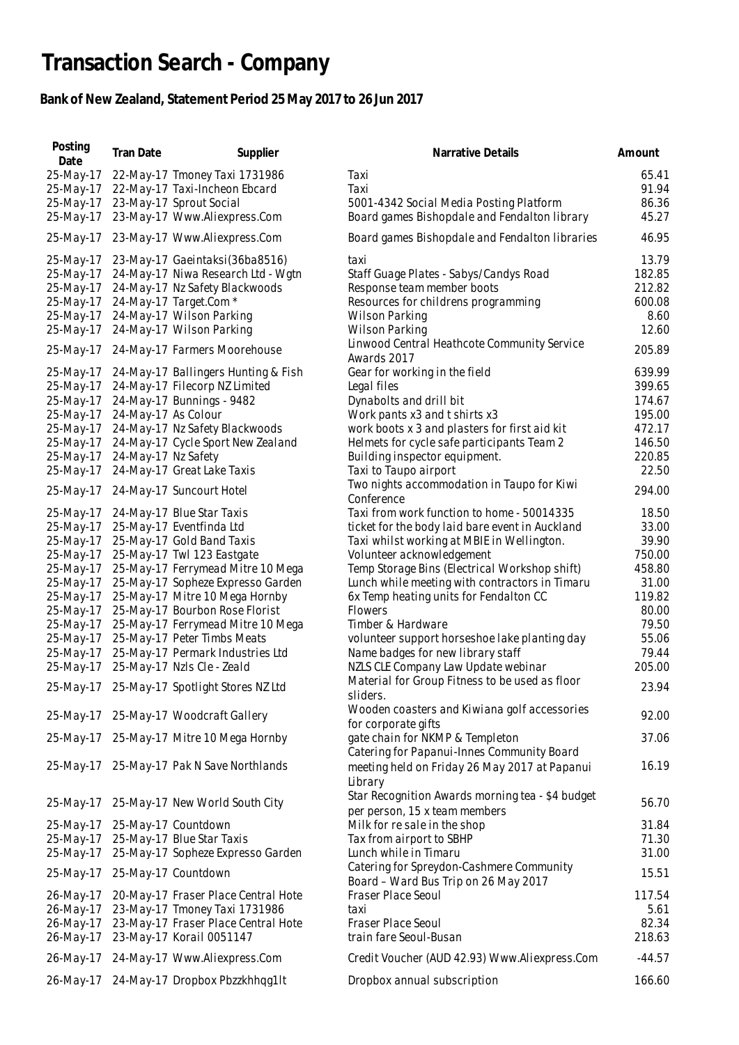# Transaction Search - Company

## Bank of New Zealand, Statement Period 25 May 2017 to 26 Jun 2017

| Posting Date | Tran Date | Supplier | Narrative Details | Amount |
|---|---|---|---|---|
| 25-May-17 | 22-May-17 | Tmoney Taxi 1731986 | Taxi | 65.41 |
| 25-May-17 | 22-May-17 | Taxi-Incheon Ebcard | Taxi | 91.94 |
| 25-May-17 | 23-May-17 | Sprout Social | 5001-4342 Social Media Posting Platform | 86.36 |
| 25-May-17 | 23-May-17 | Www.Aliexpress.Com | Board games Bishopdale and Fendalton library | 45.27 |
| 25-May-17 | 23-May-17 | Www.Aliexpress.Com | Board games Bishopdale and Fendalton libraries | 46.95 |
| 25-May-17 | 23-May-17 | Gaeintaksi(36ba8516) | taxi | 13.79 |
| 25-May-17 | 24-May-17 | Niwa Research Ltd - Wgtn | Staff Guage Plates - Sabys/Candys Road | 182.85 |
| 25-May-17 | 24-May-17 | Nz Safety Blackwoods | Response team member boots | 212.82 |
| 25-May-17 | 24-May-17 | Target.Com * | Resources for childrens programming | 600.08 |
| 25-May-17 | 24-May-17 | Wilson Parking | Wilson Parking | 8.60 |
| 25-May-17 | 24-May-17 | Wilson Parking | Wilson Parking | 12.60 |
| 25-May-17 | 24-May-17 | Farmers Moorehouse | Linwood Central Heathcote Community Service Awards 2017 | 205.89 |
| 25-May-17 | 24-May-17 | Ballingers Hunting & Fish | Gear for working in the field | 639.99 |
| 25-May-17 | 24-May-17 | Filecorp NZ Limited | Legal files | 399.65 |
| 25-May-17 | 24-May-17 | Bunnings - 9482 | Dynabolts and drill bit | 174.67 |
| 25-May-17 | 24-May-17 | As Colour | Work pants x3 and t shirts x3 | 195.00 |
| 25-May-17 | 24-May-17 | Nz Safety Blackwoods | work boots x 3 and plasters for first aid kit | 472.17 |
| 25-May-17 | 24-May-17 | Cycle Sport New Zealand | Helmets for cycle safe participants Team 2 | 146.50 |
| 25-May-17 | 24-May-17 | Nz Safety | Building inspector equipment. | 220.85 |
| 25-May-17 | 24-May-17 | Great Lake Taxis | Taxi to Taupo airport | 22.50 |
| 25-May-17 | 24-May-17 | Suncourt Hotel | Two nights accommodation in Taupo for Kiwi Conference | 294.00 |
| 25-May-17 | 24-May-17 | Blue Star Taxis | Taxi from work function to home - 50014335 | 18.50 |
| 25-May-17 | 25-May-17 | Eventfinda Ltd | ticket for the body laid bare event in Auckland | 33.00 |
| 25-May-17 | 25-May-17 | Gold Band Taxis | Taxi whilst working at MBIE in Wellington. | 39.90 |
| 25-May-17 | 25-May-17 | Twl 123 Eastgate | Volunteer acknowledgement | 750.00 |
| 25-May-17 | 25-May-17 | Ferrymead Mitre 10 Mega | Temp Storage Bins (Electrical Workshop shift) | 458.80 |
| 25-May-17 | 25-May-17 | Sopheze Expresso Garden | Lunch while meeting with contractors in Timaru | 31.00 |
| 25-May-17 | 25-May-17 | Mitre 10 Mega Hornby | 6x Temp heating units for Fendalton CC | 119.82 |
| 25-May-17 | 25-May-17 | Bourbon Rose Florist | Flowers | 80.00 |
| 25-May-17 | 25-May-17 | Ferrymead Mitre 10 Mega | Timber & Hardware | 79.50 |
| 25-May-17 | 25-May-17 | Peter Timbs Meats | volunteer support horseshoe lake planting day | 55.06 |
| 25-May-17 | 25-May-17 | Permark Industries Ltd | Name badges for new library staff | 79.44 |
| 25-May-17 | 25-May-17 | Nzls Cle - Zeald | NZLS CLE Company Law Update webinar | 205.00 |
| 25-May-17 | 25-May-17 | Spotlight Stores NZ Ltd | Material for Group Fitness to be used as floor sliders. | 23.94 |
| 25-May-17 | 25-May-17 | Woodcraft Gallery | Wooden coasters and Kiwiana golf accessories for corporate gifts | 92.00 |
| 25-May-17 | 25-May-17 | Mitre 10 Mega Hornby | gate chain for NKMP & Templeton | 37.06 |
| 25-May-17 | 25-May-17 | Pak N Save Northlands | Catering for Papanui-Innes Community Board meeting held on Friday 26 May 2017 at Papanui Library | 16.19 |
| 25-May-17 | 25-May-17 | New World South City | Star Recognition Awards morning tea - $4 budget per person, 15 x team members | 56.70 |
| 25-May-17 | 25-May-17 | Countdown | Milk for re sale in the shop | 31.84 |
| 25-May-17 | 25-May-17 | Blue Star Taxis | Tax from airport to SBHP | 71.30 |
| 25-May-17 | 25-May-17 | Sopheze Expresso Garden | Lunch while in Timaru | 31.00 |
| 25-May-17 | 25-May-17 | Countdown | Catering for Spreydon-Cashmere Community Board – Ward Bus Trip on 26 May 2017 | 15.51 |
| 26-May-17 | 20-May-17 | Fraser Place Central Hote | Fraser Place Seoul | 117.54 |
| 26-May-17 | 23-May-17 | Tmoney Taxi 1731986 | taxi | 5.61 |
| 26-May-17 | 23-May-17 | Fraser Place Central Hote | Fraser Place Seoul | 82.34 |
| 26-May-17 | 23-May-17 | Korail 0051147 | train fare Seoul-Busan | 218.63 |
| 26-May-17 | 24-May-17 | Www.Aliexpress.Com | Credit Voucher (AUD 42.93) Www.Aliexpress.Com | -44.57 |
| 26-May-17 | 24-May-17 | Dropbox Pbzzkhhqg1lt | Dropbox annual subscription | 166.60 |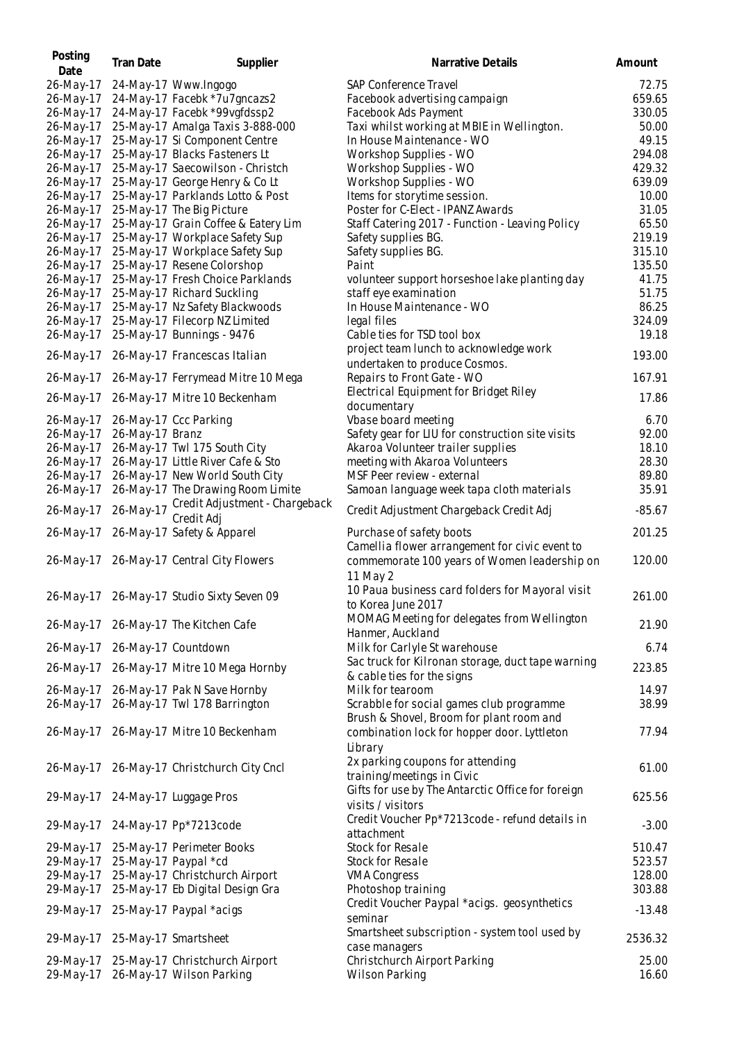| Posting Date | Tran Date | Supplier | Narrative Details | Amount |
|---|---|---|---|---|
| 26-May-17 | 24-May-17 | Www.Ingogo | SAP Conference Travel | 72.75 |
| 26-May-17 | 24-May-17 | Facebk *7u7gncazs2 | Facebook advertising campaign | 659.65 |
| 26-May-17 | 24-May-17 | Facebk *99vgfdssp2 | Facebook Ads Payment | 330.05 |
| 26-May-17 | 25-May-17 | Amalga Taxis 3-888-000 | Taxi whilst working at MBIE in Wellington. | 50.00 |
| 26-May-17 | 25-May-17 | Si Component Centre | In House Maintenance - WO | 49.15 |
| 26-May-17 | 25-May-17 | Blacks Fasteners Lt | Workshop Supplies - WO | 294.08 |
| 26-May-17 | 25-May-17 | Saecowilson - Christch | Workshop Supplies - WO | 429.32 |
| 26-May-17 | 25-May-17 | George Henry & Co Lt | Workshop Supplies - WO | 639.09 |
| 26-May-17 | 25-May-17 | Parklands Lotto & Post | Items for storytime session. | 10.00 |
| 26-May-17 | 25-May-17 | The Big Picture | Poster for C-Elect - IPANZ Awards | 31.05 |
| 26-May-17 | 25-May-17 | Grain Coffee & Eatery Lim | Staff Catering 2017 - Function - Leaving Policy | 65.50 |
| 26-May-17 | 25-May-17 | Workplace Safety Sup | Safety supplies BG. | 219.19 |
| 26-May-17 | 25-May-17 | Workplace Safety Sup | Safety supplies BG. | 315.10 |
| 26-May-17 | 25-May-17 | Resene Colorshop | Paint | 135.50 |
| 26-May-17 | 25-May-17 | Fresh Choice Parklands | volunteer support horseshoe lake planting day | 41.75 |
| 26-May-17 | 25-May-17 | Richard Suckling | staff eye examination | 51.75 |
| 26-May-17 | 25-May-17 | Nz Safety Blackwoods | In House Maintenance - WO | 86.25 |
| 26-May-17 | 25-May-17 | Filecorp NZ Limited | legal files | 324.09 |
| 26-May-17 | 25-May-17 | Bunnings - 9476 | Cable ties for TSD tool box | 19.18 |
| 26-May-17 | 26-May-17 | Francescas Italian | project team lunch to acknowledge work undertaken to produce Cosmos. | 193.00 |
| 26-May-17 | 26-May-17 | Ferrymead Mitre 10 Mega | Repairs to Front Gate - WO | 167.91 |
| 26-May-17 | 26-May-17 | Mitre 10 Beckenham | Electrical Equipment for Bridget Riley documentary | 17.86 |
| 26-May-17 | 26-May-17 | Ccc Parking | Vbase board meeting | 6.70 |
| 26-May-17 | 26-May-17 | Branz | Safety gear for LIU for construction site visits | 92.00 |
| 26-May-17 | 26-May-17 | Twl 175 South City | Akaroa Volunteer trailer supplies | 18.10 |
| 26-May-17 | 26-May-17 | Little River Cafe & Sto | meeting with Akaroa Volunteers | 28.30 |
| 26-May-17 | 26-May-17 | New World South City | MSF Peer review - external | 89.80 |
| 26-May-17 | 26-May-17 | The Drawing Room Limite | Samoan language week tapa cloth materials | 35.91 |
| 26-May-17 | 26-May-17 | Credit Adjustment - Chargeback Credit Adj | Credit Adjustment Chargeback Credit Adj | -85.67 |
| 26-May-17 | 26-May-17 | Safety & Apparel | Purchase of safety boots | 201.25 |
| 26-May-17 | 26-May-17 | Central City Flowers | Camellia flower arrangement for civic event to commemorate 100 years of Women leadership on 11 May 2 | 120.00 |
| 26-May-17 | 26-May-17 | Studio Sixty Seven 09 | 10 Paua business card folders for Mayoral visit to Korea June 2017 | 261.00 |
| 26-May-17 | 26-May-17 | The Kitchen Cafe | MOMAG Meeting for delegates from Wellington Hanmer, Auckland | 21.90 |
| 26-May-17 | 26-May-17 | Countdown | Milk for Carlyle St warehouse | 6.74 |
| 26-May-17 | 26-May-17 | Mitre 10 Mega Hornby | Sac truck for Kilronan storage, duct tape warning & cable ties for the signs | 223.85 |
| 26-May-17 | 26-May-17 | Pak N Save Hornby | Milk for tearoom | 14.97 |
| 26-May-17 | 26-May-17 | Twl 178 Barrington | Scrabble for social games club programme | 38.99 |
| 26-May-17 | 26-May-17 | Mitre 10 Beckenham | Brush & Shovel, Broom for plant room and combination lock for hopper door. Lyttleton Library | 77.94 |
| 26-May-17 | 26-May-17 | Christchurch City Cncl | 2x parking coupons for attending training/meetings in Civic | 61.00 |
| 29-May-17 | 24-May-17 | Luggage Pros | Gifts for use by The Antarctic Office for foreign visits / visitors | 625.56 |
| 29-May-17 | 24-May-17 | Pp*7213code | Credit Voucher Pp*7213code - refund details in attachment | -3.00 |
| 29-May-17 | 25-May-17 | Perimeter Books | Stock for Resale | 510.47 |
| 29-May-17 | 25-May-17 | Paypal *cd | Stock for Resale | 523.57 |
| 29-May-17 | 25-May-17 | Christchurch Airport | VMA Congress | 128.00 |
| 29-May-17 | 25-May-17 | Eb Digital Design Gra | Photoshop training | 303.88 |
| 29-May-17 | 25-May-17 | Paypal *acigs | Credit Voucher Paypal *acigs. geosynthetics seminar | -13.48 |
| 29-May-17 | 25-May-17 | Smartsheet | Smartsheet subscription - system tool used by case managers | 2536.32 |
| 29-May-17 | 25-May-17 | Christchurch Airport | Christchurch Airport Parking | 25.00 |
| 29-May-17 | 26-May-17 | Wilson Parking | Wilson Parking | 16.60 |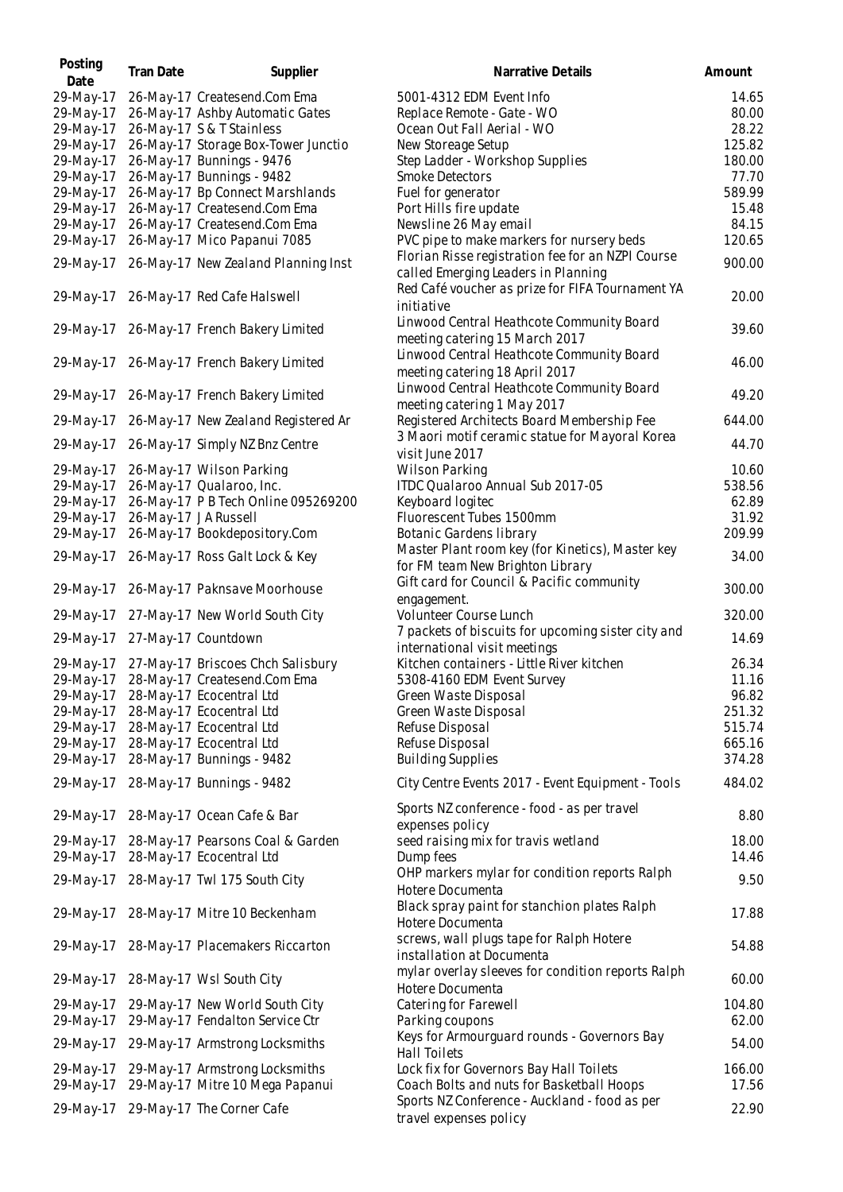| Posting Date | Tran Date | Supplier | Narrative Details | Amount |
|---|---|---|---|---|
| 29-May-17 | 26-May-17 | Createsend.Com Ema | 5001-4312 EDM Event Info | 14.65 |
| 29-May-17 | 26-May-17 | Ashby Automatic Gates | Replace Remote - Gate - WO | 80.00 |
| 29-May-17 | 26-May-17 | S & T Stainless | Ocean Out Fall Aerial - WO | 28.22 |
| 29-May-17 | 26-May-17 | Storage Box-Tower Junctio | New Storeage Setup | 125.82 |
| 29-May-17 | 26-May-17 | Bunnings - 9476 | Step Ladder - Workshop Supplies | 180.00 |
| 29-May-17 | 26-May-17 | Bunnings - 9482 | Smoke Detectors | 77.70 |
| 29-May-17 | 26-May-17 | Bp Connect Marshlands | Fuel for generator | 589.99 |
| 29-May-17 | 26-May-17 | Createsend.Com Ema | Port Hills fire update | 15.48 |
| 29-May-17 | 26-May-17 | Createsend.Com Ema | Newsline 26 May email | 84.15 |
| 29-May-17 | 26-May-17 | Mico Papanui 7085 | PVC pipe to make markers for nursery beds | 120.65 |
| 29-May-17 | 26-May-17 | New Zealand Planning Inst | Florian Risse registration fee for an NZPI Course called Emerging Leaders in Planning | 900.00 |
| 29-May-17 | 26-May-17 | Red Cafe Halswell | Red Café voucher as prize for FIFA Tournament YA initiative | 20.00 |
| 29-May-17 | 26-May-17 | French Bakery Limited | Linwood Central Heathcote Community Board meeting catering 15 March 2017 | 39.60 |
| 29-May-17 | 26-May-17 | French Bakery Limited | Linwood Central Heathcote Community Board meeting catering 18 April 2017 | 46.00 |
| 29-May-17 | 26-May-17 | French Bakery Limited | Linwood Central Heathcote Community Board meeting catering 1 May 2017 | 49.20 |
| 29-May-17 | 26-May-17 | New Zealand Registered Ar | Registered Architects Board Membership Fee | 644.00 |
| 29-May-17 | 26-May-17 | Simply NZ Bnz Centre | 3 Maori motif ceramic statue for Mayoral Korea visit June 2017 | 44.70 |
| 29-May-17 | 26-May-17 | Wilson Parking | Wilson Parking | 10.60 |
| 29-May-17 | 26-May-17 | Qualaroo, Inc. | ITDC Qualaroo Annual Sub 2017-05 | 538.56 |
| 29-May-17 | 26-May-17 | P B Tech Online 095269200 | Keyboard logitec | 62.89 |
| 29-May-17 | 26-May-17 | J A Russell | Fluorescent Tubes 1500mm | 31.92 |
| 29-May-17 | 26-May-17 | Bookdepository.Com | Botanic Gardens library | 209.99 |
| 29-May-17 | 26-May-17 | Ross Galt Lock & Key | Master Plant room key (for Kinetics), Master key for FM team New Brighton Library | 34.00 |
| 29-May-17 | 26-May-17 | Paknsave Moorhouse | Gift card for Council & Pacific community engagement. | 300.00 |
| 29-May-17 | 27-May-17 | New World South City | Volunteer Course Lunch | 320.00 |
| 29-May-17 | 27-May-17 | Countdown | 7 packets of biscuits for upcoming sister city and international visit meetings | 14.69 |
| 29-May-17 | 27-May-17 | Briscoes Chch Salisbury | Kitchen containers - Little River kitchen | 26.34 |
| 29-May-17 | 28-May-17 | Createsend.Com Ema | 5308-4160 EDM Event Survey | 11.16 |
| 29-May-17 | 28-May-17 | Ecocentral Ltd | Green Waste Disposal | 96.82 |
| 29-May-17 | 28-May-17 | Ecocentral Ltd | Green Waste Disposal | 251.32 |
| 29-May-17 | 28-May-17 | Ecocentral Ltd | Refuse Disposal | 515.74 |
| 29-May-17 | 28-May-17 | Ecocentral Ltd | Refuse Disposal | 665.16 |
| 29-May-17 | 28-May-17 | Bunnings - 9482 | Building Supplies | 374.28 |
| 29-May-17 | 28-May-17 | Bunnings - 9482 | City Centre Events 2017 - Event Equipment - Tools | 484.02 |
| 29-May-17 | 28-May-17 | Ocean Cafe & Bar | Sports NZ conference - food - as per travel expenses policy | 8.80 |
| 29-May-17 | 28-May-17 | Pearsons Coal & Garden | seed raising mix for travis wetland | 18.00 |
| 29-May-17 | 28-May-17 | Ecocentral Ltd | Dump fees | 14.46 |
| 29-May-17 | 28-May-17 | Twl 175 South City | OHP markers mylar for condition reports Ralph Hotere Documenta | 9.50 |
| 29-May-17 | 28-May-17 | Mitre 10 Beckenham | Black spray paint for stanchion plates Ralph Hotere Documenta | 17.88 |
| 29-May-17 | 28-May-17 | Placemakers Riccarton | screws, wall plugs tape for Ralph Hotere installation at Documenta | 54.88 |
| 29-May-17 | 28-May-17 | Wsl South City | mylar overlay sleeves for condition reports Ralph Hotere Documenta | 60.00 |
| 29-May-17 | 29-May-17 | New World South City | Catering for Farewell | 104.80 |
| 29-May-17 | 29-May-17 | Fendalton Service Ctr | Parking coupons | 62.00 |
| 29-May-17 | 29-May-17 | Armstrong Locksmiths | Keys for Armourguard rounds - Governors Bay Hall Toilets | 54.00 |
| 29-May-17 | 29-May-17 | Armstrong Locksmiths | Lock fix for Governors Bay Hall Toilets | 166.00 |
| 29-May-17 | 29-May-17 | Mitre 10 Mega Papanui | Coach Bolts and nuts for Basketball Hoops | 17.56 |
| 29-May-17 | 29-May-17 | The Corner Cafe | Sports NZ Conference - Auckland - food as per travel expenses policy | 22.90 |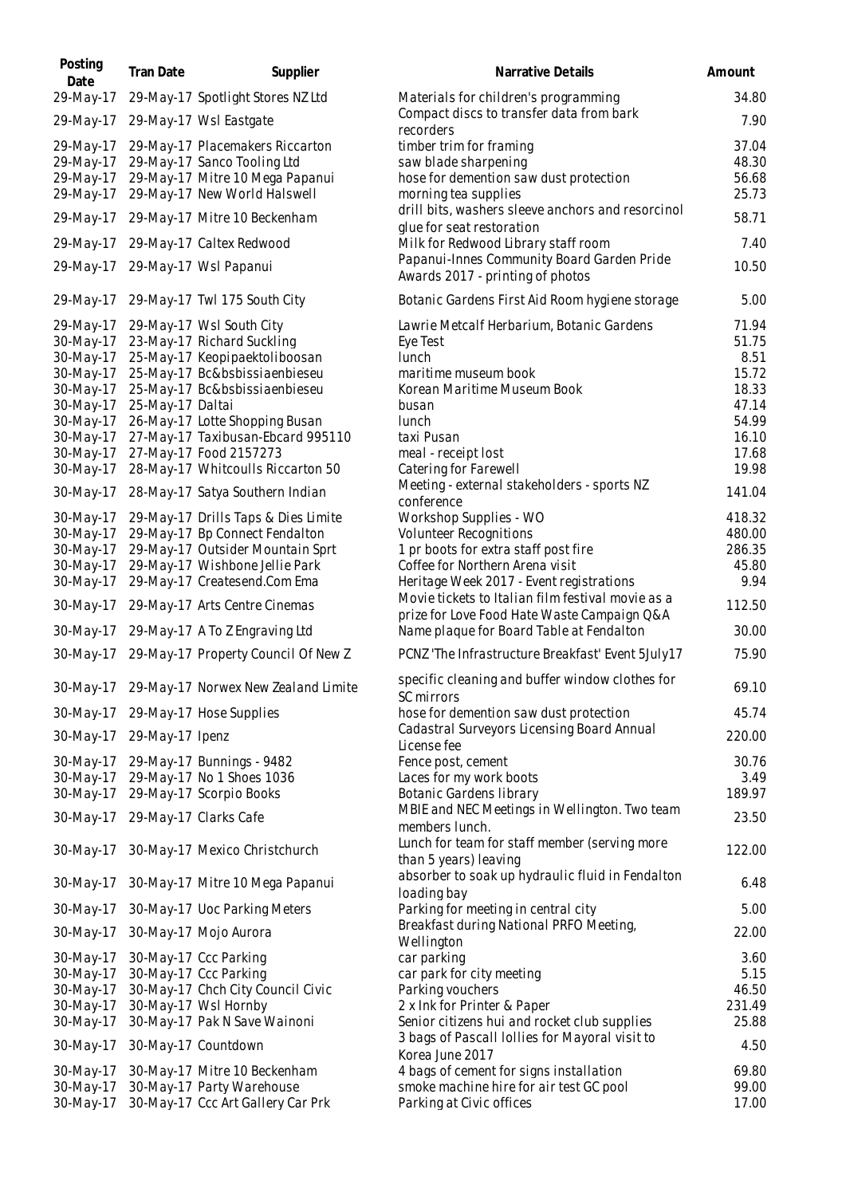| Posting Date | Tran Date | Supplier | Narrative Details | Amount |
|---|---|---|---|---|
| 29-May-17 | 29-May-17 | Spotlight Stores NZ Ltd | Materials for children's programming | 34.80 |
| 29-May-17 | 29-May-17 | Wsl Eastgate | Compact discs to transfer data from bark recorders | 7.90 |
| 29-May-17 | 29-May-17 | Placemakers Riccarton | timber trim for framing | 37.04 |
| 29-May-17 | 29-May-17 | Sanco Tooling Ltd | saw blade sharpening | 48.30 |
| 29-May-17 | 29-May-17 | Mitre 10 Mega Papanui | hose for demention saw dust protection | 56.68 |
| 29-May-17 | 29-May-17 | New World Halswell | morning tea supplies | 25.73 |
| 29-May-17 | 29-May-17 | Mitre 10 Beckenham | drill bits, washers sleeve anchors and resorcinol glue for seat restoration | 58.71 |
| 29-May-17 | 29-May-17 | Caltex Redwood | Milk for Redwood Library staff room | 7.40 |
| 29-May-17 | 29-May-17 | Wsl Papanui | Papanui-Innes Community Board Garden Pride Awards 2017 - printing of photos | 10.50 |
| 29-May-17 | 29-May-17 | Twl 175 South City | Botanic Gardens First Aid Room hygiene storage | 5.00 |
| 29-May-17 | 29-May-17 | Wsl South City | Lawrie Metcalf Herbarium, Botanic Gardens | 71.94 |
| 30-May-17 | 23-May-17 | Richard Suckling | Eye Test | 51.75 |
| 30-May-17 | 25-May-17 | Keopipaektoliboosan | lunch | 8.51 |
| 30-May-17 | 25-May-17 | Bc&bsbissiaenbieseu | maritime museum book | 15.72 |
| 30-May-17 | 25-May-17 | Bc&bsbissiaenbieseu | Korean Maritime Museum Book | 18.33 |
| 30-May-17 | 25-May-17 | Daltai | busan | 47.14 |
| 30-May-17 | 26-May-17 | Lotte Shopping Busan | lunch | 54.99 |
| 30-May-17 | 27-May-17 | Taxibusan-Ebcard 995110 | taxi Pusan | 16.10 |
| 30-May-17 | 27-May-17 | Food 2157273 | meal - receipt lost | 17.68 |
| 30-May-17 | 28-May-17 | Whitcoulls Riccarton 50 | Catering for Farewell | 19.98 |
| 30-May-17 | 28-May-17 | Satya Southern Indian | Meeting - external stakeholders - sports NZ conference | 141.04 |
| 30-May-17 | 29-May-17 | Drills Taps & Dies Limite | Workshop Supplies - WO | 418.32 |
| 30-May-17 | 29-May-17 | Bp Connect Fendalton | Volunteer Recognitions | 480.00 |
| 30-May-17 | 29-May-17 | Outsider Mountain Sprt | 1 pr boots for extra staff post fire | 286.35 |
| 30-May-17 | 29-May-17 | Wishbone Jellie Park | Coffee for Northern Arena visit | 45.80 |
| 30-May-17 | 29-May-17 | Createsend.Com Ema | Heritage Week 2017 - Event registrations | 9.94 |
| 30-May-17 | 29-May-17 | Arts Centre Cinemas | Movie tickets to Italian film festival movie as a prize for Love Food Hate Waste Campaign Q&A | 112.50 |
| 30-May-17 | 29-May-17 | A To Z Engraving Ltd | Name plaque for Board Table at Fendalton | 30.00 |
| 30-May-17 | 29-May-17 | Property Council Of New Z | PCNZ 'The Infrastructure Breakfast' Event 5July17 | 75.90 |
| 30-May-17 | 29-May-17 | Norwex New Zealand Limite | specific cleaning and buffer window clothes for SC mirrors | 69.10 |
| 30-May-17 | 29-May-17 | Hose Supplies | hose for demention saw dust protection | 45.74 |
| 30-May-17 | 29-May-17 | Ipenz | Cadastral Surveyors Licensing Board Annual License fee | 220.00 |
| 30-May-17 | 29-May-17 | Bunnings - 9482 | Fence post, cement | 30.76 |
| 30-May-17 | 29-May-17 | No 1 Shoes 1036 | Laces for my work boots | 3.49 |
| 30-May-17 | 29-May-17 | Scorpio Books | Botanic Gardens library | 189.97 |
| 30-May-17 | 29-May-17 | Clarks Cafe | MBIE and NEC Meetings in Wellington. Two team members lunch. | 23.50 |
| 30-May-17 | 30-May-17 | Mexico Christchurch | Lunch for team for staff member (serving more than 5 years) leaving | 122.00 |
| 30-May-17 | 30-May-17 | Mitre 10 Mega Papanui | absorber to soak up hydraulic fluid in Fendalton loading bay | 6.48 |
| 30-May-17 | 30-May-17 | Uoc Parking Meters | Parking for meeting in central city | 5.00 |
| 30-May-17 | 30-May-17 | Mojo Aurora | Breakfast during National PRFO Meeting, Wellington | 22.00 |
| 30-May-17 | 30-May-17 | Ccc Parking | car parking | 3.60 |
| 30-May-17 | 30-May-17 | Ccc Parking | car park for city meeting | 5.15 |
| 30-May-17 | 30-May-17 | Chch City Council Civic | Parking vouchers | 46.50 |
| 30-May-17 | 30-May-17 | Wsl Hornby | 2 x Ink for Printer & Paper | 231.49 |
| 30-May-17 | 30-May-17 | Pak N Save Wainoni | Senior citizens hui and rocket club supplies | 25.88 |
| 30-May-17 | 30-May-17 | Countdown | 3 bags of Pascall lollies for Mayoral visit to Korea June 2017 | 4.50 |
| 30-May-17 | 30-May-17 | Mitre 10 Beckenham | 4 bags of cement for signs installation | 69.80 |
| 30-May-17 | 30-May-17 | Party Warehouse | smoke machine hire for air test GC pool | 99.00 |
| 30-May-17 | 30-May-17 | Ccc Art Gallery Car Prk | Parking at Civic offices | 17.00 |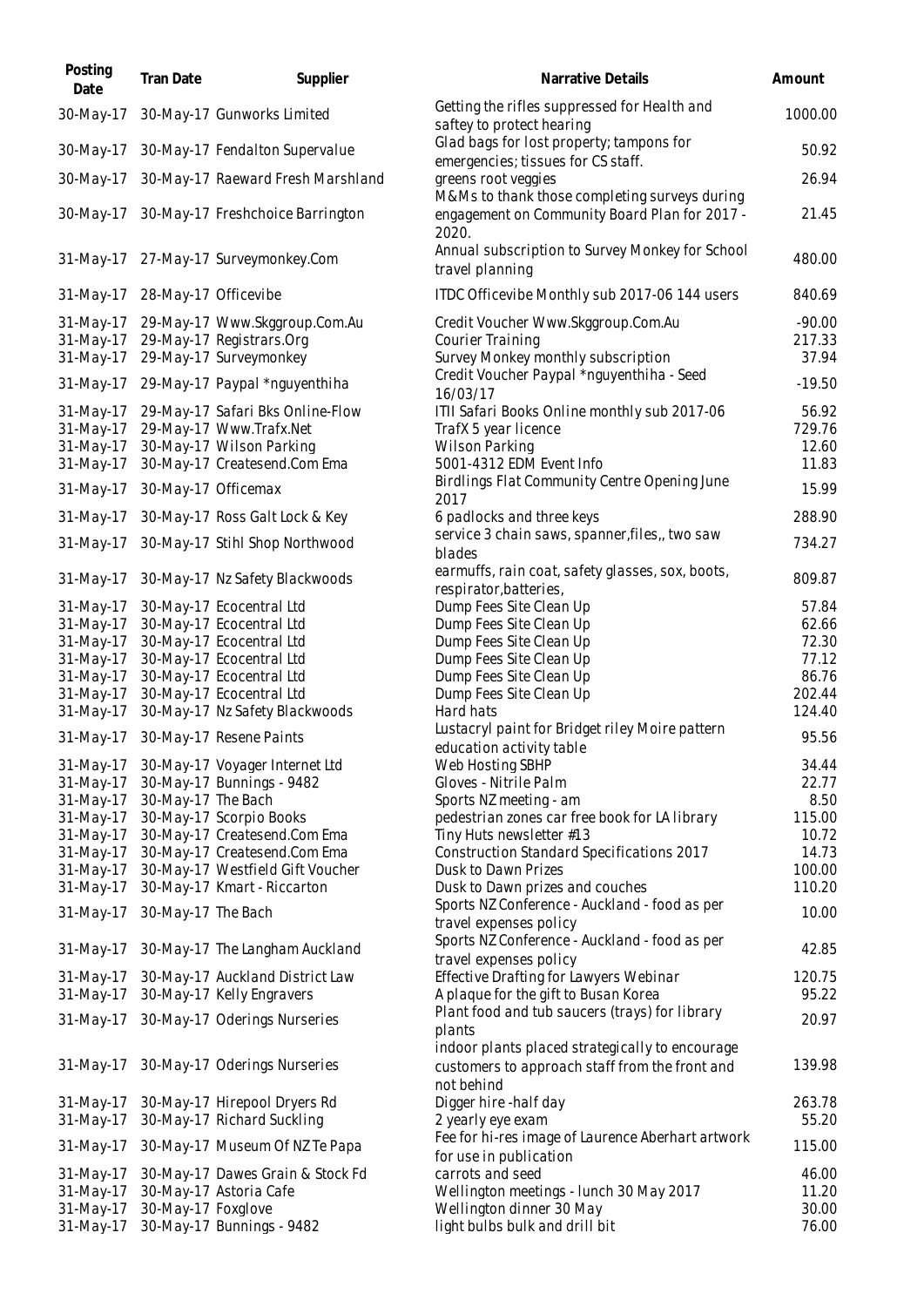| Posting Date | Tran Date | Supplier | Narrative Details | Amount |
|---|---|---|---|---|
| 30-May-17 | 30-May-17 | Gunworks Limited | Getting the rifles suppressed for Health and saftey to protect hearing | 1000.00 |
| 30-May-17 | 30-May-17 | Fendalton Supervalue | Glad bags for lost property; tampons for emergencies; tissues for CS staff. | 50.92 |
| 30-May-17 | 30-May-17 | Raeward Fresh Marshland | greens root veggies | 26.94 |
| 30-May-17 | 30-May-17 | Freshchoice Barrington | M&Ms to thank those completing surveys during engagement on Community Board Plan for 2017 - 2020. | 21.45 |
| 31-May-17 | 27-May-17 | Surveymonkey.Com | Annual subscription to Survey Monkey for School travel planning | 480.00 |
| 31-May-17 | 28-May-17 | Officevibe | ITDC Officevibe Monthly sub 2017-06 144 users | 840.69 |
| 31-May-17 | 29-May-17 | Www.Skggroup.Com.Au | Credit Voucher Www.Skggroup.Com.Au | -90.00 |
| 31-May-17 | 29-May-17 | Registrars.Org | Courier Training | 217.33 |
| 31-May-17 | 29-May-17 | Surveymonkey | Survey Monkey monthly subscription | 37.94 |
| 31-May-17 | 29-May-17 | Paypal *nguyenthiha | Credit Voucher Paypal *nguyenthiha - Seed 16/03/17 | -19.50 |
| 31-May-17 | 29-May-17 | Safari Bks Online-Flow | ITII Safari Books Online monthly sub 2017-06 | 56.92 |
| 31-May-17 | 29-May-17 | Www.Trafx.Net | TrafX 5 year licence | 729.76 |
| 31-May-17 | 30-May-17 | Wilson Parking | Wilson Parking | 12.60 |
| 31-May-17 | 30-May-17 | Createsend.Com Ema | 5001-4312 EDM Event Info | 11.83 |
| 31-May-17 | 30-May-17 | Officemax | Birdlings Flat Community Centre Opening June 2017 | 15.99 |
| 31-May-17 | 30-May-17 | Ross Galt Lock & Key | 6 padlocks and three keys | 288.90 |
| 31-May-17 | 30-May-17 | Stihl Shop Northwood | service 3 chain saws, spanner,files,, two saw blades | 734.27 |
| 31-May-17 | 30-May-17 | Nz Safety Blackwoods | earmuffs, rain coat, safety glasses, sox, boots, respirator,batteries, | 809.87 |
| 31-May-17 | 30-May-17 | Ecocentral Ltd | Dump Fees Site Clean Up | 57.84 |
| 31-May-17 | 30-May-17 | Ecocentral Ltd | Dump Fees Site Clean Up | 62.66 |
| 31-May-17 | 30-May-17 | Ecocentral Ltd | Dump Fees Site Clean Up | 72.30 |
| 31-May-17 | 30-May-17 | Ecocentral Ltd | Dump Fees Site Clean Up | 77.12 |
| 31-May-17 | 30-May-17 | Ecocentral Ltd | Dump Fees Site Clean Up | 86.76 |
| 31-May-17 | 30-May-17 | Ecocentral Ltd | Dump Fees Site Clean Up | 202.44 |
| 31-May-17 | 30-May-17 | Nz Safety Blackwoods | Hard hats | 124.40 |
| 31-May-17 | 30-May-17 | Resene Paints | Lustacryl paint for Bridget riley Moire pattern education activity table | 95.56 |
| 31-May-17 | 30-May-17 | Voyager Internet Ltd | Web Hosting SBHP | 34.44 |
| 31-May-17 | 30-May-17 | Bunnings - 9482 | Gloves - Nitrile Palm | 22.77 |
| 31-May-17 | 30-May-17 | The Bach | Sports NZ meeting - am | 8.50 |
| 31-May-17 | 30-May-17 | Scorpio Books | pedestrian zones car free book for LA library | 115.00 |
| 31-May-17 | 30-May-17 | Createsend.Com Ema | Tiny Huts newsletter #13 | 10.72 |
| 31-May-17 | 30-May-17 | Createsend.Com Ema | Construction Standard Specifications 2017 | 14.73 |
| 31-May-17 | 30-May-17 | Westfield Gift Voucher | Dusk to Dawn Prizes | 100.00 |
| 31-May-17 | 30-May-17 | Kmart - Riccarton | Dusk to Dawn prizes and couches | 110.20 |
| 31-May-17 | 30-May-17 | The Bach | Sports NZ Conference - Auckland - food as per travel expenses policy | 10.00 |
| 31-May-17 | 30-May-17 | The Langham Auckland | Sports NZ Conference - Auckland - food as per travel expenses policy | 42.85 |
| 31-May-17 | 30-May-17 | Auckland District Law | Effective Drafting for Lawyers Webinar | 120.75 |
| 31-May-17 | 30-May-17 | Kelly Engravers | A plaque for the gift to Busan Korea | 95.22 |
| 31-May-17 | 30-May-17 | Oderings Nurseries | Plant food and tub saucers (trays) for library plants | 20.97 |
| 31-May-17 | 30-May-17 | Oderings Nurseries | indoor plants placed strategically to encourage customers to approach staff from the front and not behind | 139.98 |
| 31-May-17 | 30-May-17 | Hirepool Dryers Rd | Digger hire -half day | 263.78 |
| 31-May-17 | 30-May-17 | Richard Suckling | 2 yearly eye exam | 55.20 |
| 31-May-17 | 30-May-17 | Museum Of NZ Te Papa | Fee for hi-res image of Laurence Aberhart artwork for use in publication | 115.00 |
| 31-May-17 | 30-May-17 | Dawes Grain & Stock Fd | carrots and seed | 46.00 |
| 31-May-17 | 30-May-17 | Astoria Cafe | Wellington meetings - lunch 30 May 2017 | 11.20 |
| 31-May-17 | 30-May-17 | Foxglove | Wellington dinner 30 May | 30.00 |
| 31-May-17 | 30-May-17 | Bunnings - 9482 | light bulbs bulk and drill bit | 76.00 |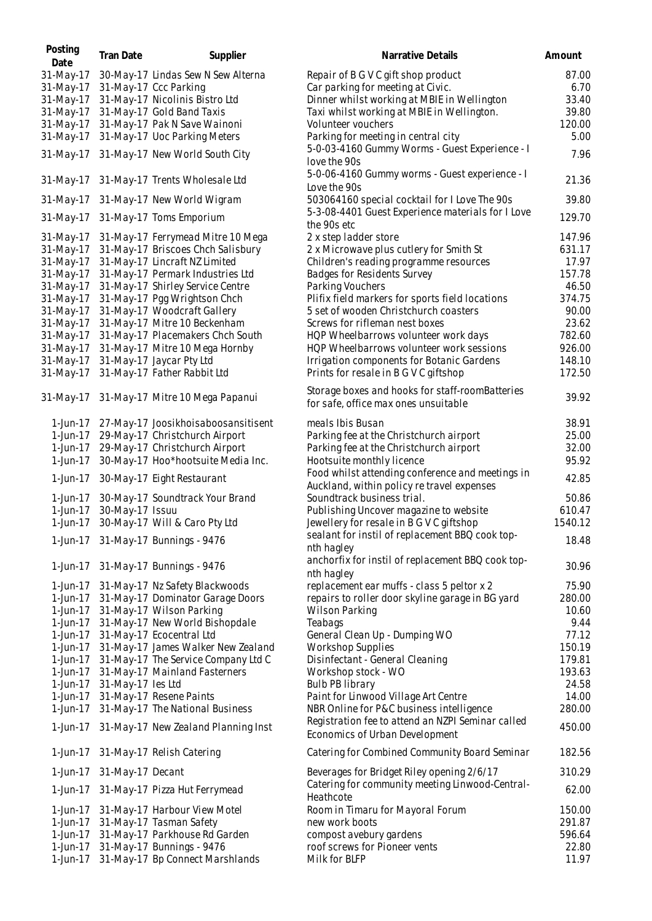| Posting Date | Tran Date | Supplier | Narrative Details | Amount |
|---|---|---|---|---|
| 31-May-17 | 30-May-17 | Lindas Sew N Sew Alterna | Repair of B G V C gift shop product | 87.00 |
| 31-May-17 | 31-May-17 | Ccc Parking | Car parking for meeting at Civic. | 6.70 |
| 31-May-17 | 31-May-17 | Nicolinis Bistro Ltd | Dinner whilst working at MBIE in Wellington | 33.40 |
| 31-May-17 | 31-May-17 | Gold Band Taxis | Taxi whilst working at MBIE in Wellington. | 39.80 |
| 31-May-17 | 31-May-17 | Pak N Save Wainoni | Volunteer vouchers | 120.00 |
| 31-May-17 | 31-May-17 | Uoc Parking Meters | Parking for meeting in central city | 5.00 |
| 31-May-17 | 31-May-17 | New World South City | 5-0-03-4160 Gummy Worms - Guest Experience - I love the 90s | 7.96 |
| 31-May-17 | 31-May-17 | Trents Wholesale Ltd | 5-0-06-4160 Gummy worms - Guest experience - I Love the 90s | 21.36 |
| 31-May-17 | 31-May-17 | New World Wigram | 503064160 special cocktail for I Love The 90s | 39.80 |
| 31-May-17 | 31-May-17 | Toms Emporium | 5-3-08-4401 Guest Experience materials for I Love the 90s etc | 129.70 |
| 31-May-17 | 31-May-17 | Ferrymead Mitre 10 Mega | 2 x step ladder store | 147.96 |
| 31-May-17 | 31-May-17 | Briscoes Chch Salisbury | 2 x Microwave plus cutlery for Smith St | 631.17 |
| 31-May-17 | 31-May-17 | Lincraft NZ Limited | Children's reading programme resources | 17.97 |
| 31-May-17 | 31-May-17 | Permark Industries Ltd | Badges for Residents Survey | 157.78 |
| 31-May-17 | 31-May-17 | Shirley Service Centre | Parking Vouchers | 46.50 |
| 31-May-17 | 31-May-17 | Pgg Wrightson Chch | Plifix field markers for sports field locations | 374.75 |
| 31-May-17 | 31-May-17 | Woodcraft Gallery | 5 set of wooden Christchurch coasters | 90.00 |
| 31-May-17 | 31-May-17 | Mitre 10 Beckenham | Screws for rifleman nest boxes | 23.62 |
| 31-May-17 | 31-May-17 | Placemakers Chch South | HQP Wheelbarrows volunteer work days | 782.60 |
| 31-May-17 | 31-May-17 | Mitre 10 Mega Hornby | HQP Wheelbarrows volunteer work sessions | 926.00 |
| 31-May-17 | 31-May-17 | Jaycar Pty Ltd | Irrigation components for Botanic Gardens | 148.10 |
| 31-May-17 | 31-May-17 | Father Rabbit Ltd | Prints for resale in B G V C giftshop | 172.50 |
| 31-May-17 | 31-May-17 | Mitre 10 Mega Papanui | Storage boxes and hooks for staff-roomBatteries for safe, office max ones unsuitable | 39.92 |
| 1-Jun-17 | 27-May-17 | Joosikhoisaboosansitisent | meals Ibis Busan | 38.91 |
| 1-Jun-17 | 29-May-17 | Christchurch Airport | Parking fee at the Christchurch airport | 25.00 |
| 1-Jun-17 | 29-May-17 | Christchurch Airport | Parking fee at the Christchurch airport | 32.00 |
| 1-Jun-17 | 30-May-17 | Hoo*hootsuite Media Inc. | Hootsuite monthly licence | 95.92 |
| 1-Jun-17 | 30-May-17 | Eight Restaurant | Food whilst attending conference and meetings in Auckland, within policy re travel expenses | 42.85 |
| 1-Jun-17 | 30-May-17 | Soundtrack Your Brand | Soundtrack business trial. | 50.86 |
| 1-Jun-17 | 30-May-17 | Issuu | Publishing Uncover magazine to website | 610.47 |
| 1-Jun-17 | 30-May-17 | Will & Caro Pty Ltd | Jewellery for resale in B G V C giftshop | 1540.12 |
| 1-Jun-17 | 31-May-17 | Bunnings - 9476 | sealant for instil of replacement BBQ cook top-nth hagley | 18.48 |
| 1-Jun-17 | 31-May-17 | Bunnings - 9476 | anchorfix for instil of replacement BBQ cook top-nth hagley | 30.96 |
| 1-Jun-17 | 31-May-17 | Nz Safety Blackwoods | replacement ear muffs - class 5 peltor x 2 | 75.90 |
| 1-Jun-17 | 31-May-17 | Dominator Garage Doors | repairs to roller door skyline garage in BG yard | 280.00 |
| 1-Jun-17 | 31-May-17 | Wilson Parking | Wilson Parking | 10.60 |
| 1-Jun-17 | 31-May-17 | New World Bishopdale | Teabags | 9.44 |
| 1-Jun-17 | 31-May-17 | Ecocentral Ltd | General Clean Up - Dumping WO | 77.12 |
| 1-Jun-17 | 31-May-17 | James Walker New Zealand | Workshop Supplies | 150.19 |
| 1-Jun-17 | 31-May-17 | The Service Company Ltd C | Disinfectant - General Cleaning | 179.81 |
| 1-Jun-17 | 31-May-17 | Mainland Fasterners | Workshop stock - WO | 193.63 |
| 1-Jun-17 | 31-May-17 | Ies Ltd | Bulb PB library | 24.58 |
| 1-Jun-17 | 31-May-17 | Resene Paints | Paint for Linwood Village Art Centre | 14.00 |
| 1-Jun-17 | 31-May-17 | The National Business | NBR Online for P&C business intelligence | 280.00 |
| 1-Jun-17 | 31-May-17 | New Zealand Planning Inst | Registration fee to attend an NZPI Seminar called Economics of Urban Development | 450.00 |
| 1-Jun-17 | 31-May-17 | Relish Catering | Catering for Combined Community Board Seminar | 182.56 |
| 1-Jun-17 | 31-May-17 | Decant | Beverages for Bridget Riley opening 2/6/17 | 310.29 |
| 1-Jun-17 | 31-May-17 | Pizza Hut Ferrymead | Catering for community meeting Linwood-Central-Heathcote | 62.00 |
| 1-Jun-17 | 31-May-17 | Harbour View Motel | Room in Timaru for Mayoral Forum | 150.00 |
| 1-Jun-17 | 31-May-17 | Tasman Safety | new work boots | 291.87 |
| 1-Jun-17 | 31-May-17 | Parkhouse Rd Garden | compost avebury gardens | 596.64 |
| 1-Jun-17 | 31-May-17 | Bunnings - 9476 | roof screws for Pioneer vents | 22.80 |
| 1-Jun-17 | 31-May-17 | Bp Connect Marshlands | Milk for BLFP | 11.97 |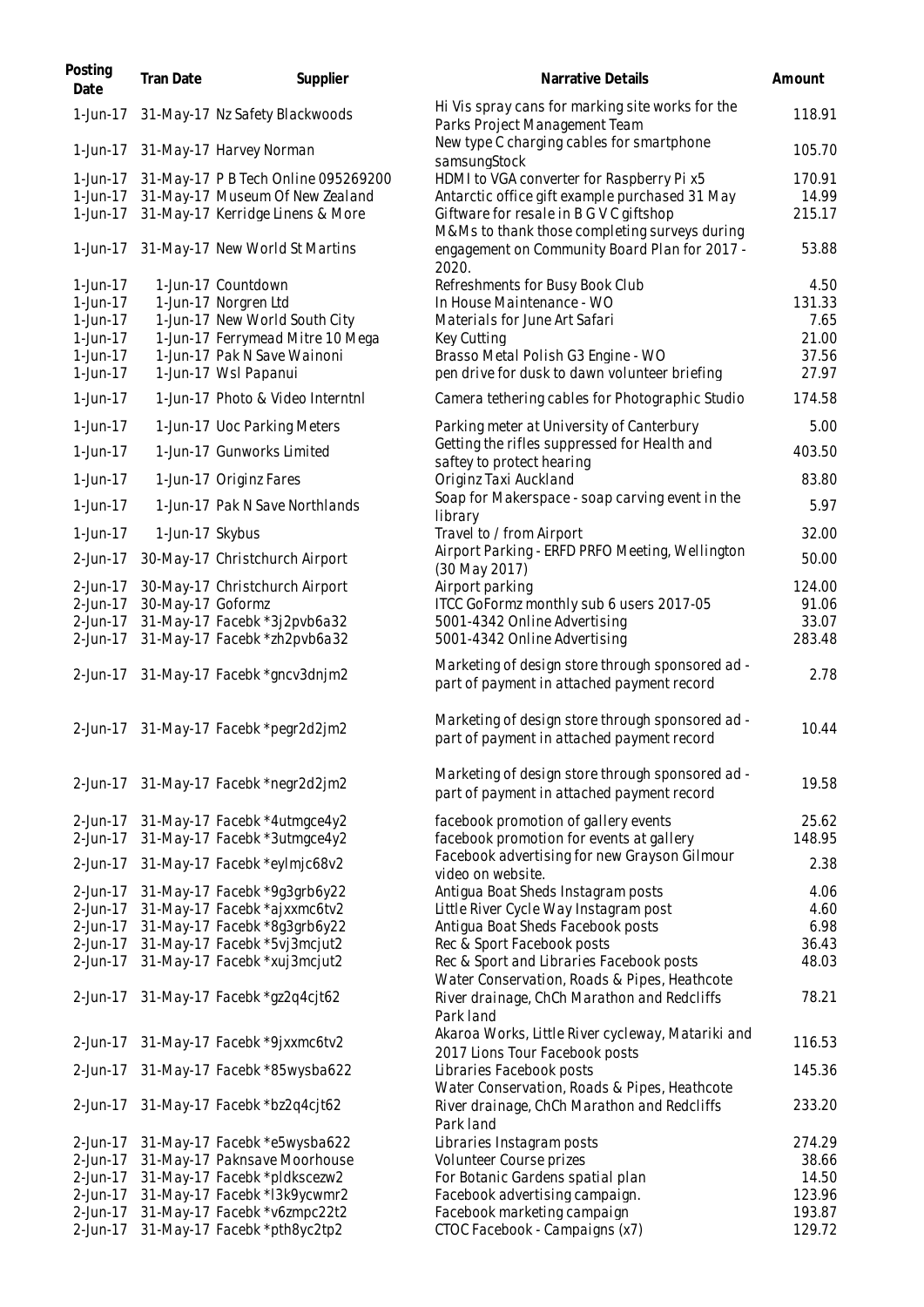| Posting Date | Tran Date | Supplier | Narrative Details | Amount |
|---|---|---|---|---|
| 1-Jun-17 | 31-May-17 | Nz Safety Blackwoods | Hi Vis spray cans for marking site works for the Parks Project Management Team | 118.91 |
| 1-Jun-17 | 31-May-17 | Harvey Norman | New type C charging cables for smartphone samsungStock | 105.70 |
| 1-Jun-17 | 31-May-17 | P B Tech Online 095269200 | HDMI to VGA converter for Raspberry Pi x5 | 170.91 |
| 1-Jun-17 | 31-May-17 | Museum Of New Zealand | Antarctic office gift example purchased 31 May | 14.99 |
| 1-Jun-17 | 31-May-17 | Kerridge Linens & More | Giftware for resale in B G V C giftshop | 215.17 |
| 1-Jun-17 | 31-May-17 | New World St Martins | M&Ms to thank those completing surveys during engagement on Community Board Plan for 2017 - 2020. | 53.88 |
| 1-Jun-17 | 1-Jun-17 | Countdown | Refreshments for Busy Book Club | 4.50 |
| 1-Jun-17 | 1-Jun-17 | Norgren Ltd | In House Maintenance - WO | 131.33 |
| 1-Jun-17 | 1-Jun-17 | New World South City | Materials for June Art Safari | 7.65 |
| 1-Jun-17 | 1-Jun-17 | Ferrymead Mitre 10 Mega | Key Cutting | 21.00 |
| 1-Jun-17 | 1-Jun-17 | Pak N Save Wainoni | Brasso Metal Polish G3 Engine - WO | 37.56 |
| 1-Jun-17 | 1-Jun-17 | Wsl Papanui | pen drive for dusk to dawn volunteer briefing | 27.97 |
| 1-Jun-17 | 1-Jun-17 | Photo & Video Interntnl | Camera tethering cables for Photographic Studio | 174.58 |
| 1-Jun-17 | 1-Jun-17 | Uoc Parking Meters | Parking meter at University of Canterbury | 5.00 |
| 1-Jun-17 | 1-Jun-17 | Gunworks Limited | Getting the rifles suppressed for Health and saftey to protect hearing | 403.50 |
| 1-Jun-17 | 1-Jun-17 | Originz Fares | Originz Taxi Auckland | 83.80 |
| 1-Jun-17 | 1-Jun-17 | Pak N Save Northlands | Soap for Makerspace - soap carving event in the library | 5.97 |
| 1-Jun-17 | 1-Jun-17 | Skybus | Travel to / from Airport | 32.00 |
| 2-Jun-17 | 30-May-17 | Christchurch Airport | Airport Parking - ERFD PRFO Meeting, Wellington (30 May 2017) | 50.00 |
| 2-Jun-17 | 30-May-17 | Christchurch Airport | Airport parking | 124.00 |
| 2-Jun-17 | 30-May-17 | Goformz | ITCC GoFormz monthly sub 6 users 2017-05 | 91.06 |
| 2-Jun-17 | 31-May-17 | Facebk *3j2pvb6a32 | 5001-4342 Online Advertising | 33.07 |
| 2-Jun-17 | 31-May-17 | Facebk *zh2pvb6a32 | 5001-4342 Online Advertising | 283.48 |
| 2-Jun-17 | 31-May-17 | Facebk *gncv3dnjm2 | Marketing of design store through sponsored ad - part of payment in attached payment record | 2.78 |
| 2-Jun-17 | 31-May-17 | Facebk *pegr2d2jm2 | Marketing of design store through sponsored ad - part of payment in attached payment record | 10.44 |
| 2-Jun-17 | 31-May-17 | Facebk *negr2d2jm2 | Marketing of design store through sponsored ad - part of payment in attached payment record | 19.58 |
| 2-Jun-17 | 31-May-17 | Facebk *4utmgce4y2 | facebook promotion of gallery events | 25.62 |
| 2-Jun-17 | 31-May-17 | Facebk *3utmgce4y2 | facebook promotion for events at gallery | 148.95 |
| 2-Jun-17 | 31-May-17 | Facebk *eylmjc68v2 | Facebook advertising for new Grayson Gilmour video on website. | 2.38 |
| 2-Jun-17 | 31-May-17 | Facebk *9g3grb6y22 | Antigua Boat Sheds Instagram posts | 4.06 |
| 2-Jun-17 | 31-May-17 | Facebk *ajxxmc6tv2 | Little River Cycle Way Instagram post | 4.60 |
| 2-Jun-17 | 31-May-17 | Facebk *8g3grb6y22 | Antigua Boat Sheds Facebook posts | 6.98 |
| 2-Jun-17 | 31-May-17 | Facebk *5vj3mcjut2 | Rec & Sport Facebook posts | 36.43 |
| 2-Jun-17 | 31-May-17 | Facebk *xuj3mcjut2 | Rec & Sport and Libraries Facebook posts | 48.03 |
| 2-Jun-17 | 31-May-17 | Facebk *gz2q4cjt62 | Water Conservation, Roads & Pipes, Heathcote River drainage, ChCh Marathon and Redcliffs Park land | 78.21 |
| 2-Jun-17 | 31-May-17 | Facebk *9jxxmc6tv2 | Akaroa Works, Little River cycleway, Matariki and 2017 Lions Tour Facebook posts | 116.53 |
| 2-Jun-17 | 31-May-17 | Facebk *85wysba622 | Libraries Facebook posts | 145.36 |
| 2-Jun-17 | 31-May-17 | Facebk *bz2q4cjt62 | Water Conservation, Roads & Pipes, Heathcote River drainage, ChCh Marathon and Redcliffs Park land | 233.20 |
| 2-Jun-17 | 31-May-17 | Facebk *e5wysba622 | Libraries Instagram posts | 274.29 |
| 2-Jun-17 | 31-May-17 | Paknsave Moorhouse | Volunteer Course prizes | 38.66 |
| 2-Jun-17 | 31-May-17 | Facebk *pldkscezw2 | For Botanic Gardens spatial plan | 14.50 |
| 2-Jun-17 | 31-May-17 | Facebk *l3k9ycwmr2 | Facebook advertising campaign. | 123.96 |
| 2-Jun-17 | 31-May-17 | Facebk *v6zmpc22t2 | Facebook marketing campaign | 193.87 |
| 2-Jun-17 | 31-May-17 | Facebk *pth8yc2tp2 | CTOC Facebook - Campaigns (x7) | 129.72 |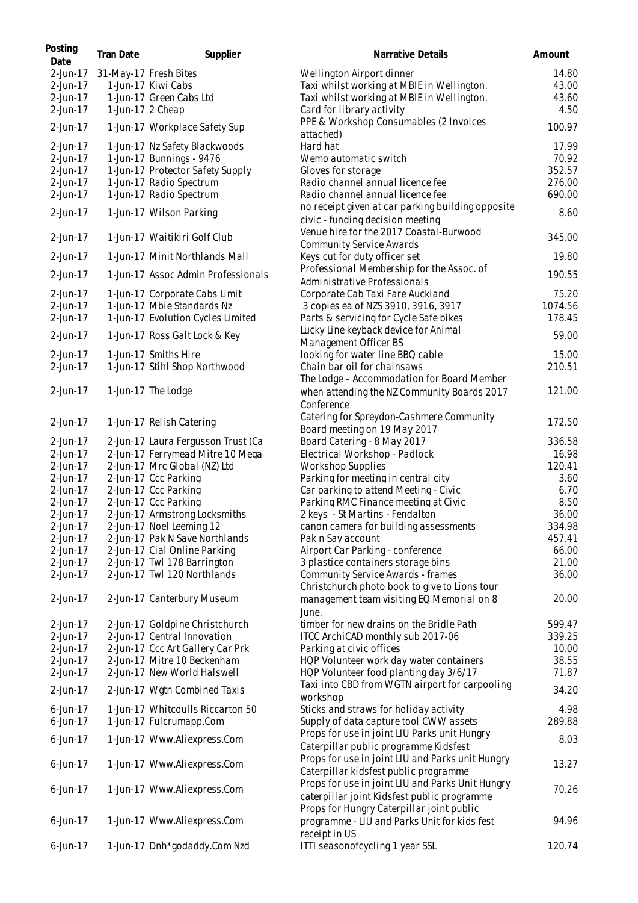| Posting Date | Tran Date | Supplier | Narrative Details | Amount |
|---|---|---|---|---|
| 2-Jun-17 | 31-May-17 | Fresh Bites | Wellington Airport dinner | 14.80 |
| 2-Jun-17 | 1-Jun-17 | Kiwi Cabs | Taxi whilst working at MBIE in Wellington. | 43.00 |
| 2-Jun-17 | 1-Jun-17 | Green Cabs Ltd | Taxi whilst working at MBIE in Wellington. | 43.60 |
| 2-Jun-17 | 1-Jun-17 | 2 Cheap | Card for library activity | 4.50 |
| 2-Jun-17 | 1-Jun-17 | Workplace Safety Sup | PPE & Workshop Consumables (2 Invoices attached) | 100.97 |
| 2-Jun-17 | 1-Jun-17 | Nz Safety Blackwoods | Hard hat | 17.99 |
| 2-Jun-17 | 1-Jun-17 | Bunnings - 9476 | Wemo automatic switch | 70.92 |
| 2-Jun-17 | 1-Jun-17 | Protector Safety Supply | Gloves for storage | 352.57 |
| 2-Jun-17 | 1-Jun-17 | Radio Spectrum | Radio channel annual licence fee | 276.00 |
| 2-Jun-17 | 1-Jun-17 | Radio Spectrum | Radio channel annual licence fee | 690.00 |
| 2-Jun-17 | 1-Jun-17 | Wilson Parking | no receipt given at car parking building opposite civic - funding decision meeting | 8.60 |
| 2-Jun-17 | 1-Jun-17 | Waitikiri Golf Club | Venue hire for the 2017 Coastal-Burwood Community Service Awards | 345.00 |
| 2-Jun-17 | 1-Jun-17 | Minit Northlands Mall | Keys cut for duty officer set | 19.80 |
| 2-Jun-17 | 1-Jun-17 | Assoc Admin Professionals | Professional Membership for the Assoc. of Administrative Professionals | 190.55 |
| 2-Jun-17 | 1-Jun-17 | Corporate Cabs Limit | Corporate Cab Taxi Fare Auckland | 75.20 |
| 2-Jun-17 | 1-Jun-17 | Mbie Standards Nz | 3 copies ea of NZS 3910, 3916, 3917 | 1074.56 |
| 2-Jun-17 | 1-Jun-17 | Evolution Cycles Limited | Parts & servicing for Cycle Safe bikes | 178.45 |
| 2-Jun-17 | 1-Jun-17 | Ross Galt Lock & Key | Lucky Line keyback device for Animal Management Officer BS | 59.00 |
| 2-Jun-17 | 1-Jun-17 | Smiths Hire | looking for water line BBQ cable | 15.00 |
| 2-Jun-17 | 1-Jun-17 | Stihl Shop Northwood | Chain bar oil for chainsaws | 210.51 |
| 2-Jun-17 | 1-Jun-17 | The Lodge | The Lodge – Accommodation for Board Member when attending the NZ Community Boards 2017 Conference | 121.00 |
| 2-Jun-17 | 1-Jun-17 | Relish Catering | Catering for Spreydon-Cashmere Community Board meeting on 19 May 2017 | 172.50 |
| 2-Jun-17 | 2-Jun-17 | Laura Fergusson Trust (Ca | Board Catering - 8 May 2017 | 336.58 |
| 2-Jun-17 | 2-Jun-17 | Ferrymead Mitre 10 Mega | Electrical Workshop - Padlock | 16.98 |
| 2-Jun-17 | 2-Jun-17 | Mrc Global (NZ) Ltd | Workshop Supplies | 120.41 |
| 2-Jun-17 | 2-Jun-17 | Ccc Parking | Parking for meeting in central city | 3.60 |
| 2-Jun-17 | 2-Jun-17 | Ccc Parking | Car parking to attend Meeting - Civic | 6.70 |
| 2-Jun-17 | 2-Jun-17 | Ccc Parking | Parking RMC Finance meeting at Civic | 8.50 |
| 2-Jun-17 | 2-Jun-17 | Armstrong Locksmiths | 2 keys - St Martins - Fendalton | 36.00 |
| 2-Jun-17 | 2-Jun-17 | Noel Leeming 12 | canon camera for building assessments | 334.98 |
| 2-Jun-17 | 2-Jun-17 | Pak N Save Northlands | Pak n Sav account | 457.41 |
| 2-Jun-17 | 2-Jun-17 | Cial Online Parking | Airport Car Parking - conference | 66.00 |
| 2-Jun-17 | 2-Jun-17 | Twl 178 Barrington | 3 plastice containers storage bins | 21.00 |
| 2-Jun-17 | 2-Jun-17 | Twl 120 Northlands | Community Service Awards - frames | 36.00 |
| 2-Jun-17 | 2-Jun-17 | Canterbury Museum | Christchurch photo book to give to Lions tour management team visiting EQ Memorial on 8 June. | 20.00 |
| 2-Jun-17 | 2-Jun-17 | Goldpine Christchurch | timber for new drains on the Bridle Path | 599.47 |
| 2-Jun-17 | 2-Jun-17 | Central Innovation | ITCC ArchiCAD monthly sub 2017-06 | 339.25 |
| 2-Jun-17 | 2-Jun-17 | Ccc Art Gallery Car Prk | Parking at civic offices | 10.00 |
| 2-Jun-17 | 2-Jun-17 | Mitre 10 Beckenham | HQP Volunteer work day water containers | 38.55 |
| 2-Jun-17 | 2-Jun-17 | New World Halswell | HQP Volunteer food planting day 3/6/17 | 71.87 |
| 2-Jun-17 | 2-Jun-17 | Wgtn Combined Taxis | Taxi into CBD from WGTN airport for carpooling workshop | 34.20 |
| 6-Jun-17 | 1-Jun-17 | Whitcoulls Riccarton 50 | Sticks and straws for holiday activity | 4.98 |
| 6-Jun-17 | 1-Jun-17 | Fulcrumapp.Com | Supply of data capture tool CWW assets | 289.88 |
| 6-Jun-17 | 1-Jun-17 | Www.Aliexpress.Com | Props for use in joint LIU Parks unit Hungry Caterpillar public programme Kidsfest | 8.03 |
| 6-Jun-17 | 1-Jun-17 | Www.Aliexpress.Com | Props for use in joint LIU and Parks unit Hungry Caterpillar kidsfest public programme | 13.27 |
| 6-Jun-17 | 1-Jun-17 | Www.Aliexpress.Com | Props for use in joint LIU and Parks Unit Hungry caterpillar joint Kidsfest public programme | 70.26 |
| 6-Jun-17 | 1-Jun-17 | Www.Aliexpress.Com | Props for Hungry Caterpillar joint public programme - LIU and Parks Unit for kids fest receipt in US | 94.96 |
| 6-Jun-17 | 1-Jun-17 | Dnh*godaddy.Com Nzd | ITTI seasonofcycling 1 year SSL | 120.74 |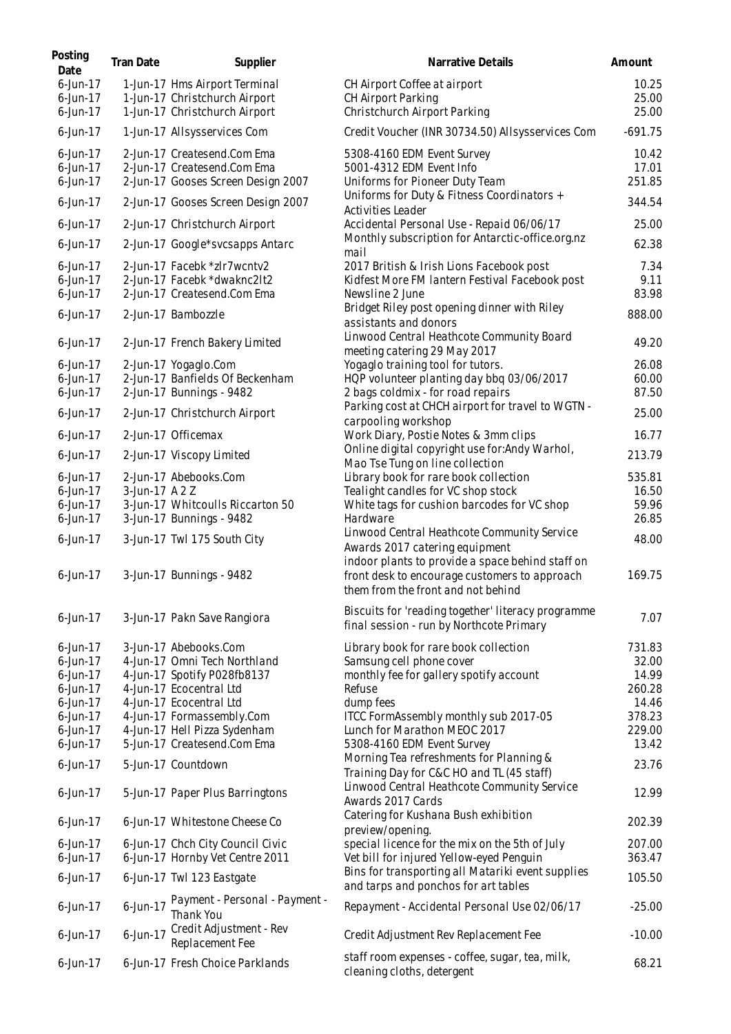| Posting Date | Tran Date | Supplier | Narrative Details | Amount |
| --- | --- | --- | --- | --- |
| 6-Jun-17 | 1-Jun-17 | Hms Airport Terminal | CH Airport Coffee at airport | 10.25 |
| 6-Jun-17 | 1-Jun-17 | Christchurch Airport | CH Airport Parking | 25.00 |
| 6-Jun-17 | 1-Jun-17 | Christchurch Airport | Christchurch Airport Parking | 25.00 |
| 6-Jun-17 | 1-Jun-17 | Allsysservices Com | Credit Voucher (INR 30734.50) Allsysservices Com | -691.75 |
| 6-Jun-17 | 2-Jun-17 | Createsend.Com Ema | 5308-4160 EDM Event Survey | 10.42 |
| 6-Jun-17 | 2-Jun-17 | Createsend.Com Ema | 5001-4312 EDM Event Info | 17.01 |
| 6-Jun-17 | 2-Jun-17 | Gooses Screen Design 2007 | Uniforms for Pioneer Duty Team | 251.85 |
| 6-Jun-17 | 2-Jun-17 | Gooses Screen Design 2007 | Uniforms for Duty & Fitness Coordinators + Activities Leader | 344.54 |
| 6-Jun-17 | 2-Jun-17 | Christchurch Airport | Accidental Personal Use - Repaid 06/06/17 | 25.00 |
| 6-Jun-17 | 2-Jun-17 | Google*svcsapps Antarc | Monthly subscription for Antarctic-office.org.nz mail | 62.38 |
| 6-Jun-17 | 2-Jun-17 | Facebk *zlr7wcntv2 | 2017 British & Irish Lions Facebook post | 7.34 |
| 6-Jun-17 | 2-Jun-17 | Facebk *dwaknc2lt2 | Kidfest More FM lantern Festival Facebook post | 9.11 |
| 6-Jun-17 | 2-Jun-17 | Createsend.Com Ema | Newsline 2 June | 83.98 |
| 6-Jun-17 | 2-Jun-17 | Bambozzle | Bridget Riley post opening dinner with Riley assistants and donors | 888.00 |
| 6-Jun-17 | 2-Jun-17 | French Bakery Limited | Linwood Central Heathcote Community Board meeting catering 29 May 2017 | 49.20 |
| 6-Jun-17 | 2-Jun-17 | Yogaglo.Com | Yogaglo training tool for tutors. | 26.08 |
| 6-Jun-17 | 2-Jun-17 | Banfields Of Beckenham | HQP volunteer planting day bbq 03/06/2017 | 60.00 |
| 6-Jun-17 | 2-Jun-17 | Bunnings - 9482 | 2 bags coldmix - for road repairs | 87.50 |
| 6-Jun-17 | 2-Jun-17 | Christchurch Airport | Parking cost at CHCH airport for travel to WGTN - carpooling workshop | 25.00 |
| 6-Jun-17 | 2-Jun-17 | Officemax | Work Diary, Postie Notes & 3mm clips | 16.77 |
| 6-Jun-17 | 2-Jun-17 | Viscopy Limited | Online digital copyright use for:Andy Warhol, Mao Tse Tung on line collection | 213.79 |
| 6-Jun-17 | 2-Jun-17 | Abebooks.Com | Library book for rare book collection | 535.81 |
| 6-Jun-17 | 3-Jun-17 | A 2 Z | Tealight candles for VC shop stock | 16.50 |
| 6-Jun-17 | 3-Jun-17 | Whitcoulls Riccarton 50 | White tags for cushion barcodes for VC shop | 59.96 |
| 6-Jun-17 | 3-Jun-17 | Bunnings - 9482 | Hardware | 26.85 |
| 6-Jun-17 | 3-Jun-17 | Twl 175 South City | Linwood Central Heathcote Community Service Awards 2017 catering equipment | 48.00 |
| 6-Jun-17 | 3-Jun-17 | Bunnings - 9482 | indoor plants to provide a space behind staff on front desk to encourage customers to approach them from the front and not behind | 169.75 |
| 6-Jun-17 | 3-Jun-17 | Pakn Save Rangiora | Biscuits for 'reading together' literacy programme final session - run by Northcote Primary | 7.07 |
| 6-Jun-17 | 3-Jun-17 | Abebooks.Com | Library book for rare book collection | 731.83 |
| 6-Jun-17 | 4-Jun-17 | Omni Tech Northland | Samsung cell phone cover | 32.00 |
| 6-Jun-17 | 4-Jun-17 | Spotify P028fb8137 | monthly fee for gallery spotify account | 14.99 |
| 6-Jun-17 | 4-Jun-17 | Ecocentral Ltd | Refuse | 260.28 |
| 6-Jun-17 | 4-Jun-17 | Ecocentral Ltd | dump fees | 14.46 |
| 6-Jun-17 | 4-Jun-17 | Formassembly.Com | ITCC FormAssembly monthly sub 2017-05 | 378.23 |
| 6-Jun-17 | 4-Jun-17 | Hell Pizza Sydenham | Lunch for Marathon MEOC 2017 | 229.00 |
| 6-Jun-17 | 5-Jun-17 | Createsend.Com Ema | 5308-4160 EDM Event Survey | 13.42 |
| 6-Jun-17 | 5-Jun-17 | Countdown | Morning Tea refreshments for Planning & Training Day for C&C HO and TL (45 staff) | 23.76 |
| 6-Jun-17 | 5-Jun-17 | Paper Plus Barringtons | Linwood Central Heathcote Community Service Awards 2017 Cards | 12.99 |
| 6-Jun-17 | 6-Jun-17 | Whitestone Cheese Co | Catering for Kushana Bush exhibition preview/opening. | 202.39 |
| 6-Jun-17 | 6-Jun-17 | Chch City Council Civic | special licence for the mix on the 5th of July | 207.00 |
| 6-Jun-17 | 6-Jun-17 | Hornby Vet Centre 2011 | Vet bill for injured Yellow-eyed Penguin | 363.47 |
| 6-Jun-17 | 6-Jun-17 | Twl 123 Eastgate | Bins for transporting all Matariki event supplies and tarps and ponchos for art tables | 105.50 |
| 6-Jun-17 | 6-Jun-17 | Payment - Personal - Payment - Thank You | Repayment - Accidental Personal Use 02/06/17 | -25.00 |
| 6-Jun-17 | 6-Jun-17 | Credit Adjustment - Rev Replacement Fee | Credit Adjustment Rev Replacement Fee | -10.00 |
| 6-Jun-17 | 6-Jun-17 | Fresh Choice Parklands | staff room expenses - coffee, sugar, tea, milk, cleaning cloths, detergent | 68.21 |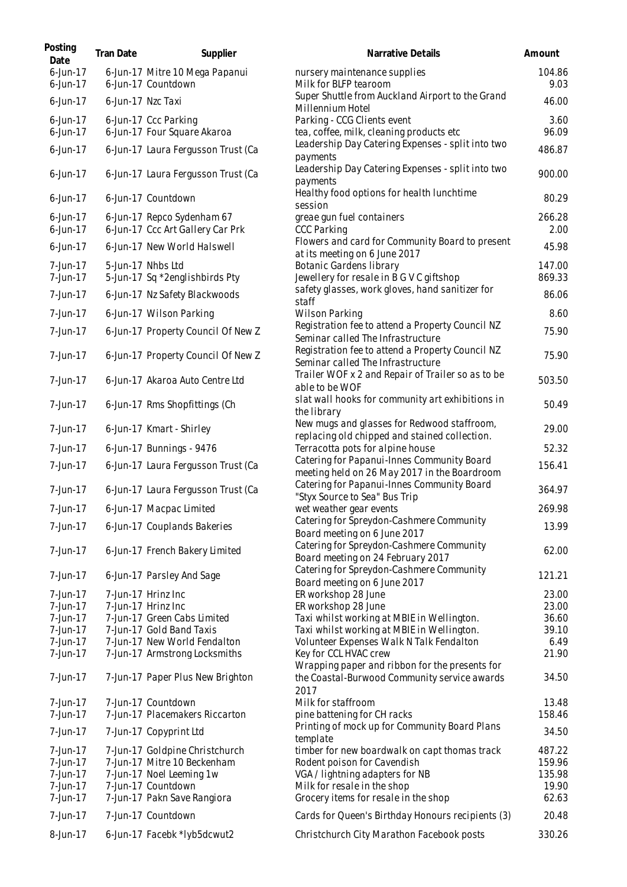| Posting Date | Tran Date | Supplier | Narrative Details | Amount |
|---|---|---|---|---|
| 6-Jun-17 | 6-Jun-17 | Mitre 10 Mega Papanui | nursery maintenance supplies | 104.86 |
| 6-Jun-17 | 6-Jun-17 | Countdown | Milk for BLFP tearoom | 9.03 |
| 6-Jun-17 | 6-Jun-17 | Nzc Taxi | Super Shuttle from Auckland Airport to the Grand Millennium Hotel | 46.00 |
| 6-Jun-17 | 6-Jun-17 | Ccc Parking | Parking - CCG Clients event | 3.60 |
| 6-Jun-17 | 6-Jun-17 | Four Square Akaroa | tea, coffee, milk, cleaning products etc | 96.09 |
| 6-Jun-17 | 6-Jun-17 | Laura Fergusson Trust (Ca | Leadership Day Catering Expenses - split into two payments | 486.87 |
| 6-Jun-17 | 6-Jun-17 | Laura Fergusson Trust (Ca | Leadership Day Catering Expenses - split into two payments | 900.00 |
| 6-Jun-17 | 6-Jun-17 | Countdown | Healthy food options for health lunchtime session | 80.29 |
| 6-Jun-17 | 6-Jun-17 | Repco Sydenham 67 | greae gun fuel containers | 266.28 |
| 6-Jun-17 | 6-Jun-17 | Ccc Art Gallery Car Prk | CCC Parking | 2.00 |
| 6-Jun-17 | 6-Jun-17 | New World Halswell | Flowers and card for Community Board to present at its meeting on 6 June 2017 | 45.98 |
| 7-Jun-17 | 5-Jun-17 | Nhbs Ltd | Botanic Gardens library | 147.00 |
| 7-Jun-17 | 5-Jun-17 | Sq *2englishbirds Pty | Jewellery for resale in B G V C giftshop | 869.33 |
| 7-Jun-17 | 6-Jun-17 | Nz Safety Blackwoods | safety glasses, work gloves, hand sanitizer for staff | 86.06 |
| 7-Jun-17 | 6-Jun-17 | Wilson Parking | Wilson Parking | 8.60 |
| 7-Jun-17 | 6-Jun-17 | Property Council Of New Z | Registration fee to attend a Property Council NZ Seminar called The Infrastructure | 75.90 |
| 7-Jun-17 | 6-Jun-17 | Property Council Of New Z | Registration fee to attend a Property Council NZ Seminar called The Infrastructure | 75.90 |
| 7-Jun-17 | 6-Jun-17 | Akaroa Auto Centre Ltd | Trailer WOF x 2 and Repair of Trailer so as to be able to be WOF | 503.50 |
| 7-Jun-17 | 6-Jun-17 | Rms Shopfittings (Ch | slat wall hooks for community art exhibitions in the library | 50.49 |
| 7-Jun-17 | 6-Jun-17 | Kmart - Shirley | New mugs and glasses for Redwood staffroom, replacing old chipped and stained collection. | 29.00 |
| 7-Jun-17 | 6-Jun-17 | Bunnings - 9476 | Terracotta pots for alpine house | 52.32 |
| 7-Jun-17 | 6-Jun-17 | Laura Fergusson Trust (Ca | Catering for Papanui-Innes Community Board meeting held on 26 May 2017 in the Boardroom | 156.41 |
| 7-Jun-17 | 6-Jun-17 | Laura Fergusson Trust (Ca | Catering for Papanui-Innes Community Board "Styx Source to Sea" Bus Trip | 364.97 |
| 7-Jun-17 | 6-Jun-17 | Macpac Limited | wet weather gear events | 269.98 |
| 7-Jun-17 | 6-Jun-17 | Couplands Bakeries | Catering for Spreydon-Cashmere Community Board meeting on 6 June 2017 | 13.99 |
| 7-Jun-17 | 6-Jun-17 | French Bakery Limited | Catering for Spreydon-Cashmere Community Board meeting on 24 February 2017 | 62.00 |
| 7-Jun-17 | 6-Jun-17 | Parsley And Sage | Catering for Spreydon-Cashmere Community Board meeting on 6 June 2017 | 121.21 |
| 7-Jun-17 | 7-Jun-17 | Hrinz Inc | ER workshop 28 June | 23.00 |
| 7-Jun-17 | 7-Jun-17 | Hrinz Inc | ER workshop 28 June | 23.00 |
| 7-Jun-17 | 7-Jun-17 | Green Cabs Limited | Taxi whilst working at MBIE in Wellington. | 36.60 |
| 7-Jun-17 | 7-Jun-17 | Gold Band Taxis | Taxi whilst working at MBIE in Wellington. | 39.10 |
| 7-Jun-17 | 7-Jun-17 | New World Fendalton | Volunteer Expenses Walk N Talk Fendalton | 6.49 |
| 7-Jun-17 | 7-Jun-17 | Armstrong Locksmiths | Key for CCL HVAC crew | 21.90 |
| 7-Jun-17 | 7-Jun-17 | Paper Plus New Brighton | Wrapping paper and ribbon for the presents for the Coastal-Burwood Community service awards 2017 | 34.50 |
| 7-Jun-17 | 7-Jun-17 | Countdown | Milk for staffroom | 13.48 |
| 7-Jun-17 | 7-Jun-17 | Placemakers Riccarton | pine battening for CH racks | 158.46 |
| 7-Jun-17 | 7-Jun-17 | Copyprint Ltd | Printing of mock up for Community Board Plans template | 34.50 |
| 7-Jun-17 | 7-Jun-17 | Goldpine Christchurch | timber for new boardwalk on capt thomas track | 487.22 |
| 7-Jun-17 | 7-Jun-17 | Mitre 10 Beckenham | Rodent poison for Cavendish | 159.96 |
| 7-Jun-17 | 7-Jun-17 | Noel Leeming 1w | VGA / lightning adapters for NB | 135.98 |
| 7-Jun-17 | 7-Jun-17 | Countdown | Milk for resale in the shop | 19.90 |
| 7-Jun-17 | 7-Jun-17 | Pakn Save Rangiora | Grocery items for resale in the shop | 62.63 |
| 7-Jun-17 | 7-Jun-17 | Countdown | Cards for Queen's Birthday Honours recipients (3) | 20.48 |
| 8-Jun-17 | 6-Jun-17 | Facebk *lyb5dcwut2 | Christchurch City Marathon Facebook posts | 330.26 |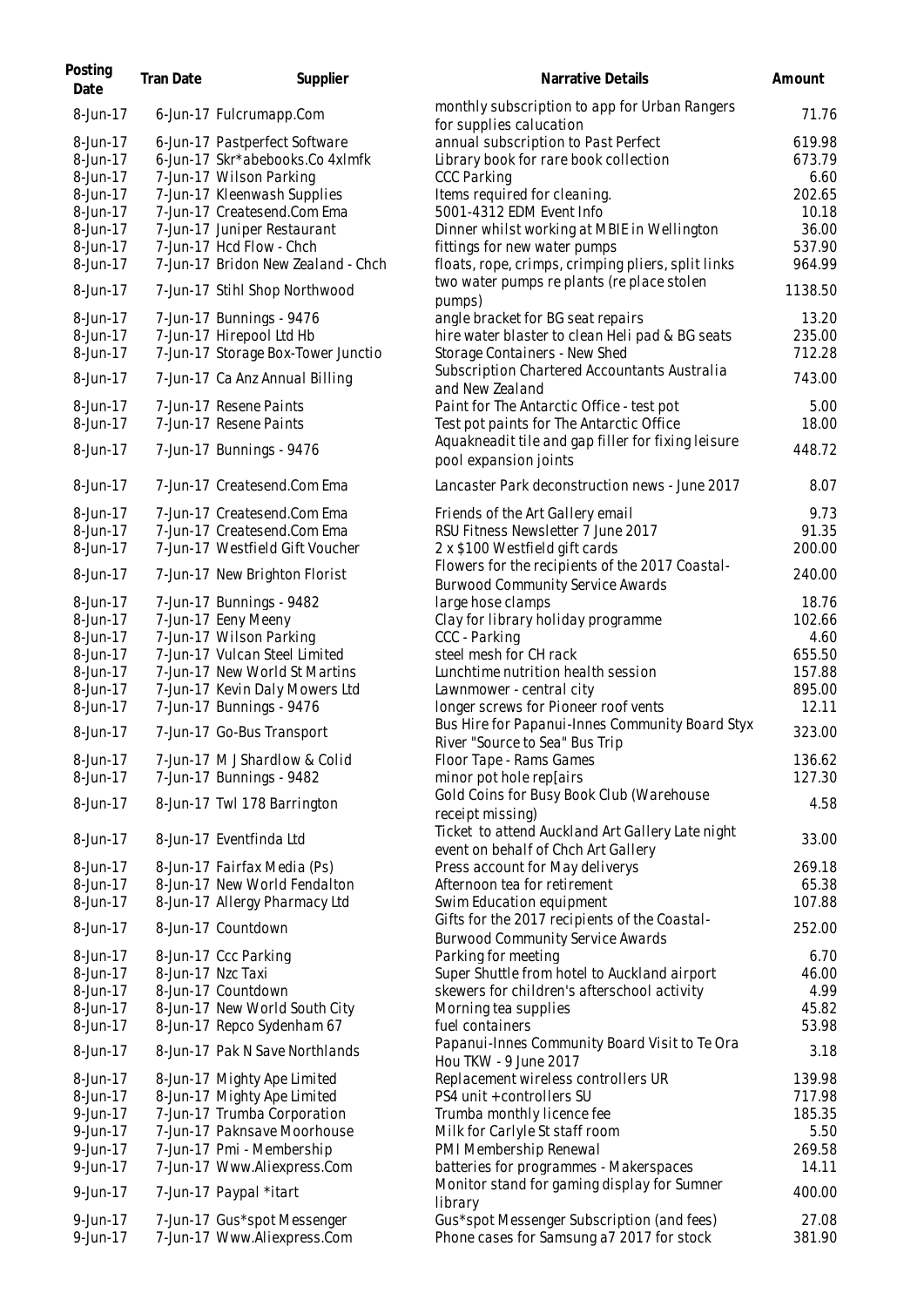| Posting Date | Tran Date | Supplier | Narrative Details | Amount |
|---|---|---|---|---|
| 8-Jun-17 | 6-Jun-17 | Fulcrumapp.Com | monthly subscription to app for Urban Rangers for supplies calucation | 71.76 |
| 8-Jun-17 | 6-Jun-17 | Pastperfect Software | annual subscription to Past Perfect | 619.98 |
| 8-Jun-17 | 6-Jun-17 | Skr*abebooks.Co 4xlmfk | Library book for rare book collection | 673.79 |
| 8-Jun-17 | 7-Jun-17 | Wilson Parking | CCC Parking | 6.60 |
| 8-Jun-17 | 7-Jun-17 | Kleenwash Supplies | Items required for cleaning. | 202.65 |
| 8-Jun-17 | 7-Jun-17 | Createsend.Com Ema | 5001-4312 EDM Event Info | 10.18 |
| 8-Jun-17 | 7-Jun-17 | Juniper Restaurant | Dinner whilst working at MBIE in Wellington | 36.00 |
| 8-Jun-17 | 7-Jun-17 | Hcd Flow - Chch | fittings for new water pumps | 537.90 |
| 8-Jun-17 | 7-Jun-17 | Bridon New Zealand - Chch | floats, rope, crimps, crimping pliers, split links | 964.99 |
| 8-Jun-17 | 7-Jun-17 | Stihl Shop Northwood | two water pumps re plants (re place stolen pumps) | 1138.50 |
| 8-Jun-17 | 7-Jun-17 | Bunnings - 9476 | angle bracket for BG seat repairs | 13.20 |
| 8-Jun-17 | 7-Jun-17 | Hirepool Ltd Hb | hire water blaster to clean Heli pad & BG seats | 235.00 |
| 8-Jun-17 | 7-Jun-17 | Storage Box-Tower Junctio | Storage Containers - New Shed | 712.28 |
| 8-Jun-17 | 7-Jun-17 | Ca Anz Annual Billing | Subscription Chartered Accountants Australia and New Zealand | 743.00 |
| 8-Jun-17 | 7-Jun-17 | Resene Paints | Paint for The Antarctic Office - test pot | 5.00 |
| 8-Jun-17 | 7-Jun-17 | Resene Paints | Test pot paints for The Antarctic Office | 18.00 |
| 8-Jun-17 | 7-Jun-17 | Bunnings - 9476 | Aquakneadit tile and gap filler for fixing leisure pool expansion joints | 448.72 |
| 8-Jun-17 | 7-Jun-17 | Createsend.Com Ema | Lancaster Park deconstruction news - June 2017 | 8.07 |
| 8-Jun-17 | 7-Jun-17 | Createsend.Com Ema | Friends of the Art Gallery email | 9.73 |
| 8-Jun-17 | 7-Jun-17 | Createsend.Com Ema | RSU Fitness Newsletter 7 June 2017 | 91.35 |
| 8-Jun-17 | 7-Jun-17 | Westfield Gift Voucher | 2 x $100 Westfield gift cards | 200.00 |
| 8-Jun-17 | 7-Jun-17 | New Brighton Florist | Flowers for the recipients of the 2017 Coastal-Burwood Community Service Awards | 240.00 |
| 8-Jun-17 | 7-Jun-17 | Bunnings - 9482 | large hose clamps | 18.76 |
| 8-Jun-17 | 7-Jun-17 | Eeny Meeny | Clay for library holiday programme | 102.66 |
| 8-Jun-17 | 7-Jun-17 | Wilson Parking | CCC - Parking | 4.60 |
| 8-Jun-17 | 7-Jun-17 | Vulcan Steel Limited | steel mesh for CH rack | 655.50 |
| 8-Jun-17 | 7-Jun-17 | New World St Martins | Lunchtime nutrition health session | 157.88 |
| 8-Jun-17 | 7-Jun-17 | Kevin Daly Mowers Ltd | Lawnmower - central city | 895.00 |
| 8-Jun-17 | 7-Jun-17 | Bunnings - 9476 | longer screws for Pioneer roof vents | 12.11 |
| 8-Jun-17 | 7-Jun-17 | Go-Bus Transport | Bus Hire for Papanui-Innes Community Board Styx River "Source to Sea" Bus Trip | 323.00 |
| 8-Jun-17 | 7-Jun-17 | M J Shardlow & Colid | Floor Tape - Rams Games | 136.62 |
| 8-Jun-17 | 7-Jun-17 | Bunnings - 9482 | minor pot hole rep[airs | 127.30 |
| 8-Jun-17 | 8-Jun-17 | Twl 178 Barrington | Gold Coins for Busy Book Club (Warehouse receipt missing) | 4.58 |
| 8-Jun-17 | 8-Jun-17 | Eventfinda Ltd | Ticket to attend Auckland Art Gallery Late night event on behalf of Chch Art Gallery | 33.00 |
| 8-Jun-17 | 8-Jun-17 | Fairfax Media (Ps) | Press account for May deliverys | 269.18 |
| 8-Jun-17 | 8-Jun-17 | New World Fendalton | Afternoon tea for retirement | 65.38 |
| 8-Jun-17 | 8-Jun-17 | Allergy Pharmacy Ltd | Swim Education equipment | 107.88 |
| 8-Jun-17 | 8-Jun-17 | Countdown | Gifts for the 2017 recipients of the Coastal-Burwood Community Service Awards | 252.00 |
| 8-Jun-17 | 8-Jun-17 | Ccc Parking | Parking for meeting | 6.70 |
| 8-Jun-17 | 8-Jun-17 | Nzc Taxi | Super Shuttle from hotel to Auckland airport | 46.00 |
| 8-Jun-17 | 8-Jun-17 | Countdown | skewers for children's afterschool activity | 4.99 |
| 8-Jun-17 | 8-Jun-17 | New World South City | Morning tea supplies | 45.82 |
| 8-Jun-17 | 8-Jun-17 | Repco Sydenham 67 | fuel containers | 53.98 |
| 8-Jun-17 | 8-Jun-17 | Pak N Save Northlands | Papanui-Innes Community Board Visit to Te Ora Hou TKW - 9 June 2017 | 3.18 |
| 8-Jun-17 | 8-Jun-17 | Mighty Ape Limited | Replacement wireless controllers UR | 139.98 |
| 8-Jun-17 | 8-Jun-17 | Mighty Ape Limited | PS4 unit + controllers SU | 717.98 |
| 9-Jun-17 | 7-Jun-17 | Trumba Corporation | Trumba monthly licence fee | 185.35 |
| 9-Jun-17 | 7-Jun-17 | Paknsave Moorhouse | Milk for Carlyle St staff room | 5.50 |
| 9-Jun-17 | 7-Jun-17 | Pmi - Membership | PMI Membership Renewal | 269.58 |
| 9-Jun-17 | 7-Jun-17 | Www.Aliexpress.Com | batteries for programmes - Makerspaces | 14.11 |
| 9-Jun-17 | 7-Jun-17 | Paypal *itart | Monitor stand for gaming display for Sumner library | 400.00 |
| 9-Jun-17 | 7-Jun-17 | Gus*spot Messenger | Gus*spot Messenger Subscription (and fees) | 27.08 |
| 9-Jun-17 | 7-Jun-17 | Www.Aliexpress.Com | Phone cases for Samsung a7 2017 for stock | 381.90 |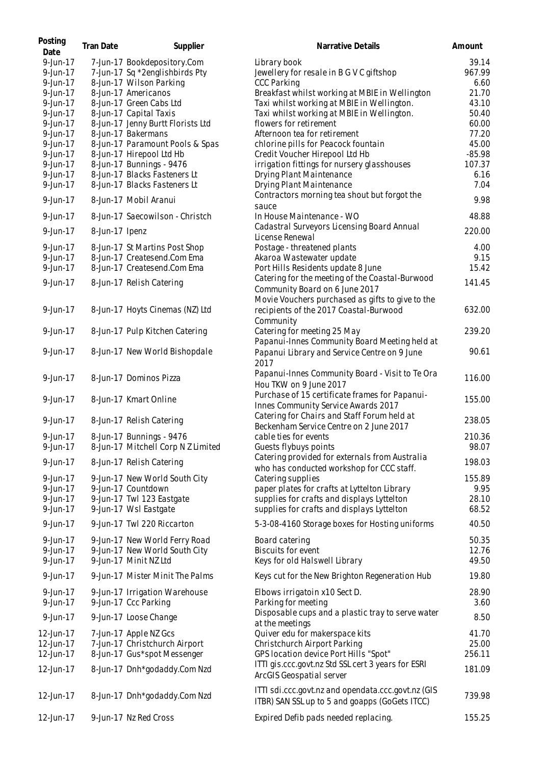| Posting Date | Tran Date | Supplier | Narrative Details | Amount |
|---|---|---|---|---|
| 9-Jun-17 | 7-Jun-17 | Bookdepository.Com | Library book | 39.14 |
| 9-Jun-17 | 7-Jun-17 | Sq *2englishbirds Pty | Jewellery for resale in B G V C giftshop | 967.99 |
| 9-Jun-17 | 8-Jun-17 | Wilson Parking | CCC Parking | 6.60 |
| 9-Jun-17 | 8-Jun-17 | Americanos | Breakfast whilst working at MBIE in Wellington | 21.70 |
| 9-Jun-17 | 8-Jun-17 | Green Cabs Ltd | Taxi whilst working at MBIE in Wellington. | 43.10 |
| 9-Jun-17 | 8-Jun-17 | Capital Taxis | Taxi whilst working at MBIE in Wellington. | 50.40 |
| 9-Jun-17 | 8-Jun-17 | Jenny Burtt Florists Ltd | flowers for retirement | 60.00 |
| 9-Jun-17 | 8-Jun-17 | Bakermans | Afternoon tea for retirement | 77.20 |
| 9-Jun-17 | 8-Jun-17 | Paramount Pools & Spas | chlorine pills for Peacock fountain | 45.00 |
| 9-Jun-17 | 8-Jun-17 | Hirepool Ltd Hb | Credit Voucher Hirepool Ltd Hb | -85.98 |
| 9-Jun-17 | 8-Jun-17 | Bunnings - 9476 | irrigation fittings for nursery glasshouses | 107.37 |
| 9-Jun-17 | 8-Jun-17 | Blacks Fasteners Lt | Drying Plant Maintenance | 6.16 |
| 9-Jun-17 | 8-Jun-17 | Blacks Fasteners Lt | Drying Plant Maintenance | 7.04 |
| 9-Jun-17 | 8-Jun-17 | Mobil Aranui | Contractors morning tea shout but forgot the sauce | 9.98 |
| 9-Jun-17 | 8-Jun-17 | Saecowilson - Christch | In House Maintenance - WO | 48.88 |
| 9-Jun-17 | 8-Jun-17 | Ipenz | Cadastral Surveyors Licensing Board Annual License Renewal | 220.00 |
| 9-Jun-17 | 8-Jun-17 | St Martins Post Shop | Postage - threatened plants | 4.00 |
| 9-Jun-17 | 8-Jun-17 | Createsend.Com Ema | Akaroa Wastewater update | 9.15 |
| 9-Jun-17 | 8-Jun-17 | Createsend.Com Ema | Port Hills Residents update 8 June | 15.42 |
| 9-Jun-17 | 8-Jun-17 | Relish Catering | Catering for the meeting of the Coastal-Burwood Community Board on 6 June 2017 | 141.45 |
| 9-Jun-17 | 8-Jun-17 | Hoyts Cinemas (NZ) Ltd | Movie Vouchers purchased as gifts to give to the recipients of the 2017 Coastal-Burwood Community | 632.00 |
| 9-Jun-17 | 8-Jun-17 | Pulp Kitchen Catering | Catering for meeting 25 May | 239.20 |
| 9-Jun-17 | 8-Jun-17 | New World Bishopdale | Papanui-Innes Community Board Meeting held at Papanui Library and Service Centre on 9 June 2017 | 90.61 |
| 9-Jun-17 | 8-Jun-17 | Dominos Pizza | Papanui-Innes Community Board - Visit to Te Ora Hou TKW on 9 June 2017 | 116.00 |
| 9-Jun-17 | 8-Jun-17 | Kmart Online | Purchase of 15 certificate frames for Papanui-Innes Community Service Awards 2017 | 155.00 |
| 9-Jun-17 | 8-Jun-17 | Relish Catering | Catering for Chairs and Staff Forum held at Beckenham Service Centre on 2 June 2017 | 238.05 |
| 9-Jun-17 | 8-Jun-17 | Bunnings - 9476 | cable ties for events | 210.36 |
| 9-Jun-17 | 8-Jun-17 | Mitchell Corp N Z Limited | Guests flybuys points | 98.07 |
| 9-Jun-17 | 8-Jun-17 | Relish Catering | Catering provided for externals from Australia who has conducted workshop for CCC staff. | 198.03 |
| 9-Jun-17 | 9-Jun-17 | New World South City | Catering supplies | 155.89 |
| 9-Jun-17 | 9-Jun-17 | Countdown | paper plates for crafts at Lyttelton Library | 9.95 |
| 9-Jun-17 | 9-Jun-17 | Twl 123 Eastgate | supplies for crafts and displays Lyttelton | 28.10 |
| 9-Jun-17 | 9-Jun-17 | Wsl Eastgate | supplies for crafts and displays Lyttelton | 68.52 |
| 9-Jun-17 | 9-Jun-17 | Twl 220 Riccarton | 5-3-08-4160 Storage boxes for Hosting uniforms | 40.50 |
| 9-Jun-17 | 9-Jun-17 | New World Ferry Road | Board catering | 50.35 |
| 9-Jun-17 | 9-Jun-17 | New World South City | Biscuits for event | 12.76 |
| 9-Jun-17 | 9-Jun-17 | Minit NZ Ltd | Keys for old Halswell Library | 49.50 |
| 9-Jun-17 | 9-Jun-17 | Mister Minit The Palms | Keys cut for the New Brighton Regeneration Hub | 19.80 |
| 9-Jun-17 | 9-Jun-17 | Irrigation Warehouse | Elbows irrigatoin x10 Sect D. | 28.90 |
| 9-Jun-17 | 9-Jun-17 | Ccc Parking | Parking for meeting | 3.60 |
| 9-Jun-17 | 9-Jun-17 | Loose Change | Disposable cups and a plastic tray to serve water at the meetings | 8.50 |
| 12-Jun-17 | 7-Jun-17 | Apple NZ Gcs | Quiver edu for makerspace kits | 41.70 |
| 12-Jun-17 | 7-Jun-17 | Christchurch Airport | Christchurch Airport Parking | 25.00 |
| 12-Jun-17 | 8-Jun-17 | Gus*spot Messenger | GPS location device Port Hills "Spot" | 256.11 |
| 12-Jun-17 | 8-Jun-17 | Dnh*godaddy.Com Nzd | ITTI gis.ccc.govt.nz Std SSL cert 3 years for ESRI ArcGIS Geospatial server | 181.09 |
| 12-Jun-17 | 8-Jun-17 | Dnh*godaddy.Com Nzd | ITTI sdi.ccc.govt.nz and opendata.ccc.govt.nz (GIS ITBR) SAN SSL up to 5 and goapps (GoGets ITCC) | 739.98 |
| 12-Jun-17 | 9-Jun-17 | Nz Red Cross | Expired Defib pads needed replacing. | 155.25 |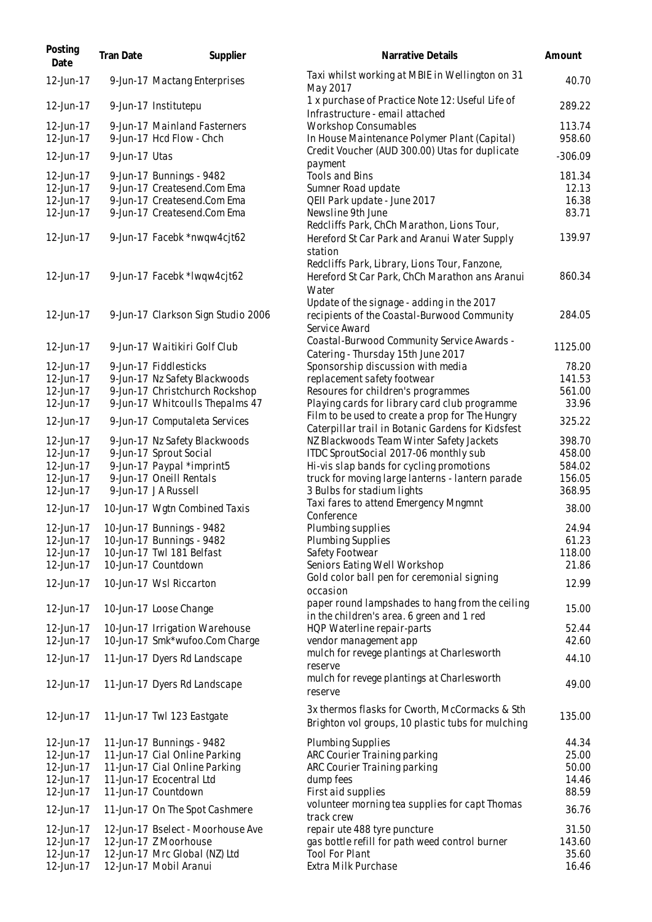| Posting Date | Tran Date | Supplier | Narrative Details | Amount |
|---|---|---|---|---|
| 12-Jun-17 | 9-Jun-17 | Mactang Enterprises | Taxi whilst working at MBIE in Wellington on 31 May 2017 | 40.70 |
| 12-Jun-17 | 9-Jun-17 | Institutepu | 1 x purchase of Practice Note 12: Useful Life of Infrastructure - email attached | 289.22 |
| 12-Jun-17 | 9-Jun-17 | Mainland Fasterners | Workshop Consumables | 113.74 |
| 12-Jun-17 | 9-Jun-17 | Hcd Flow - Chch | In House Maintenance Polymer Plant (Capital) | 958.60 |
| 12-Jun-17 | 9-Jun-17 | Utas | Credit Voucher (AUD 300.00) Utas for duplicate payment | -306.09 |
| 12-Jun-17 | 9-Jun-17 | Bunnings - 9482 | Tools and Bins | 181.34 |
| 12-Jun-17 | 9-Jun-17 | Createsend.Com Ema | Sumner Road update | 12.13 |
| 12-Jun-17 | 9-Jun-17 | Createsend.Com Ema | QEII Park update - June 2017 | 16.38 |
| 12-Jun-17 | 9-Jun-17 | Createsend.Com Ema | Newsline 9th June | 83.71 |
| 12-Jun-17 | 9-Jun-17 | Facebk *nwqw4cjt62 | Redcliffs Park, ChCh Marathon, Lions Tour, Hereford St Car Park and Aranui Water Supply station | 139.97 |
| 12-Jun-17 | 9-Jun-17 | Facebk *lwqw4cjt62 | Redcliffs Park, Library, Lions Tour, Fanzone, Hereford St Car Park, ChCh Marathon ans Aranui Water | 860.34 |
| 12-Jun-17 | 9-Jun-17 | Clarkson Sign Studio 2006 | Update of the signage - adding in the 2017 recipients of the Coastal-Burwood Community Service Award | 284.05 |
| 12-Jun-17 | 9-Jun-17 | Waitikiri Golf Club | Coastal-Burwood Community Service Awards - Catering - Thursday 15th June 2017 | 1125.00 |
| 12-Jun-17 | 9-Jun-17 | Fiddlesticks | Sponsorship discussion with media | 78.20 |
| 12-Jun-17 | 9-Jun-17 | Nz Safety Blackwoods | replacement safety footwear | 141.53 |
| 12-Jun-17 | 9-Jun-17 | Christchurch Rockshop | Resoures for children's programmes | 561.00 |
| 12-Jun-17 | 9-Jun-17 | Whitcoulls Thepalms 47 | Playing cards for library card club programme | 33.96 |
| 12-Jun-17 | 9-Jun-17 | Computaleta Services | Film to be used to create a prop for The Hungry Caterpillar trail in Botanic Gardens for Kidsfest | 325.22 |
| 12-Jun-17 | 9-Jun-17 | Nz Safety Blackwoods | NZ Blackwoods Team Winter Safety Jackets | 398.70 |
| 12-Jun-17 | 9-Jun-17 | Sprout Social | ITDC SproutSocial 2017-06 monthly sub | 458.00 |
| 12-Jun-17 | 9-Jun-17 | Paypal *imprint5 | Hi-vis slap bands for cycling promotions | 584.02 |
| 12-Jun-17 | 9-Jun-17 | Oneill Rentals | truck for moving large lanterns - lantern parade | 156.05 |
| 12-Jun-17 | 9-Jun-17 | J A Russell | 3 Bulbs for stadium lights | 368.95 |
| 12-Jun-17 | 10-Jun-17 | Wgtn Combined Taxis | Taxi fares to attend Emergency Mngmnt Conference | 38.00 |
| 12-Jun-17 | 10-Jun-17 | Bunnings - 9482 | Plumbing supplies | 24.94 |
| 12-Jun-17 | 10-Jun-17 | Bunnings - 9482 | Plumbing Supplies | 61.23 |
| 12-Jun-17 | 10-Jun-17 | Twl 181 Belfast | Safety Footwear | 118.00 |
| 12-Jun-17 | 10-Jun-17 | Countdown | Seniors Eating Well Workshop | 21.86 |
| 12-Jun-17 | 10-Jun-17 | Wsl Riccarton | Gold color ball pen for ceremonial signing occasion | 12.99 |
| 12-Jun-17 | 10-Jun-17 | Loose Change | paper round lampshades to hang from the ceiling in the children's area. 6 green and 1 red | 15.00 |
| 12-Jun-17 | 10-Jun-17 | Irrigation Warehouse | HQP Waterline repair-parts | 52.44 |
| 12-Jun-17 | 10-Jun-17 | Smk*wufoo.Com Charge | vendor management app | 42.60 |
| 12-Jun-17 | 11-Jun-17 | Dyers Rd Landscape | mulch for revege plantings at Charlesworth reserve | 44.10 |
| 12-Jun-17 | 11-Jun-17 | Dyers Rd Landscape | mulch for revege plantings at Charlesworth reserve | 49.00 |
| 12-Jun-17 | 11-Jun-17 | Twl 123 Eastgate | 3x thermos flasks for Cworth, McCormacks & Sth Brighton vol groups, 10 plastic tubs for mulching | 135.00 |
| 12-Jun-17 | 11-Jun-17 | Bunnings - 9482 | Plumbing Supplies | 44.34 |
| 12-Jun-17 | 11-Jun-17 | Cial Online Parking | ARC Courier Training parking | 25.00 |
| 12-Jun-17 | 11-Jun-17 | Cial Online Parking | ARC Courier Training parking | 50.00 |
| 12-Jun-17 | 11-Jun-17 | Ecocentral Ltd | dump fees | 14.46 |
| 12-Jun-17 | 11-Jun-17 | Countdown | First aid supplies | 88.59 |
| 12-Jun-17 | 11-Jun-17 | On The Spot Cashmere | volunteer morning tea supplies for capt Thomas track crew | 36.76 |
| 12-Jun-17 | 12-Jun-17 | Bselect - Moorhouse Ave | repair ute 488 tyre puncture | 31.50 |
| 12-Jun-17 | 12-Jun-17 | Z Moorhouse | gas bottle refill for path weed control burner | 143.60 |
| 12-Jun-17 | 12-Jun-17 | Mrc Global (NZ) Ltd | Tool For Plant | 35.60 |
| 12-Jun-17 | 12-Jun-17 | Mobil Aranui | Extra Milk Purchase | 16.46 |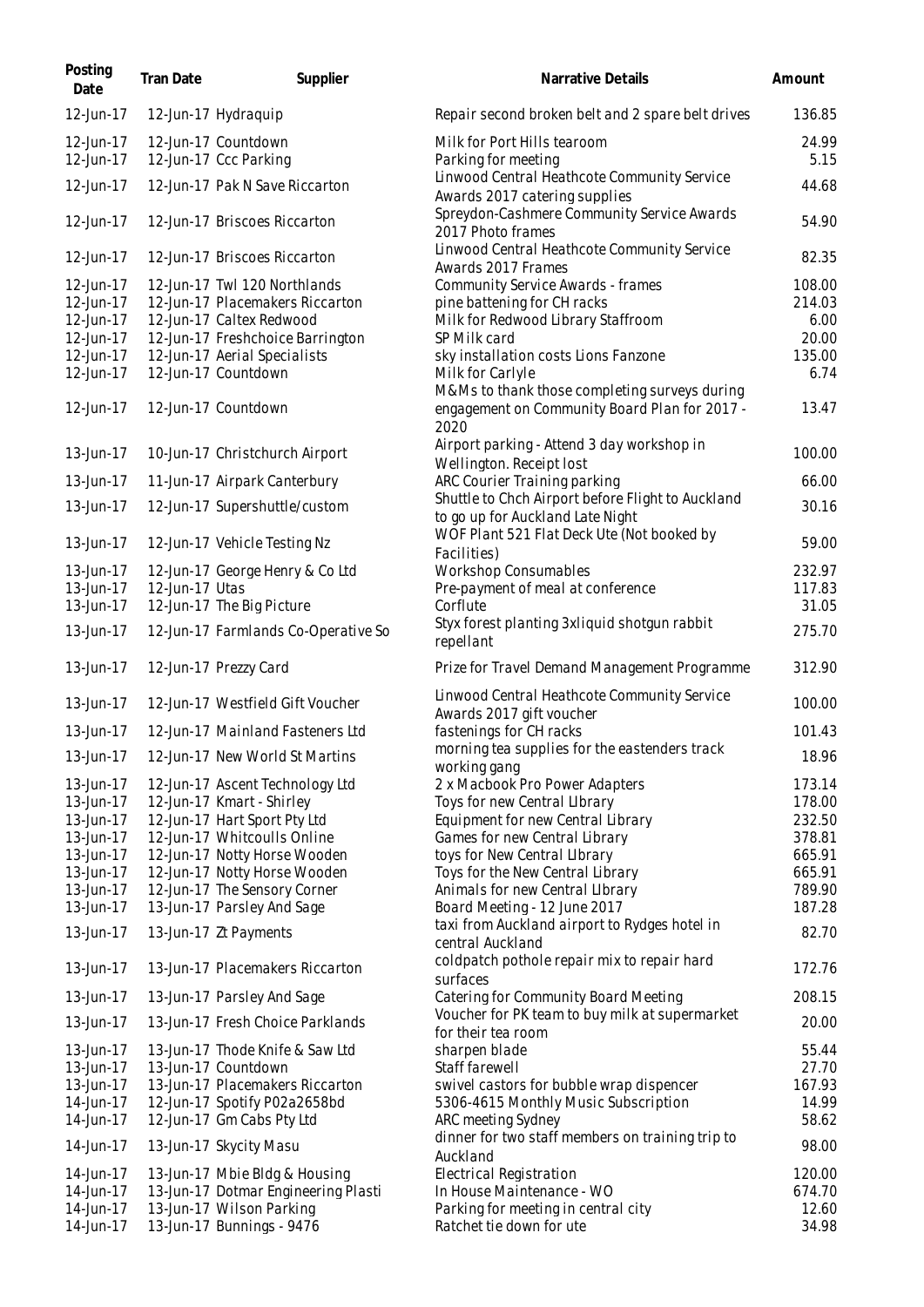| Posting Date | Tran Date | Supplier | Narrative Details | Amount |
|---|---|---|---|---|
| 12-Jun-17 | 12-Jun-17 | Hydraquip | Repair second broken belt and 2 spare belt drives | 136.85 |
| 12-Jun-17 | 12-Jun-17 | Countdown | Milk for Port Hills tearoom | 24.99 |
| 12-Jun-17 | 12-Jun-17 | Ccc Parking | Parking for meeting | 5.15 |
| 12-Jun-17 | 12-Jun-17 | Pak N Save Riccarton | Linwood Central Heathcote Community Service Awards 2017 catering supplies | 44.68 |
| 12-Jun-17 | 12-Jun-17 | Briscoes Riccarton | Spreydon-Cashmere Community Service Awards 2017 Photo frames | 54.90 |
| 12-Jun-17 | 12-Jun-17 | Briscoes Riccarton | Linwood Central Heathcote Community Service Awards 2017 Frames | 82.35 |
| 12-Jun-17 | 12-Jun-17 | Twl 120 Northlands | Community Service Awards - frames | 108.00 |
| 12-Jun-17 | 12-Jun-17 | Placemakers Riccarton | pine battening for CH racks | 214.03 |
| 12-Jun-17 | 12-Jun-17 | Caltex Redwood | Milk for Redwood Library Staffroom | 6.00 |
| 12-Jun-17 | 12-Jun-17 | Freshchoice Barrington | SP Milk card | 20.00 |
| 12-Jun-17 | 12-Jun-17 | Aerial Specialists | sky installation costs Lions Fanzone | 135.00 |
| 12-Jun-17 | 12-Jun-17 | Countdown | Milk for Carlyle | 6.74 |
| 12-Jun-17 | 12-Jun-17 | Countdown | M&Ms to thank those completing surveys during engagement on Community Board Plan for 2017 - 2020 | 13.47 |
| 13-Jun-17 | 10-Jun-17 | Christchurch Airport | Airport parking - Attend 3 day workshop in Wellington. Receipt lost | 100.00 |
| 13-Jun-17 | 11-Jun-17 | Airpark Canterbury | ARC Courier Training parking | 66.00 |
| 13-Jun-17 | 12-Jun-17 | Supershuttle/custom | Shuttle to Chch Airport before Flight to Auckland to go up for Auckland Late Night | 30.16 |
| 13-Jun-17 | 12-Jun-17 | Vehicle Testing Nz | WOF Plant 521 Flat Deck Ute (Not booked by Facilities) | 59.00 |
| 13-Jun-17 | 12-Jun-17 | George Henry & Co Ltd | Workshop Consumables | 232.97 |
| 13-Jun-17 | 12-Jun-17 | Utas | Pre-payment of meal at conference | 117.83 |
| 13-Jun-17 | 12-Jun-17 | The Big Picture | Corflute | 31.05 |
| 13-Jun-17 | 12-Jun-17 | Farmlands Co-Operative So | Styx forest planting 3xliquid shotgun rabbit repellant | 275.70 |
| 13-Jun-17 | 12-Jun-17 | Prezzy Card | Prize for Travel Demand Management Programme | 312.90 |
| 13-Jun-17 | 12-Jun-17 | Westfield Gift Voucher | Linwood Central Heathcote Community Service Awards 2017 gift voucher | 100.00 |
| 13-Jun-17 | 12-Jun-17 | Mainland Fasteners Ltd | fastenings for CH racks | 101.43 |
| 13-Jun-17 | 12-Jun-17 | New World St Martins | morning tea supplies for the eastenders track working gang | 18.96 |
| 13-Jun-17 | 12-Jun-17 | Ascent Technology Ltd | 2 x Macbook Pro Power Adapters | 173.14 |
| 13-Jun-17 | 12-Jun-17 | Kmart - Shirley | Toys for new Central LIbrary | 178.00 |
| 13-Jun-17 | 12-Jun-17 | Hart Sport Pty Ltd | Equipment for new Central Library | 232.50 |
| 13-Jun-17 | 12-Jun-17 | Whitcoulls Online | Games for new Central Library | 378.81 |
| 13-Jun-17 | 12-Jun-17 | Notty Horse Wooden | toys for New Central LIbrary | 665.91 |
| 13-Jun-17 | 12-Jun-17 | Notty Horse Wooden | Toys for the New Central Library | 665.91 |
| 13-Jun-17 | 12-Jun-17 | The Sensory Corner | Animals for new Central LIbrary | 789.90 |
| 13-Jun-17 | 13-Jun-17 | Parsley And Sage | Board Meeting - 12 June 2017 | 187.28 |
| 13-Jun-17 | 13-Jun-17 | Zt Payments | taxi from Auckland airport to Rydges hotel in central Auckland | 82.70 |
| 13-Jun-17 | 13-Jun-17 | Placemakers Riccarton | coldpatch pothole repair mix to repair hard surfaces | 172.76 |
| 13-Jun-17 | 13-Jun-17 | Parsley And Sage | Catering for Community Board Meeting | 208.15 |
| 13-Jun-17 | 13-Jun-17 | Fresh Choice Parklands | Voucher for PK team to buy milk at supermarket for their tea room | 20.00 |
| 13-Jun-17 | 13-Jun-17 | Thode Knife & Saw Ltd | sharpen blade | 55.44 |
| 13-Jun-17 | 13-Jun-17 | Countdown | Staff farewell | 27.70 |
| 13-Jun-17 | 13-Jun-17 | Placemakers Riccarton | swivel castors for bubble wrap dispencer | 167.93 |
| 14-Jun-17 | 12-Jun-17 | Spotify P02a2658bd | 5306-4615 Monthly Music Subscription | 14.99 |
| 14-Jun-17 | 12-Jun-17 | Gm Cabs Pty Ltd | ARC meeting Sydney | 58.62 |
| 14-Jun-17 | 13-Jun-17 | Skycity Masu | dinner for two staff members on training trip to Auckland | 98.00 |
| 14-Jun-17 | 13-Jun-17 | Mbie Bldg & Housing | Electrical Registration | 120.00 |
| 14-Jun-17 | 13-Jun-17 | Dotmar Engineering Plasti | In House Maintenance - WO | 674.70 |
| 14-Jun-17 | 13-Jun-17 | Wilson Parking | Parking for meeting in central city | 12.60 |
| 14-Jun-17 | 13-Jun-17 | Bunnings - 9476 | Ratchet tie down for ute | 34.98 |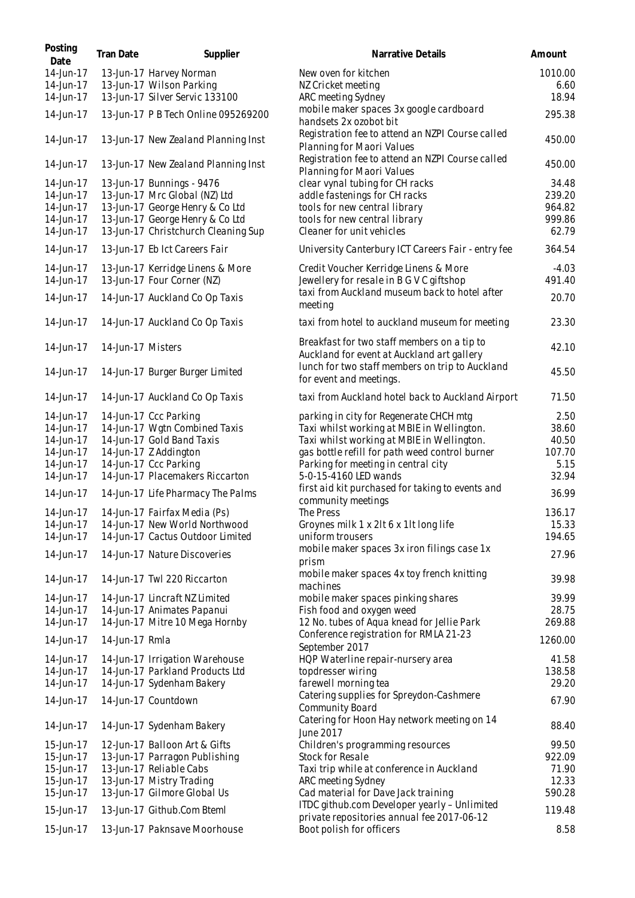| Posting Date | Tran Date | Supplier | Narrative Details | Amount |
|---|---|---|---|---|
| 14-Jun-17 | 13-Jun-17 | Harvey Norman | New oven for kitchen | 1010.00 |
| 14-Jun-17 | 13-Jun-17 | Wilson Parking | NZ Cricket meeting | 6.60 |
| 14-Jun-17 | 13-Jun-17 | Silver Servic 133100 | ARC meeting Sydney | 18.94 |
| 14-Jun-17 | 13-Jun-17 | P B Tech Online 095269200 | mobile maker spaces 3x google cardboard handsets 2x ozobot bit | 295.38 |
| 14-Jun-17 | 13-Jun-17 | New Zealand Planning Inst | Registration fee to attend an NZPI Course called Planning for Maori Values | 450.00 |
| 14-Jun-17 | 13-Jun-17 | New Zealand Planning Inst | Registration fee to attend an NZPI Course called Planning for Maori Values | 450.00 |
| 14-Jun-17 | 13-Jun-17 | Bunnings - 9476 | clear vynal tubing for CH racks | 34.48 |
| 14-Jun-17 | 13-Jun-17 | Mrc Global (NZ) Ltd | addle fastenings for CH racks | 239.20 |
| 14-Jun-17 | 13-Jun-17 | George Henry & Co Ltd | tools for new central library | 964.82 |
| 14-Jun-17 | 13-Jun-17 | George Henry & Co Ltd | tools for new central library | 999.86 |
| 14-Jun-17 | 13-Jun-17 | Christchurch Cleaning Sup | Cleaner for unit vehicles | 62.79 |
| 14-Jun-17 | 13-Jun-17 | Eb Ict Careers Fair | University Canterbury ICT Careers Fair - entry fee | 364.54 |
| 14-Jun-17 | 13-Jun-17 | Kerridge Linens & More | Credit Voucher Kerridge Linens & More | -4.03 |
| 14-Jun-17 | 13-Jun-17 | Four Corner (NZ) | Jewellery for resale in B G V C giftshop | 491.40 |
| 14-Jun-17 | 14-Jun-17 | Auckland Co Op Taxis | taxi from Auckland museum back to hotel after meeting | 20.70 |
| 14-Jun-17 | 14-Jun-17 | Auckland Co Op Taxis | taxi from hotel to auckland museum for meeting | 23.30 |
| 14-Jun-17 | 14-Jun-17 | Misters | Breakfast for two staff members on a tip to Auckland for event at Auckland art gallery | 42.10 |
| 14-Jun-17 | 14-Jun-17 | Burger Burger Limited | lunch for two staff members on trip to Auckland for event and meetings. | 45.50 |
| 14-Jun-17 | 14-Jun-17 | Auckland Co Op Taxis | taxi from Auckland hotel back to Auckland Airport | 71.50 |
| 14-Jun-17 | 14-Jun-17 | Ccc Parking | parking in city for Regenerate CHCH mtg | 2.50 |
| 14-Jun-17 | 14-Jun-17 | Wgtn Combined Taxis | Taxi whilst working at MBIE in Wellington. | 38.60 |
| 14-Jun-17 | 14-Jun-17 | Gold Band Taxis | Taxi whilst working at MBIE in Wellington. | 40.50 |
| 14-Jun-17 | 14-Jun-17 | Z Addington | gas bottle refill for path weed control burner | 107.70 |
| 14-Jun-17 | 14-Jun-17 | Ccc Parking | Parking for meeting in central city | 5.15 |
| 14-Jun-17 | 14-Jun-17 | Placemakers Riccarton | 5-0-15-4160 LED wands | 32.94 |
| 14-Jun-17 | 14-Jun-17 | Life Pharmacy The Palms | first aid kit purchased for taking to events and community meetings | 36.99 |
| 14-Jun-17 | 14-Jun-17 | Fairfax Media (Ps) | The Press | 136.17 |
| 14-Jun-17 | 14-Jun-17 | New World Northwood | Groynes milk 1 x 2lt 6 x 1lt long life | 15.33 |
| 14-Jun-17 | 14-Jun-17 | Cactus Outdoor Limited | uniform trousers | 194.65 |
| 14-Jun-17 | 14-Jun-17 | Nature Discoveries | mobile maker spaces 3x iron filings case 1x prism | 27.96 |
| 14-Jun-17 | 14-Jun-17 | Twl 220 Riccarton | mobile maker spaces 4x toy french knitting machines | 39.98 |
| 14-Jun-17 | 14-Jun-17 | Lincraft NZ Limited | mobile maker spaces pinking shares | 39.99 |
| 14-Jun-17 | 14-Jun-17 | Animates Papanui | Fish food and oxygen weed | 28.75 |
| 14-Jun-17 | 14-Jun-17 | Mitre 10 Mega Hornby | 12 No. tubes of Aqua knead for Jellie Park | 269.88 |
| 14-Jun-17 | 14-Jun-17 | Rmla | Conference registration for RMLA 21-23 September 2017 | 1260.00 |
| 14-Jun-17 | 14-Jun-17 | Irrigation Warehouse | HQP Waterline repair-nursery area | 41.58 |
| 14-Jun-17 | 14-Jun-17 | Parkland Products Ltd | topdresser wiring | 138.58 |
| 14-Jun-17 | 14-Jun-17 | Sydenham Bakery | farewell morning tea | 29.20 |
| 14-Jun-17 | 14-Jun-17 | Countdown | Catering supplies for Spreydon-Cashmere Community Board | 67.90 |
| 14-Jun-17 | 14-Jun-17 | Sydenham Bakery | Catering for Hoon Hay network meeting on 14 June 2017 | 88.40 |
| 15-Jun-17 | 12-Jun-17 | Balloon Art & Gifts | Children's programming resources | 99.50 |
| 15-Jun-17 | 13-Jun-17 | Parragon Publishing | Stock for Resale | 922.09 |
| 15-Jun-17 | 13-Jun-17 | Reliable Cabs | Taxi trip while at conference in Auckland | 71.90 |
| 15-Jun-17 | 13-Jun-17 | Mistry Trading | ARC meeting Sydney | 12.33 |
| 15-Jun-17 | 13-Jun-17 | Gilmore Global Us | Cad material for Dave Jack training | 590.28 |
| 15-Jun-17 | 13-Jun-17 | Github.Com Bteml | ITDC github.com Developer yearly – Unlimited private repositories annual fee 2017-06-12 | 119.48 |
| 15-Jun-17 | 13-Jun-17 | Paknsave Moorhouse | Boot polish for officers | 8.58 |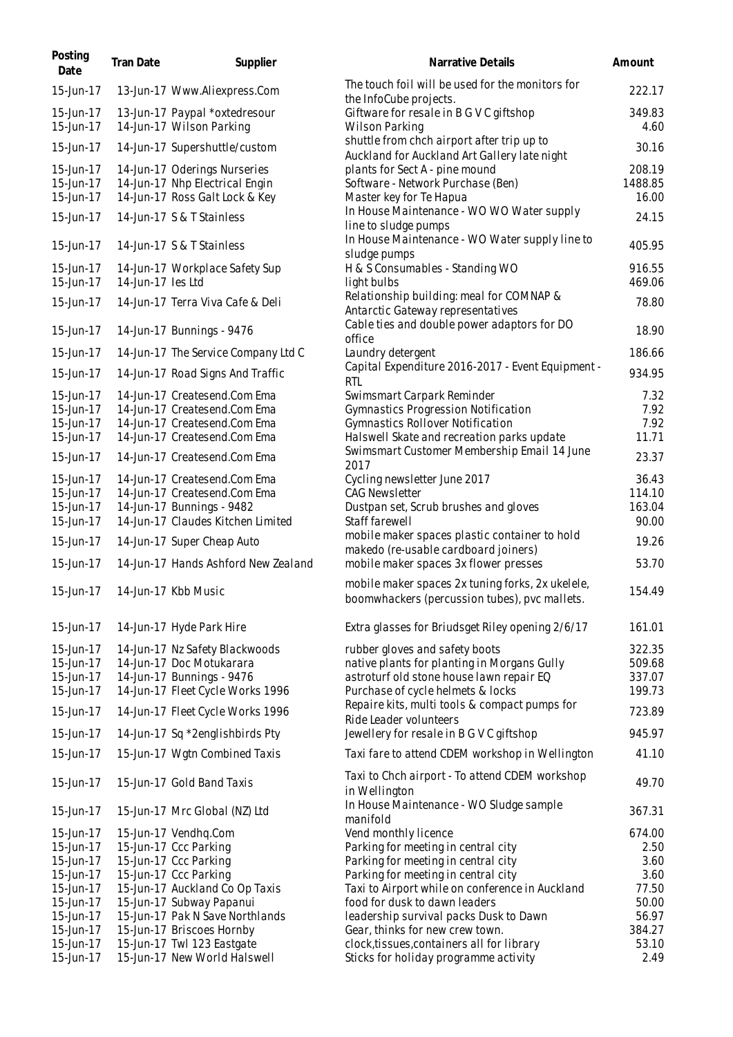| Posting Date | Tran Date | Supplier | Narrative Details | Amount |
|---|---|---|---|---|
| 15-Jun-17 | 13-Jun-17 | Www.Aliexpress.Com | The touch foil will be used for the monitors for the InfoCube projects. | 222.17 |
| 15-Jun-17 | 13-Jun-17 | Paypal *oxtedresour | Giftware for resale in B G V C giftshop | 349.83 |
| 15-Jun-17 | 14-Jun-17 | Wilson Parking | Wilson Parking | 4.60 |
| 15-Jun-17 | 14-Jun-17 | Supershuttle/custom | shuttle from chch airport after trip up to Auckland for Auckland Art Gallery late night | 30.16 |
| 15-Jun-17 | 14-Jun-17 | Oderings Nurseries | plants for Sect A - pine mound | 208.19 |
| 15-Jun-17 | 14-Jun-17 | Nhp Electrical Engin | Software - Network Purchase (Ben) | 1488.85 |
| 15-Jun-17 | 14-Jun-17 | Ross Galt Lock & Key | Master key for Te Hapua | 16.00 |
| 15-Jun-17 | 14-Jun-17 | S & T Stainless | In House Maintenance - WO WO Water supply line to sludge pumps | 24.15 |
| 15-Jun-17 | 14-Jun-17 | S & T Stainless | In House Maintenance - WO Water supply line to sludge pumps | 405.95 |
| 15-Jun-17 | 14-Jun-17 | Workplace Safety Sup | H & S Consumables - Standing WO | 916.55 |
| 15-Jun-17 | 14-Jun-17 | Ies Ltd | light bulbs | 469.06 |
| 15-Jun-17 | 14-Jun-17 | Terra Viva Cafe & Deli | Relationship building: meal for COMNAP & Antarctic Gateway representatives | 78.80 |
| 15-Jun-17 | 14-Jun-17 | Bunnings - 9476 | Cable ties and double power adaptors for DO office | 18.90 |
| 15-Jun-17 | 14-Jun-17 | The Service Company Ltd C | Laundry detergent | 186.66 |
| 15-Jun-17 | 14-Jun-17 | Road Signs And Traffic | Capital Expenditure 2016-2017 - Event Equipment - RTL | 934.95 |
| 15-Jun-17 | 14-Jun-17 | Createsend.Com Ema | Swimsmart Carpark Reminder | 7.32 |
| 15-Jun-17 | 14-Jun-17 | Createsend.Com Ema | Gymnastics Progression Notification | 7.92 |
| 15-Jun-17 | 14-Jun-17 | Createsend.Com Ema | Gymnastics Rollover Notification | 7.92 |
| 15-Jun-17 | 14-Jun-17 | Createsend.Com Ema | Halswell Skate and recreation parks update | 11.71 |
| 15-Jun-17 | 14-Jun-17 | Createsend.Com Ema | Swimsmart Customer Membership Email 14 June 2017 | 23.37 |
| 15-Jun-17 | 14-Jun-17 | Createsend.Com Ema | Cycling newsletter June 2017 | 36.43 |
| 15-Jun-17 | 14-Jun-17 | Createsend.Com Ema | CAG Newsletter | 114.10 |
| 15-Jun-17 | 14-Jun-17 | Bunnings - 9482 | Dustpan set, Scrub brushes and gloves | 163.04 |
| 15-Jun-17 | 14-Jun-17 | Claudes Kitchen Limited | Staff farewell | 90.00 |
| 15-Jun-17 | 14-Jun-17 | Super Cheap Auto | mobile maker spaces plastic container to hold makedo (re-usable cardboard joiners) | 19.26 |
| 15-Jun-17 | 14-Jun-17 | Hands Ashford New Zealand | mobile maker spaces 3x flower presses | 53.70 |
| 15-Jun-17 | 14-Jun-17 | Kbb Music | mobile maker spaces 2x tuning forks, 2x ukelele, boomwhackers (percussion tubes), pvc mallets. | 154.49 |
| 15-Jun-17 | 14-Jun-17 | Hyde Park Hire | Extra glasses for Briudsget Riley opening 2/6/17 | 161.01 |
| 15-Jun-17 | 14-Jun-17 | Nz Safety Blackwoods | rubber gloves and safety boots | 322.35 |
| 15-Jun-17 | 14-Jun-17 | Doc Motukarara | native plants for planting in Morgans Gully | 509.68 |
| 15-Jun-17 | 14-Jun-17 | Bunnings - 9476 | astroturf old stone house lawn repair EQ | 337.07 |
| 15-Jun-17 | 14-Jun-17 | Fleet Cycle Works 1996 | Purchase of cycle helmets & locks | 199.73 |
| 15-Jun-17 | 14-Jun-17 | Fleet Cycle Works 1996 | Repaire kits, multi tools & compact pumps for Ride Leader volunteers | 723.89 |
| 15-Jun-17 | 14-Jun-17 | Sq *2englishbirds Pty | Jewellery for resale in B G V C giftshop | 945.97 |
| 15-Jun-17 | 15-Jun-17 | Wgtn Combined Taxis | Taxi fare to attend CDEM workshop in Wellington | 41.10 |
| 15-Jun-17 | 15-Jun-17 | Gold Band Taxis | Taxi to Chch airport - To attend CDEM workshop in Wellington | 49.70 |
| 15-Jun-17 | 15-Jun-17 | Mrc Global (NZ) Ltd | In House Maintenance - WO Sludge sample manifold | 367.31 |
| 15-Jun-17 | 15-Jun-17 | Vendhq.Com | Vend monthly licence | 674.00 |
| 15-Jun-17 | 15-Jun-17 | Ccc Parking | Parking for meeting in central city | 2.50 |
| 15-Jun-17 | 15-Jun-17 | Ccc Parking | Parking for meeting in central city | 3.60 |
| 15-Jun-17 | 15-Jun-17 | Ccc Parking | Parking for meeting in central city | 3.60 |
| 15-Jun-17 | 15-Jun-17 | Auckland Co Op Taxis | Taxi to Airport while on conference in Auckland | 77.50 |
| 15-Jun-17 | 15-Jun-17 | Subway Papanui | food for dusk to dawn leaders | 50.00 |
| 15-Jun-17 | 15-Jun-17 | Pak N Save Northlands | leadership survival packs Dusk to Dawn | 56.97 |
| 15-Jun-17 | 15-Jun-17 | Briscoes Hornby | Gear, thinks for new crew town. | 384.27 |
| 15-Jun-17 | 15-Jun-17 | Twl 123 Eastgate | clock,tissues,containers all for library | 53.10 |
| 15-Jun-17 | 15-Jun-17 | New World Halswell | Sticks for holiday programme activity | 2.49 |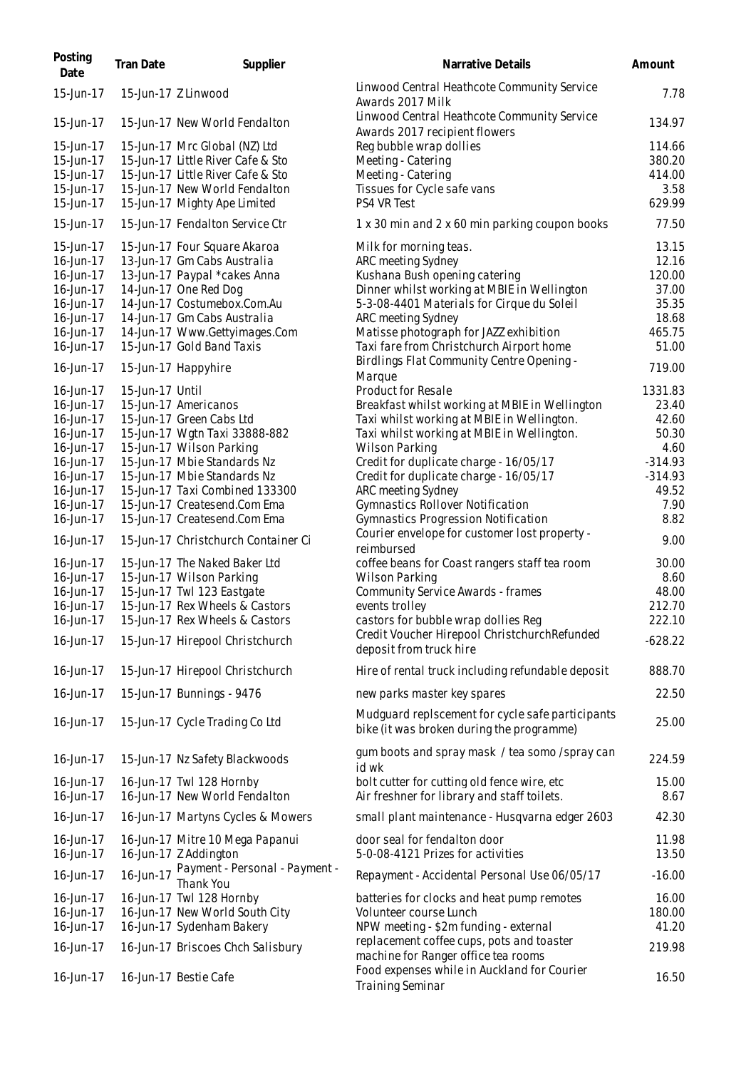| Posting Date | Tran Date | Supplier | Narrative Details | Amount |
| --- | --- | --- | --- | --- |
| 15-Jun-17 | 15-Jun-17 | Z Linwood | Linwood Central Heathcote Community Service Awards 2017 Milk | 7.78 |
| 15-Jun-17 | 15-Jun-17 | New World Fendalton | Linwood Central Heathcote Community Service Awards 2017 recipient flowers | 134.97 |
| 15-Jun-17 | 15-Jun-17 | Mrc Global (NZ) Ltd | Reg bubble wrap dollies | 114.66 |
| 15-Jun-17 | 15-Jun-17 | Little River Cafe & Sto | Meeting - Catering | 380.20 |
| 15-Jun-17 | 15-Jun-17 | Little River Cafe & Sto | Meeting - Catering | 414.00 |
| 15-Jun-17 | 15-Jun-17 | New World Fendalton | Tissues for Cycle safe vans | 3.58 |
| 15-Jun-17 | 15-Jun-17 | Mighty Ape Limited | PS4 VR Test | 629.99 |
| 15-Jun-17 | 15-Jun-17 | Fendalton Service Ctr | 1 x 30 min and 2 x 60 min parking coupon books | 77.50 |
| 15-Jun-17 | 15-Jun-17 | Four Square Akaroa | Milk for morning teas. | 13.15 |
| 16-Jun-17 | 13-Jun-17 | Gm Cabs Australia | ARC meeting Sydney | 12.16 |
| 16-Jun-17 | 13-Jun-17 | Paypal *cakes Anna | Kushana Bush opening catering | 120.00 |
| 16-Jun-17 | 14-Jun-17 | One Red Dog | Dinner whilst working at MBIE in Wellington | 37.00 |
| 16-Jun-17 | 14-Jun-17 | Costumebox.Com.Au | 5-3-08-4401 Materials for Cirque du Soleil | 35.35 |
| 16-Jun-17 | 14-Jun-17 | Gm Cabs Australia | ARC meeting Sydney | 18.68 |
| 16-Jun-17 | 14-Jun-17 | Www.Gettyimages.Com | Matisse photograph for JAZZ exhibition | 465.75 |
| 16-Jun-17 | 15-Jun-17 | Gold Band Taxis | Taxi fare from Christchurch Airport home | 51.00 |
| 16-Jun-17 | 15-Jun-17 | Happyhire | Birdlings Flat Community Centre Opening - Marque | 719.00 |
| 16-Jun-17 | 15-Jun-17 | Until | Product for Resale | 1331.83 |
| 16-Jun-17 | 15-Jun-17 | Americanos | Breakfast whilst working at MBIE in Wellington | 23.40 |
| 16-Jun-17 | 15-Jun-17 | Green Cabs Ltd | Taxi whilst working at MBIE in Wellington. | 42.60 |
| 16-Jun-17 | 15-Jun-17 | Wgtn Taxi 33888-882 | Taxi whilst working at MBIE in Wellington. | 50.30 |
| 16-Jun-17 | 15-Jun-17 | Wilson Parking | Wilson Parking | 4.60 |
| 16-Jun-17 | 15-Jun-17 | Mbie Standards Nz | Credit for duplicate charge - 16/05/17 | -314.93 |
| 16-Jun-17 | 15-Jun-17 | Mbie Standards Nz | Credit for duplicate charge - 16/05/17 | -314.93 |
| 16-Jun-17 | 15-Jun-17 | Taxi Combined 133300 | ARC meeting Sydney | 49.52 |
| 16-Jun-17 | 15-Jun-17 | Createsend.Com Ema | Gymnastics Rollover Notification | 7.90 |
| 16-Jun-17 | 15-Jun-17 | Createsend.Com Ema | Gymnastics Progression Notification | 8.82 |
| 16-Jun-17 | 15-Jun-17 | Christchurch Container Ci | Courier envelope for customer lost property - reimbursed | 9.00 |
| 16-Jun-17 | 15-Jun-17 | The Naked Baker Ltd | coffee beans for Coast rangers staff tea room | 30.00 |
| 16-Jun-17 | 15-Jun-17 | Wilson Parking | Wilson Parking | 8.60 |
| 16-Jun-17 | 15-Jun-17 | Twl 123 Eastgate | Community Service Awards - frames | 48.00 |
| 16-Jun-17 | 15-Jun-17 | Rex Wheels & Castors | events trolley | 212.70 |
| 16-Jun-17 | 15-Jun-17 | Rex Wheels & Castors | castors for bubble wrap dollies Reg | 222.10 |
| 16-Jun-17 | 15-Jun-17 | Hirepool Christchurch | Credit Voucher Hirepool ChristchurchRefunded deposit from truck hire | -628.22 |
| 16-Jun-17 | 15-Jun-17 | Hirepool Christchurch | Hire of rental truck including refundable deposit | 888.70 |
| 16-Jun-17 | 15-Jun-17 | Bunnings - 9476 | new parks master key spares | 22.50 |
| 16-Jun-17 | 15-Jun-17 | Cycle Trading Co Ltd | Mudguard replscement for cycle safe participants bike (it was broken during the programme) | 25.00 |
| 16-Jun-17 | 15-Jun-17 | Nz Safety Blackwoods | gum boots and spray mask / tea somo /spray can id wk | 224.59 |
| 16-Jun-17 | 16-Jun-17 | Twl 128 Hornby | bolt cutter for cutting old fence wire, etc | 15.00 |
| 16-Jun-17 | 16-Jun-17 | New World Fendalton | Air freshner for library and staff toilets. | 8.67 |
| 16-Jun-17 | 16-Jun-17 | Martyns Cycles & Mowers | small plant maintenance - Husqvarna edger 2603 | 42.30 |
| 16-Jun-17 | 16-Jun-17 | Mitre 10 Mega Papanui | door seal for fendalton door | 11.98 |
| 16-Jun-17 | 16-Jun-17 | Z Addington | 5-0-08-4121 Prizes for activities | 13.50 |
| 16-Jun-17 | 16-Jun-17 | Payment - Personal - Payment - Thank You | Repayment - Accidental Personal Use 06/05/17 | -16.00 |
| 16-Jun-17 | 16-Jun-17 | Twl 128 Hornby | batteries for clocks and heat pump remotes | 16.00 |
| 16-Jun-17 | 16-Jun-17 | New World South City | Volunteer course Lunch | 180.00 |
| 16-Jun-17 | 16-Jun-17 | Sydenham Bakery | NPW meeting - $2m funding - external | 41.20 |
| 16-Jun-17 | 16-Jun-17 | Briscoes Chch Salisbury | replacement coffee cups, pots and toaster machine for Ranger office tea rooms | 219.98 |
| 16-Jun-17 | 16-Jun-17 | Bestie Cafe | Food expenses while in Auckland for Courier Training Seminar | 16.50 |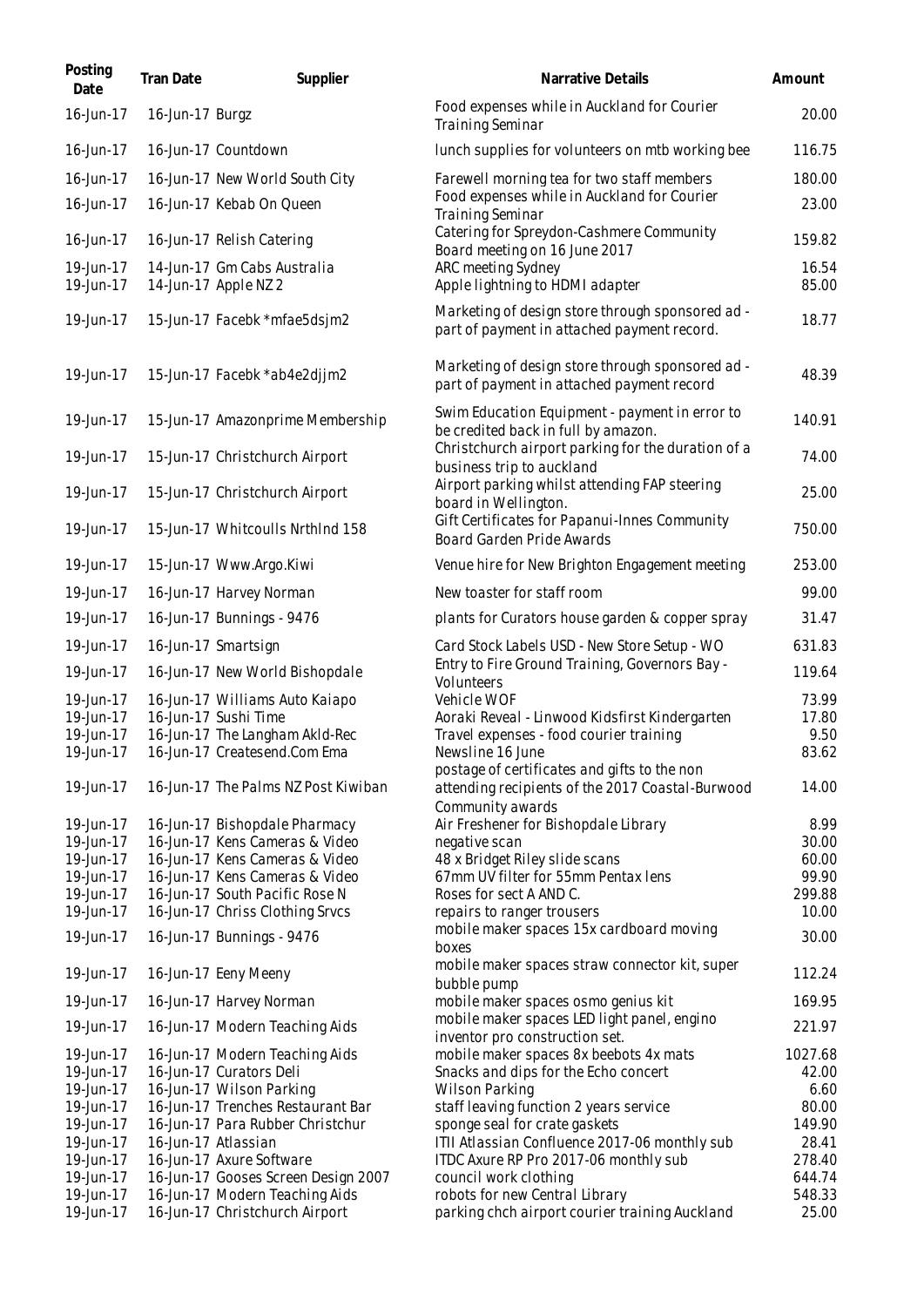| Posting Date | Tran Date | Supplier | Narrative Details | Amount |
|---|---|---|---|---|
| 16-Jun-17 | 16-Jun-17 | Burgz | Food expenses while in Auckland for Courier Training Seminar | 20.00 |
| 16-Jun-17 | 16-Jun-17 | Countdown | lunch supplies for volunteers on mtb working bee | 116.75 |
| 16-Jun-17 | 16-Jun-17 | New World South City | Farewell morning tea for two staff members | 180.00 |
| 16-Jun-17 | 16-Jun-17 | Kebab On Queen | Food expenses while in Auckland for Courier Training Seminar | 23.00 |
| 16-Jun-17 | 16-Jun-17 | Relish Catering | Catering for Spreydon-Cashmere Community Board meeting on 16 June 2017 | 159.82 |
| 19-Jun-17 | 14-Jun-17 | Gm Cabs Australia | ARC meeting Sydney | 16.54 |
| 19-Jun-17 | 14-Jun-17 | Apple NZ 2 | Apple lightning to HDMI adapter | 85.00 |
| 19-Jun-17 | 15-Jun-17 | Facebk *mfae5dsjm2 | Marketing of design store through sponsored ad - part of payment in attached payment record. | 18.77 |
| 19-Jun-17 | 15-Jun-17 | Facebk *ab4e2djjm2 | Marketing of design store through sponsored ad - part of payment in attached payment record | 48.39 |
| 19-Jun-17 | 15-Jun-17 | Amazonprime Membership | Swim Education Equipment - payment in error to be credited back in full by amazon. | 140.91 |
| 19-Jun-17 | 15-Jun-17 | Christchurch Airport | Christchurch airport parking for the duration of a business trip to auckland | 74.00 |
| 19-Jun-17 | 15-Jun-17 | Christchurch Airport | Airport parking whilst attending FAP steering board in Wellington. | 25.00 |
| 19-Jun-17 | 15-Jun-17 | Whitcoulls NrthInd 158 | Gift Certificates for Papanui-Innes Community Board Garden Pride Awards | 750.00 |
| 19-Jun-17 | 15-Jun-17 | Www.Argo.Kiwi | Venue hire for New Brighton Engagement meeting | 253.00 |
| 19-Jun-17 | 16-Jun-17 | Harvey Norman | New toaster for staff room | 99.00 |
| 19-Jun-17 | 16-Jun-17 | Bunnings - 9476 | plants for Curators house garden & copper spray | 31.47 |
| 19-Jun-17 | 16-Jun-17 | Smartsign | Card Stock Labels USD - New Store Setup - WO | 631.83 |
| 19-Jun-17 | 16-Jun-17 | New World Bishopdale | Entry to Fire Ground Training, Governors Bay - Volunteers | 119.64 |
| 19-Jun-17 | 16-Jun-17 | Williams Auto Kaiapo | Vehicle WOF | 73.99 |
| 19-Jun-17 | 16-Jun-17 | Sushi Time | Aoraki Reveal - Linwood Kidsfirst Kindergarten | 17.80 |
| 19-Jun-17 | 16-Jun-17 | The Langham Akld-Rec | Travel expenses - food courier training | 9.50 |
| 19-Jun-17 | 16-Jun-17 | Createsend.Com Ema | Newsline 16 June | 83.62 |
| 19-Jun-17 | 16-Jun-17 | The Palms NZ Post Kiwiban | postage of certificates and gifts to the non attending recipients of the 2017 Coastal-Burwood Community awards | 14.00 |
| 19-Jun-17 | 16-Jun-17 | Bishopdale Pharmacy | Air Freshener for Bishopdale Library | 8.99 |
| 19-Jun-17 | 16-Jun-17 | Kens Cameras & Video | negative scan | 30.00 |
| 19-Jun-17 | 16-Jun-17 | Kens Cameras & Video | 48 x Bridget Riley slide scans | 60.00 |
| 19-Jun-17 | 16-Jun-17 | Kens Cameras & Video | 67mm UV filter for 55mm Pentax lens | 99.90 |
| 19-Jun-17 | 16-Jun-17 | South Pacific Rose N | Roses for sect A AND C. | 299.88 |
| 19-Jun-17 | 16-Jun-17 | Chriss Clothing Srvcs | repairs to ranger trousers | 10.00 |
| 19-Jun-17 | 16-Jun-17 | Bunnings - 9476 | mobile maker spaces 15x cardboard moving boxes | 30.00 |
| 19-Jun-17 | 16-Jun-17 | Eeny Meeny | mobile maker spaces straw connector kit, super bubble pump | 112.24 |
| 19-Jun-17 | 16-Jun-17 | Harvey Norman | mobile maker spaces osmo genius kit | 169.95 |
| 19-Jun-17 | 16-Jun-17 | Modern Teaching Aids | mobile maker spaces LED light panel, engino inventor pro construction set. | 221.97 |
| 19-Jun-17 | 16-Jun-17 | Modern Teaching Aids | mobile maker spaces 8x beebots 4x mats | 1027.68 |
| 19-Jun-17 | 16-Jun-17 | Curators Deli | Snacks and dips for the Echo concert | 42.00 |
| 19-Jun-17 | 16-Jun-17 | Wilson Parking | Wilson Parking | 6.60 |
| 19-Jun-17 | 16-Jun-17 | Trenches Restaurant Bar | staff leaving function 2 years service | 80.00 |
| 19-Jun-17 | 16-Jun-17 | Para Rubber Christchur | sponge seal for crate gaskets | 149.90 |
| 19-Jun-17 | 16-Jun-17 | Atlassian | ITII Atlassian Confluence 2017-06 monthly sub | 28.41 |
| 19-Jun-17 | 16-Jun-17 | Axure Software | ITDC Axure RP Pro 2017-06 monthly sub | 278.40 |
| 19-Jun-17 | 16-Jun-17 | Gooses Screen Design 2007 | council work clothing | 644.74 |
| 19-Jun-17 | 16-Jun-17 | Modern Teaching Aids | robots for new Central Library | 548.33 |
| 19-Jun-17 | 16-Jun-17 | Christchurch Airport | parking chch airport courier training Auckland | 25.00 |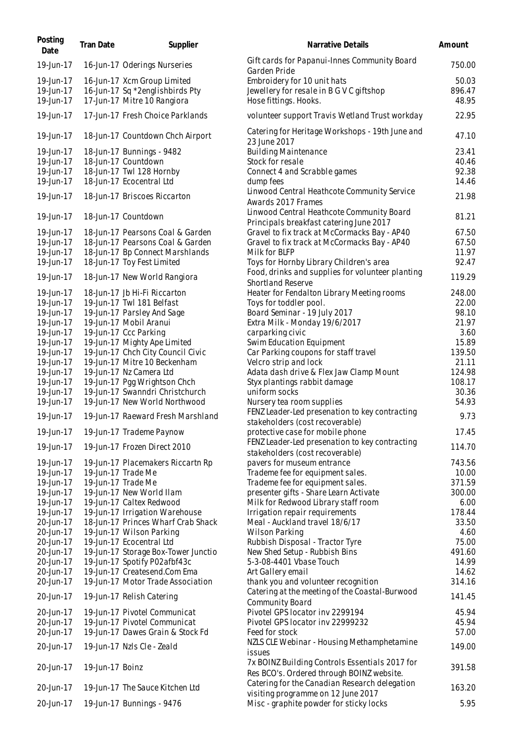| Posting Date | Tran Date | Supplier | Narrative Details | Amount |
| --- | --- | --- | --- | --- |
| 19-Jun-17 | 16-Jun-17 | Oderings Nurseries | Gift cards for Papanui-Innes Community Board Garden Pride | 750.00 |
| 19-Jun-17 | 16-Jun-17 | Xcm Group Limited | Embroidery for 10 unit hats | 50.03 |
| 19-Jun-17 | 16-Jun-17 | Sq *2englishbirds Pty | Jewellery for resale in B G V C giftshop | 896.47 |
| 19-Jun-17 | 17-Jun-17 | Mitre 10 Rangiora | Hose fittings. Hooks. | 48.95 |
| 19-Jun-17 | 17-Jun-17 | Fresh Choice Parklands | volunteer support Travis Wetland Trust workday | 22.95 |
| 19-Jun-17 | 18-Jun-17 | Countdown Chch Airport | Catering for Heritage Workshops - 19th June and 23 June 2017 | 47.10 |
| 19-Jun-17 | 18-Jun-17 | Bunnings - 9482 | Building Maintenance | 23.41 |
| 19-Jun-17 | 18-Jun-17 | Countdown | Stock for resale | 40.46 |
| 19-Jun-17 | 18-Jun-17 | Twl 128 Hornby | Connect 4 and Scrabble games | 92.38 |
| 19-Jun-17 | 18-Jun-17 | Ecocentral Ltd | dump fees | 14.46 |
| 19-Jun-17 | 18-Jun-17 | Briscoes Riccarton | Linwood Central Heathcote Community Service Awards 2017 Frames | 21.98 |
| 19-Jun-17 | 18-Jun-17 | Countdown | Linwood Central Heathcote Community Board Principals breakfast catering June 2017 | 81.21 |
| 19-Jun-17 | 18-Jun-17 | Pearsons Coal & Garden | Gravel to fix track at McCormacks Bay - AP40 | 67.50 |
| 19-Jun-17 | 18-Jun-17 | Pearsons Coal & Garden | Gravel to fix track at McCormacks Bay - AP40 | 67.50 |
| 19-Jun-17 | 18-Jun-17 | Bp Connect Marshlands | Milk for BLFP | 11.97 |
| 19-Jun-17 | 18-Jun-17 | Toy Fest Limited | Toys for Hornby Library Children's area | 92.47 |
| 19-Jun-17 | 18-Jun-17 | New World Rangiora | Food, drinks and supplies for volunteer planting Shortland Reserve | 119.29 |
| 19-Jun-17 | 18-Jun-17 | Jb Hi-Fi Riccarton | Heater for Fendalton Library Meeting rooms | 248.00 |
| 19-Jun-17 | 19-Jun-17 | Twl 181 Belfast | Toys for toddler pool. | 22.00 |
| 19-Jun-17 | 19-Jun-17 | Parsley And Sage | Board Seminar - 19 July 2017 | 98.10 |
| 19-Jun-17 | 19-Jun-17 | Mobil Aranui | Extra Milk - Monday 19/6/2017 | 21.97 |
| 19-Jun-17 | 19-Jun-17 | Ccc Parking | carparking civic | 3.60 |
| 19-Jun-17 | 19-Jun-17 | Mighty Ape Limited | Swim Education Equipment | 15.89 |
| 19-Jun-17 | 19-Jun-17 | Chch City Council Civic | Car Parking coupons for staff travel | 139.50 |
| 19-Jun-17 | 19-Jun-17 | Mitre 10 Beckenham | Velcro strip and lock | 21.11 |
| 19-Jun-17 | 19-Jun-17 | Nz Camera Ltd | Adata dash drive & Flex Jaw Clamp Mount | 124.98 |
| 19-Jun-17 | 19-Jun-17 | Pgg Wrightson Chch | Styx plantings rabbit damage | 108.17 |
| 19-Jun-17 | 19-Jun-17 | Swanndri Christchurch | uniform socks | 30.36 |
| 19-Jun-17 | 19-Jun-17 | New World Northwood | Nursery tea room supplies | 54.93 |
| 19-Jun-17 | 19-Jun-17 | Raeward Fresh Marshland | FENZ Leader-Led presenation to key contracting stakeholders (cost recoverable) | 9.73 |
| 19-Jun-17 | 19-Jun-17 | Trademe Paynow | protective case for mobile phone | 17.45 |
| 19-Jun-17 | 19-Jun-17 | Frozen Direct 2010 | FENZ Leader-Led presenation to key contracting stakeholders (cost recoverable) | 114.70 |
| 19-Jun-17 | 19-Jun-17 | Placemakers Riccartn Rp | pavers for museum entrance | 743.56 |
| 19-Jun-17 | 19-Jun-17 | Trade Me | Trademe fee for equipment sales. | 10.00 |
| 19-Jun-17 | 19-Jun-17 | Trade Me | Trademe fee for equipment sales. | 371.59 |
| 19-Jun-17 | 19-Jun-17 | New World Ilam | presenter gifts - Share Learn Activate | 300.00 |
| 19-Jun-17 | 19-Jun-17 | Caltex Redwood | Milk for Redwood Library staff room | 6.00 |
| 19-Jun-17 | 19-Jun-17 | Irrigation Warehouse | Irrigation repair requirements | 178.44 |
| 20-Jun-17 | 18-Jun-17 | Princes Wharf Crab Shack | Meal - Auckland travel 18/6/17 | 33.50 |
| 20-Jun-17 | 19-Jun-17 | Wilson Parking | Wilson Parking | 4.60 |
| 20-Jun-17 | 19-Jun-17 | Ecocentral Ltd | Rubbish Disposal - Tractor Tyre | 75.00 |
| 20-Jun-17 | 19-Jun-17 | Storage Box-Tower Junctio | New Shed Setup - Rubbish Bins | 491.60 |
| 20-Jun-17 | 19-Jun-17 | Spotify P02afbf43c | 5-3-08-4401 Vbase Touch | 14.99 |
| 20-Jun-17 | 19-Jun-17 | Createsend.Com Ema | Art Gallery email | 14.62 |
| 20-Jun-17 | 19-Jun-17 | Motor Trade Association | thank you and volunteer recognition | 314.16 |
| 20-Jun-17 | 19-Jun-17 | Relish Catering | Catering at the meeting of the Coastal-Burwood Community Board | 141.45 |
| 20-Jun-17 | 19-Jun-17 | Pivotel Communicat | Pivotel GPS locator inv 2299194 | 45.94 |
| 20-Jun-17 | 19-Jun-17 | Pivotel Communicat | Pivotel GPS locator inv 22999232 | 45.94 |
| 20-Jun-17 | 19-Jun-17 | Dawes Grain & Stock Fd | Feed for stock | 57.00 |
| 20-Jun-17 | 19-Jun-17 | Nzls Cle - Zeald | NZLS CLE Webinar - Housing Methamphetamine issues | 149.00 |
| 20-Jun-17 | 19-Jun-17 | Boinz | 7x BOINZ Building Controls Essentials 2017 for Res BCO's. Ordered through BOINZ website. | 391.58 |
| 20-Jun-17 | 19-Jun-17 | The Sauce Kitchen Ltd | Catering for the Canadian Research delegation visiting programme on 12 June 2017 | 163.20 |
| 20-Jun-17 | 19-Jun-17 | Bunnings - 9476 | Misc - graphite powder for sticky locks | 5.95 |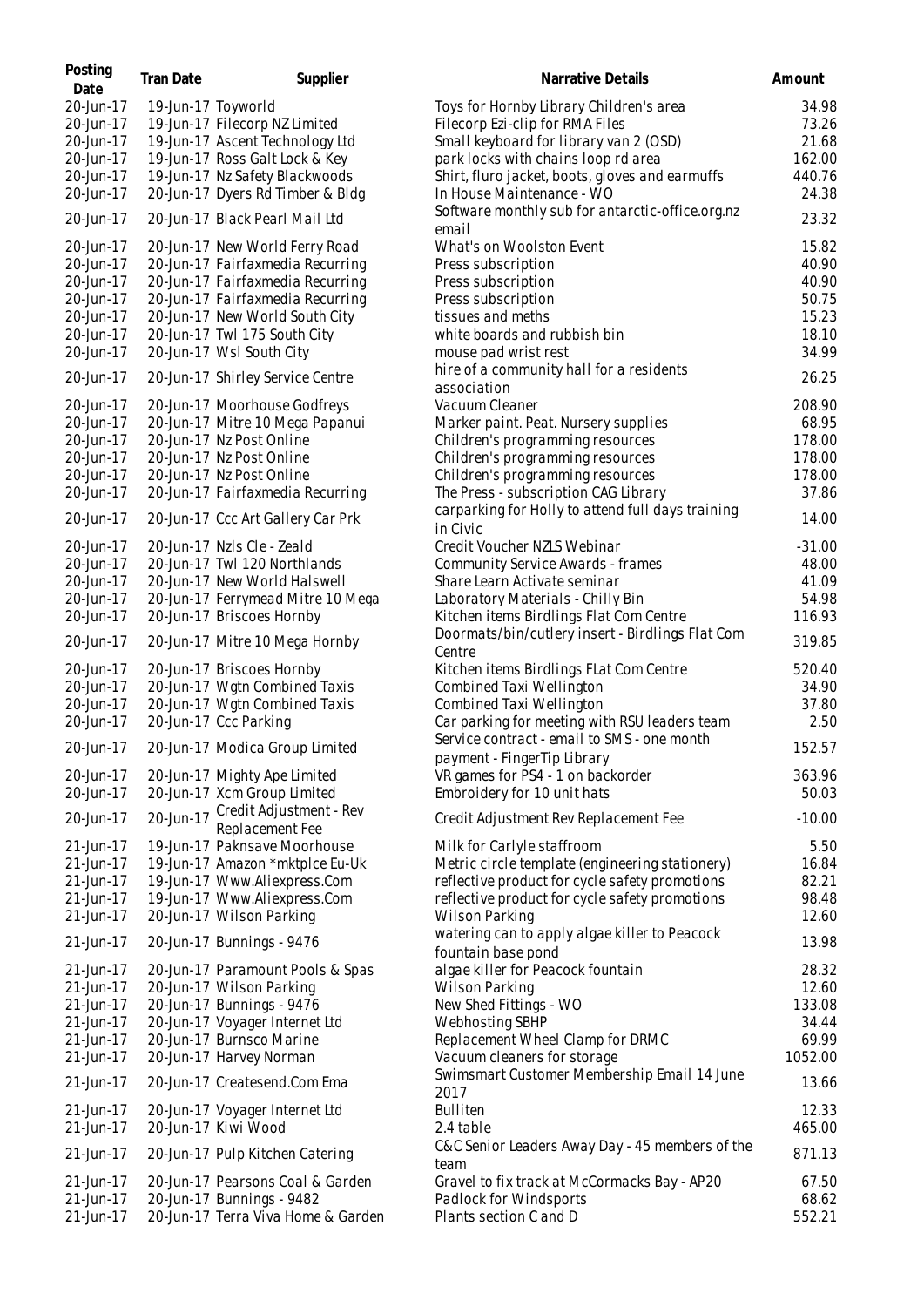| Posting Date | Tran Date | Supplier | Narrative Details | Amount |
|---|---|---|---|---|
| 20-Jun-17 | 19-Jun-17 | Toyworld | Toys for Hornby Library Children's area | 34.98 |
| 20-Jun-17 | 19-Jun-17 | Filecorp NZ Limited | Filecorp Ezi-clip for RMA Files | 73.26 |
| 20-Jun-17 | 19-Jun-17 | Ascent Technology Ltd | Small keyboard for library van 2 (OSD) | 21.68 |
| 20-Jun-17 | 19-Jun-17 | Ross Galt Lock & Key | park locks with chains loop rd area | 162.00 |
| 20-Jun-17 | 19-Jun-17 | Nz Safety Blackwoods | Shirt, fluro jacket, boots, gloves and earmuffs | 440.76 |
| 20-Jun-17 | 20-Jun-17 | Dyers Rd Timber & Bldg | In House Maintenance - WO | 24.38 |
| 20-Jun-17 | 20-Jun-17 | Black Pearl Mail Ltd | Software monthly sub for antarctic-office.org.nz email | 23.32 |
| 20-Jun-17 | 20-Jun-17 | New World Ferry Road | What's on Woolston Event | 15.82 |
| 20-Jun-17 | 20-Jun-17 | Fairfaxmedia Recurring | Press subscription | 40.90 |
| 20-Jun-17 | 20-Jun-17 | Fairfaxmedia Recurring | Press subscription | 40.90 |
| 20-Jun-17 | 20-Jun-17 | Fairfaxmedia Recurring | Press subscription | 50.75 |
| 20-Jun-17 | 20-Jun-17 | New World South City | tissues and meths | 15.23 |
| 20-Jun-17 | 20-Jun-17 | Twl 175 South City | white boards and rubbish bin | 18.10 |
| 20-Jun-17 | 20-Jun-17 | Wsl South City | mouse pad wrist rest | 34.99 |
| 20-Jun-17 | 20-Jun-17 | Shirley Service Centre | hire of a community hall for a residents association | 26.25 |
| 20-Jun-17 | 20-Jun-17 | Moorhouse Godfreys | Vacuum Cleaner | 208.90 |
| 20-Jun-17 | 20-Jun-17 | Mitre 10 Mega Papanui | Marker paint. Peat. Nursery supplies | 68.95 |
| 20-Jun-17 | 20-Jun-17 | Nz Post Online | Children's programming resources | 178.00 |
| 20-Jun-17 | 20-Jun-17 | Nz Post Online | Children's programming resources | 178.00 |
| 20-Jun-17 | 20-Jun-17 | Nz Post Online | Children's programming resources | 178.00 |
| 20-Jun-17 | 20-Jun-17 | Fairfaxmedia Recurring | The Press - subscription CAG Library | 37.86 |
| 20-Jun-17 | 20-Jun-17 | Ccc Art Gallery Car Prk | carparking for Holly to attend full days training in Civic | 14.00 |
| 20-Jun-17 | 20-Jun-17 | Nzls Cle - Zeald | Credit Voucher NZLS Webinar | -31.00 |
| 20-Jun-17 | 20-Jun-17 | Twl 120 Northlands | Community Service Awards - frames | 48.00 |
| 20-Jun-17 | 20-Jun-17 | New World Halswell | Share Learn Activate seminar | 41.09 |
| 20-Jun-17 | 20-Jun-17 | Ferrymead Mitre 10 Mega | Laboratory Materials - Chilly Bin | 54.98 |
| 20-Jun-17 | 20-Jun-17 | Briscoes Hornby | Kitchen items Birdlings Flat Com Centre | 116.93 |
| 20-Jun-17 | 20-Jun-17 | Mitre 10 Mega Hornby | Doormats/bin/cutlery insert - Birdlings Flat Com Centre | 319.85 |
| 20-Jun-17 | 20-Jun-17 | Briscoes Hornby | Kitchen items Birdlings FLat Com Centre | 520.40 |
| 20-Jun-17 | 20-Jun-17 | Wgtn Combined Taxis | Combined Taxi Wellington | 34.90 |
| 20-Jun-17 | 20-Jun-17 | Wgtn Combined Taxis | Combined Taxi Wellington | 37.80 |
| 20-Jun-17 | 20-Jun-17 | Ccc Parking | Car parking for meeting with RSU leaders team | 2.50 |
| 20-Jun-17 | 20-Jun-17 | Modica Group Limited | Service contract - email to SMS - one month payment - FingerTip Library | 152.57 |
| 20-Jun-17 | 20-Jun-17 | Mighty Ape Limited | VR games for PS4 - 1 on backorder | 363.96 |
| 20-Jun-17 | 20-Jun-17 | Xcm Group Limited | Embroidery for 10 unit hats | 50.03 |
| 20-Jun-17 | 20-Jun-17 | Credit Adjustment - Rev Replacement Fee | Credit Adjustment Rev Replacement Fee | -10.00 |
| 21-Jun-17 | 19-Jun-17 | Paknsave Moorhouse | Milk for Carlyle staffroom | 5.50 |
| 21-Jun-17 | 19-Jun-17 | Amazon *mktplce Eu-Uk | Metric circle template (engineering stationery) | 16.84 |
| 21-Jun-17 | 19-Jun-17 | Www.Aliexpress.Com | reflective product for cycle safety promotions | 82.21 |
| 21-Jun-17 | 19-Jun-17 | Www.Aliexpress.Com | reflective product for cycle safety promotions | 98.48 |
| 21-Jun-17 | 20-Jun-17 | Wilson Parking | Wilson Parking | 12.60 |
| 21-Jun-17 | 20-Jun-17 | Bunnings - 9476 | watering can to apply algae killer to Peacock fountain base pond | 13.98 |
| 21-Jun-17 | 20-Jun-17 | Paramount Pools & Spas | algae killer for Peacock fountain | 28.32 |
| 21-Jun-17 | 20-Jun-17 | Wilson Parking | Wilson Parking | 12.60 |
| 21-Jun-17 | 20-Jun-17 | Bunnings - 9476 | New Shed Fittings - WO | 133.08 |
| 21-Jun-17 | 20-Jun-17 | Voyager Internet Ltd | Webhosting SBHP | 34.44 |
| 21-Jun-17 | 20-Jun-17 | Burnsco Marine | Replacement Wheel Clamp for DRMC | 69.99 |
| 21-Jun-17 | 20-Jun-17 | Harvey Norman | Vacuum cleaners for storage | 1052.00 |
| 21-Jun-17 | 20-Jun-17 | Createsend.Com Ema | Swimsmart Customer Membership Email 14 June 2017 | 13.66 |
| 21-Jun-17 | 20-Jun-17 | Voyager Internet Ltd | Bulliten | 12.33 |
| 21-Jun-17 | 20-Jun-17 | Kiwi Wood | 2.4 table | 465.00 |
| 21-Jun-17 | 20-Jun-17 | Pulp Kitchen Catering | C&C Senior Leaders Away Day - 45 members of the team | 871.13 |
| 21-Jun-17 | 20-Jun-17 | Pearsons Coal & Garden | Gravel to fix track at McCormacks Bay - AP20 | 67.50 |
| 21-Jun-17 | 20-Jun-17 | Bunnings - 9482 | Padlock for Windsports | 68.62 |
| 21-Jun-17 | 20-Jun-17 | Terra Viva Home & Garden | Plants section C and D | 552.21 |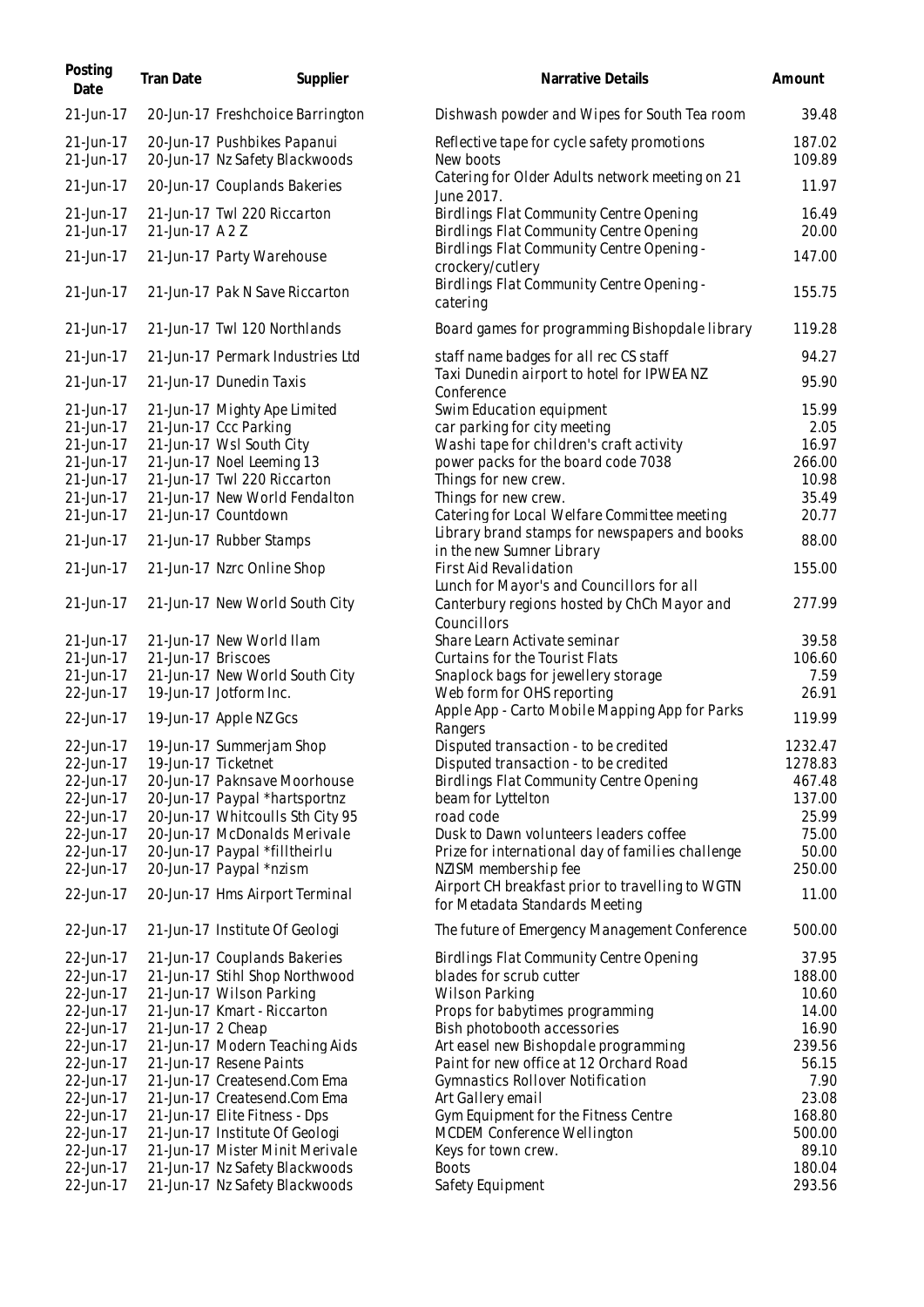| Posting Date | Tran Date | Supplier | Narrative Details | Amount |
|---|---|---|---|---|
| 21-Jun-17 | 20-Jun-17 | Freshchoice Barrington | Dishwash powder and Wipes for South Tea room | 39.48 |
| 21-Jun-17 | 20-Jun-17 | Pushbikes Papanui | Reflective tape for cycle safety promotions | 187.02 |
| 21-Jun-17 | 20-Jun-17 | Nz Safety Blackwoods | New boots | 109.89 |
| 21-Jun-17 | 20-Jun-17 | Couplands Bakeries | Catering for Older Adults network meeting on 21 June 2017. | 11.97 |
| 21-Jun-17 | 21-Jun-17 | Twl 220 Riccarton | Birdlings Flat Community Centre Opening | 16.49 |
| 21-Jun-17 | 21-Jun-17 | A 2 Z | Birdlings Flat Community Centre Opening | 20.00 |
| 21-Jun-17 | 21-Jun-17 | Party Warehouse | Birdlings Flat Community Centre Opening - crockery/cutlery | 147.00 |
| 21-Jun-17 | 21-Jun-17 | Pak N Save Riccarton | Birdlings Flat Community Centre Opening - catering | 155.75 |
| 21-Jun-17 | 21-Jun-17 | Twl 120 Northlands | Board games for programming Bishopdale library | 119.28 |
| 21-Jun-17 | 21-Jun-17 | Permark Industries Ltd | staff name badges for all rec CS staff | 94.27 |
| 21-Jun-17 | 21-Jun-17 | Dunedin Taxis | Taxi Dunedin airport to hotel for IPWEA NZ Conference | 95.90 |
| 21-Jun-17 | 21-Jun-17 | Mighty Ape Limited | Swim Education equipment | 15.99 |
| 21-Jun-17 | 21-Jun-17 | Ccc Parking | car parking for city meeting | 2.05 |
| 21-Jun-17 | 21-Jun-17 | Wsl South City | Washi tape for children's craft activity | 16.97 |
| 21-Jun-17 | 21-Jun-17 | Noel Leeming 13 | power packs for the board code 7038 | 266.00 |
| 21-Jun-17 | 21-Jun-17 | Twl 220 Riccarton | Things for new crew. | 10.98 |
| 21-Jun-17 | 21-Jun-17 | New World Fendalton | Things for new crew. | 35.49 |
| 21-Jun-17 | 21-Jun-17 | Countdown | Catering for Local Welfare Committee meeting | 20.77 |
| 21-Jun-17 | 21-Jun-17 | Rubber Stamps | Library brand stamps for newspapers and books in the new Sumner Library | 88.00 |
| 21-Jun-17 | 21-Jun-17 | Nzrc Online Shop | First Aid Revalidation | 155.00 |
| 21-Jun-17 | 21-Jun-17 | New World South City | Lunch for Mayor's and Councillors for all Canterbury regions hosted by ChCh Mayor and Councillors | 277.99 |
| 21-Jun-17 | 21-Jun-17 | New World Ilam | Share Learn Activate seminar | 39.58 |
| 21-Jun-17 | 21-Jun-17 | Briscoes | Curtains for the Tourist Flats | 106.60 |
| 21-Jun-17 | 21-Jun-17 | New World South City | Snaplock bags for jewellery storage | 7.59 |
| 22-Jun-17 | 19-Jun-17 | Jotform Inc. | Web form for OHS reporting | 26.91 |
| 22-Jun-17 | 19-Jun-17 | Apple NZ Gcs | Apple App - Carto Mobile Mapping App for Parks Rangers | 119.99 |
| 22-Jun-17 | 19-Jun-17 | Summerjam Shop | Disputed transaction - to be credited | 1232.47 |
| 22-Jun-17 | 19-Jun-17 | Ticketnet | Disputed transaction - to be credited | 1278.83 |
| 22-Jun-17 | 20-Jun-17 | Paknsave Moorhouse | Birdlings Flat Community Centre Opening | 467.48 |
| 22-Jun-17 | 20-Jun-17 | Paypal *hartsportnz | beam for Lyttelton | 137.00 |
| 22-Jun-17 | 20-Jun-17 | Whitcoulls Sth City 95 | road code | 25.99 |
| 22-Jun-17 | 20-Jun-17 | McDonalds Merivale | Dusk to Dawn volunteers leaders coffee | 75.00 |
| 22-Jun-17 | 20-Jun-17 | Paypal *filltheirlu | Prize for international day of families challenge | 50.00 |
| 22-Jun-17 | 20-Jun-17 | Paypal *nzism | NZISM membership fee | 250.00 |
| 22-Jun-17 | 20-Jun-17 | Hms Airport Terminal | Airport CH breakfast prior to travelling to WGTN for Metadata Standards Meeting | 11.00 |
| 22-Jun-17 | 21-Jun-17 | Institute Of Geologi | The future of Emergency Management Conference | 500.00 |
| 22-Jun-17 | 21-Jun-17 | Couplands Bakeries | Birdlings Flat Community Centre Opening | 37.95 |
| 22-Jun-17 | 21-Jun-17 | Stihl Shop Northwood | blades for scrub cutter | 188.00 |
| 22-Jun-17 | 21-Jun-17 | Wilson Parking | Wilson Parking | 10.60 |
| 22-Jun-17 | 21-Jun-17 | Kmart - Riccarton | Props for babytimes programming | 14.00 |
| 22-Jun-17 | 21-Jun-17 | 2 Cheap | Bish photobooth accessories | 16.90 |
| 22-Jun-17 | 21-Jun-17 | Modern Teaching Aids | Art easel new Bishopdale programming | 239.56 |
| 22-Jun-17 | 21-Jun-17 | Resene Paints | Paint for new office at 12 Orchard Road | 56.15 |
| 22-Jun-17 | 21-Jun-17 | Createsend.Com Ema | Gymnastics Rollover Notification | 7.90 |
| 22-Jun-17 | 21-Jun-17 | Createsend.Com Ema | Art Gallery email | 23.08 |
| 22-Jun-17 | 21-Jun-17 | Elite Fitness - Dps | Gym Equipment for the Fitness Centre | 168.80 |
| 22-Jun-17 | 21-Jun-17 | Institute Of Geologi | MCDEM Conference Wellington | 500.00 |
| 22-Jun-17 | 21-Jun-17 | Mister Minit Merivale | Keys for town crew. | 89.10 |
| 22-Jun-17 | 21-Jun-17 | Nz Safety Blackwoods | Boots | 180.04 |
| 22-Jun-17 | 21-Jun-17 | Nz Safety Blackwoods | Safety Equipment | 293.56 |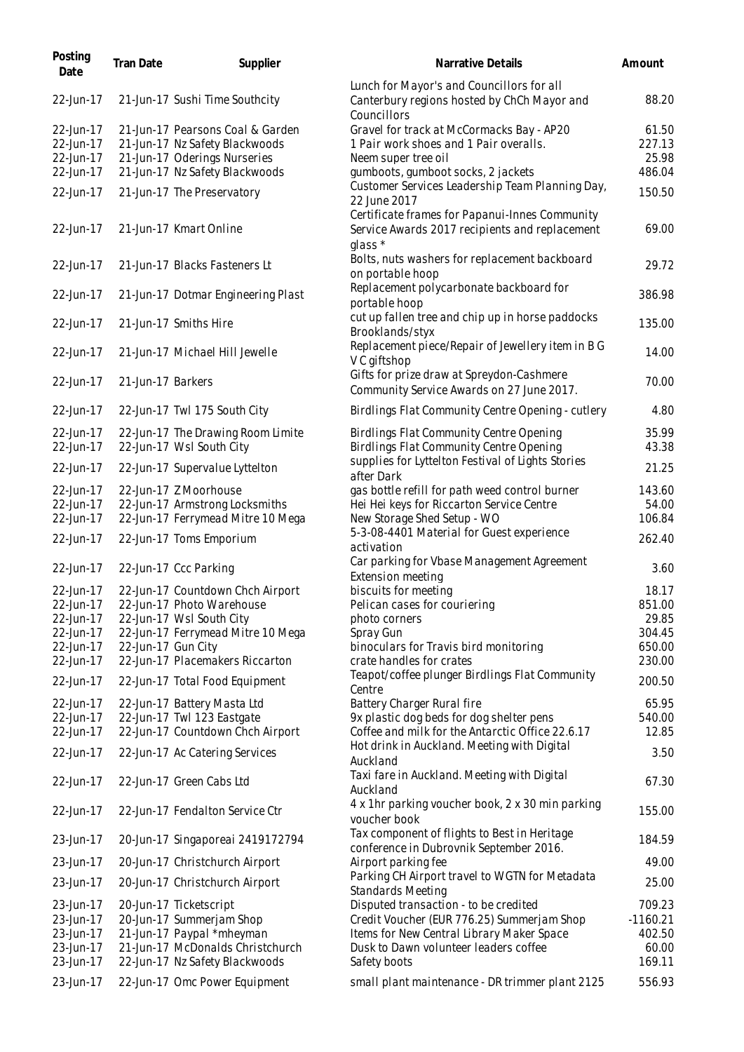| Posting Date | Tran Date | Supplier | Narrative Details | Amount |
|---|---|---|---|---|
| 22-Jun-17 | 21-Jun-17 | Sushi Time Southcity | Lunch for Mayor's and Councillors for all Canterbury regions hosted by ChCh Mayor and Councillors | 88.20 |
| 22-Jun-17 | 21-Jun-17 | Pearsons Coal & Garden | Gravel for track at McCormacks Bay - AP20 | 61.50 |
| 22-Jun-17 | 21-Jun-17 | Nz Safety Blackwoods | 1 Pair work shoes and 1 Pair overalls. | 227.13 |
| 22-Jun-17 | 21-Jun-17 | Oderings Nurseries | Neem super tree oil | 25.98 |
| 22-Jun-17 | 21-Jun-17 | Nz Safety Blackwoods | gumboots, gumboot socks, 2 jackets | 486.04 |
| 22-Jun-17 | 21-Jun-17 | The Preservatory | Customer Services Leadership Team Planning Day, 22 June 2017 | 150.50 |
| 22-Jun-17 | 21-Jun-17 | Kmart Online | Certificate frames for Papanui-Innes Community Service Awards 2017 recipients and replacement glass * | 69.00 |
| 22-Jun-17 | 21-Jun-17 | Blacks Fasteners Lt | Bolts, nuts washers for replacement backboard on portable hoop | 29.72 |
| 22-Jun-17 | 21-Jun-17 | Dotmar Engineering Plast | Replacement polycarbonate backboard for portable hoop | 386.98 |
| 22-Jun-17 | 21-Jun-17 | Smiths Hire | cut up fallen tree and chip up in horse paddocks Brooklands/styx | 135.00 |
| 22-Jun-17 | 21-Jun-17 | Michael Hill Jewelle | Replacement piece/Repair of Jewellery item in B G V C giftshop | 14.00 |
| 22-Jun-17 | 21-Jun-17 | Barkers | Gifts for prize draw at Spreydon-Cashmere Community Service Awards on 27 June 2017. | 70.00 |
| 22-Jun-17 | 22-Jun-17 | Twl 175 South City | Birdlings Flat Community Centre Opening - cutlery | 4.80 |
| 22-Jun-17 | 22-Jun-17 | The Drawing Room Limite | Birdlings Flat Community Centre Opening | 35.99 |
| 22-Jun-17 | 22-Jun-17 | Wsl South City | Birdlings Flat Community Centre Opening | 43.38 |
| 22-Jun-17 | 22-Jun-17 | Supervalue Lyttelton | supplies for Lyttelton Festival of Lights Stories after Dark | 21.25 |
| 22-Jun-17 | 22-Jun-17 | Z Moorhouse | gas bottle refill for path weed control burner | 143.60 |
| 22-Jun-17 | 22-Jun-17 | Armstrong Locksmiths | Hei Hei keys for Riccarton Service Centre | 54.00 |
| 22-Jun-17 | 22-Jun-17 | Ferrymead Mitre 10 Mega | New Storage Shed Setup - WO | 106.84 |
| 22-Jun-17 | 22-Jun-17 | Toms Emporium | 5-3-08-4401 Material for Guest experience activation | 262.40 |
| 22-Jun-17 | 22-Jun-17 | Ccc Parking | Car parking for Vbase Management Agreement Extension meeting | 3.60 |
| 22-Jun-17 | 22-Jun-17 | Countdown Chch Airport | biscuits for meeting | 18.17 |
| 22-Jun-17 | 22-Jun-17 | Photo Warehouse | Pelican cases for couriering | 851.00 |
| 22-Jun-17 | 22-Jun-17 | Wsl South City | photo corners | 29.85 |
| 22-Jun-17 | 22-Jun-17 | Ferrymead Mitre 10 Mega | Spray Gun | 304.45 |
| 22-Jun-17 | 22-Jun-17 | Gun City | binoculars for Travis bird monitoring | 650.00 |
| 22-Jun-17 | 22-Jun-17 | Placemakers Riccarton | crate handles for crates | 230.00 |
| 22-Jun-17 | 22-Jun-17 | Total Food Equipment | Teapot/coffee plunger Birdlings Flat Community Centre | 200.50 |
| 22-Jun-17 | 22-Jun-17 | Battery Masta Ltd | Battery Charger Rural fire | 65.95 |
| 22-Jun-17 | 22-Jun-17 | Twl 123 Eastgate | 9x plastic dog beds for dog shelter pens | 540.00 |
| 22-Jun-17 | 22-Jun-17 | Countdown Chch Airport | Coffee and milk for the Antarctic Office 22.6.17 | 12.85 |
| 22-Jun-17 | 22-Jun-17 | Ac Catering Services | Hot drink in Auckland. Meeting with Digital Auckland | 3.50 |
| 22-Jun-17 | 22-Jun-17 | Green Cabs Ltd | Taxi fare in Auckland. Meeting with Digital Auckland | 67.30 |
| 22-Jun-17 | 22-Jun-17 | Fendalton Service Ctr | 4 x 1hr parking voucher book, 2 x 30 min parking voucher book | 155.00 |
| 23-Jun-17 | 20-Jun-17 | Singaporeai 2419172794 | Tax component of flights to Best in Heritage conference in Dubrovnik September 2016. | 184.59 |
| 23-Jun-17 | 20-Jun-17 | Christchurch Airport | Airport parking fee | 49.00 |
| 23-Jun-17 | 20-Jun-17 | Christchurch Airport | Parking CH Airport travel to WGTN for Metadata Standards Meeting | 25.00 |
| 23-Jun-17 | 20-Jun-17 | Ticketscript | Disputed transaction - to be credited | 709.23 |
| 23-Jun-17 | 20-Jun-17 | Summerjam Shop | Credit Voucher (EUR 776.25) Summerjam Shop | -1160.21 |
| 23-Jun-17 | 21-Jun-17 | Paypal *mheyman | Items for New Central Library Maker Space | 402.50 |
| 23-Jun-17 | 21-Jun-17 | McDonalds Christchurch | Dusk to Dawn volunteer leaders coffee | 60.00 |
| 23-Jun-17 | 22-Jun-17 | Nz Safety Blackwoods | Safety boots | 169.11 |
| 23-Jun-17 | 22-Jun-17 | Omc Power Equipment | small plant maintenance - DR trimmer plant 2125 | 556.93 |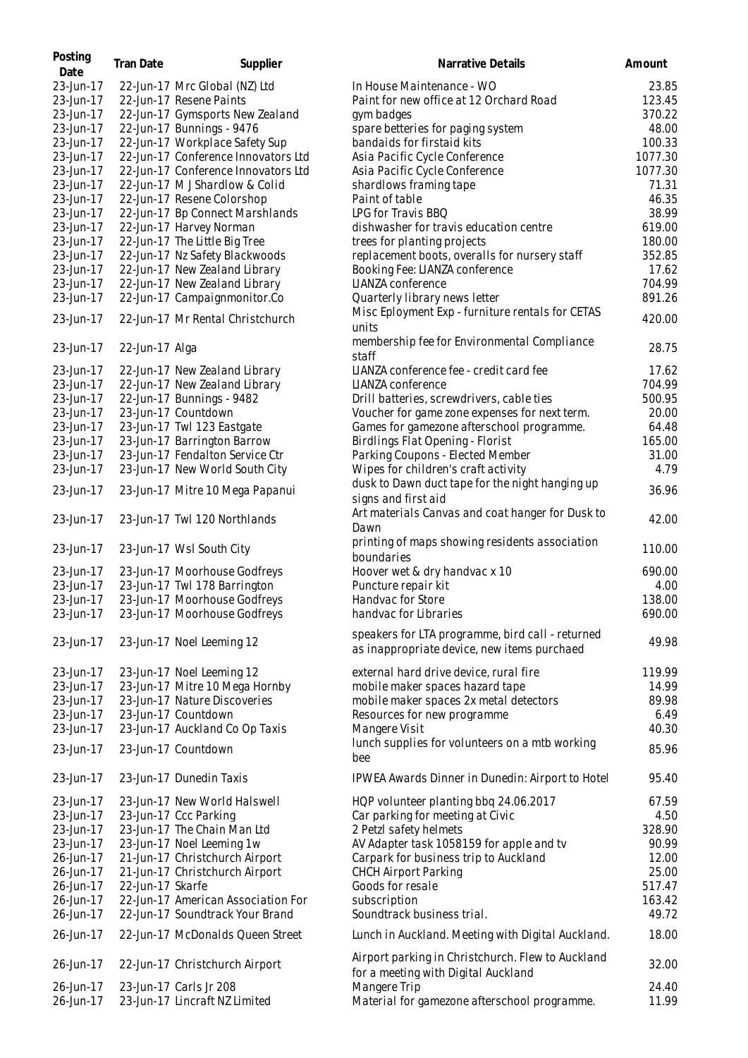| Posting Date | Tran Date | Supplier | Narrative Details | Amount |
|---|---|---|---|---|
| 23-Jun-17 | 22-Jun-17 | Mrc Global (NZ) Ltd | In House Maintenance - WO | 23.85 |
| 23-Jun-17 | 22-Jun-17 | Resene Paints | Paint for new office at 12 Orchard Road | 123.45 |
| 23-Jun-17 | 22-Jun-17 | Gymsports New Zealand | gym badges | 370.22 |
| 23-Jun-17 | 22-Jun-17 | Bunnings - 9476 | spare betteries for paging system | 48.00 |
| 23-Jun-17 | 22-Jun-17 | Workplace Safety Sup | bandaids for firstaid kits | 100.33 |
| 23-Jun-17 | 22-Jun-17 | Conference Innovators Ltd | Asia Pacific Cycle Conference | 1077.30 |
| 23-Jun-17 | 22-Jun-17 | Conference Innovators Ltd | Asia Pacific Cycle Conference | 1077.30 |
| 23-Jun-17 | 22-Jun-17 | M J Shardlow & Colid | shardlows framing tape | 71.31 |
| 23-Jun-17 | 22-Jun-17 | Resene Colorshop | Paint of table | 46.35 |
| 23-Jun-17 | 22-Jun-17 | Bp Connect Marshlands | LPG for Travis BBQ | 38.99 |
| 23-Jun-17 | 22-Jun-17 | Harvey Norman | dishwasher for travis education centre | 619.00 |
| 23-Jun-17 | 22-Jun-17 | The Little Big Tree | trees for planting projects | 180.00 |
| 23-Jun-17 | 22-Jun-17 | Nz Safety Blackwoods | replacement boots, overalls for nursery staff | 352.85 |
| 23-Jun-17 | 22-Jun-17 | New Zealand Library | Booking Fee: LIANZA conference | 17.62 |
| 23-Jun-17 | 22-Jun-17 | New Zealand Library | LIANZA conference | 704.99 |
| 23-Jun-17 | 22-Jun-17 | Campaignmonitor.Co | Quarterly library news letter | 891.26 |
| 23-Jun-17 | 22-Jun-17 | Mr Rental Christchurch | Misc Eployment Exp - furniture rentals for CETAS units | 420.00 |
| 23-Jun-17 | 22-Jun-17 | Alga | membership fee for Environmental Compliance staff | 28.75 |
| 23-Jun-17 | 22-Jun-17 | New Zealand Library | LIANZA conference fee - credit card fee | 17.62 |
| 23-Jun-17 | 22-Jun-17 | New Zealand Library | LIANZA conference | 704.99 |
| 23-Jun-17 | 22-Jun-17 | Bunnings - 9482 | Drill batteries, screwdrivers, cable ties | 500.95 |
| 23-Jun-17 | 23-Jun-17 | Countdown | Voucher for game zone expenses for next term. | 20.00 |
| 23-Jun-17 | 23-Jun-17 | Twl 123 Eastgate | Games for gamezone afterschool programme. | 64.48 |
| 23-Jun-17 | 23-Jun-17 | Barrington Barrow | Birdlings Flat Opening - Florist | 165.00 |
| 23-Jun-17 | 23-Jun-17 | Fendalton Service Ctr | Parking Coupons - Elected Member | 31.00 |
| 23-Jun-17 | 23-Jun-17 | New World South City | Wipes for children's craft activity | 4.79 |
| 23-Jun-17 | 23-Jun-17 | Mitre 10 Mega Papanui | dusk to Dawn duct tape for the night hanging up signs and first aid | 36.96 |
| 23-Jun-17 | 23-Jun-17 | Twl 120 Northlands | Art materials Canvas and coat hanger for Dusk to Dawn | 42.00 |
| 23-Jun-17 | 23-Jun-17 | Wsl South City | printing of maps showing residents association boundaries | 110.00 |
| 23-Jun-17 | 23-Jun-17 | Moorhouse Godfreys | Hoover wet & dry handvac x 10 | 690.00 |
| 23-Jun-17 | 23-Jun-17 | Twl 178 Barrington | Puncture repair kit | 4.00 |
| 23-Jun-17 | 23-Jun-17 | Moorhouse Godfreys | Handvac for Store | 138.00 |
| 23-Jun-17 | 23-Jun-17 | Moorhouse Godfreys | handvac for Libraries | 690.00 |
| 23-Jun-17 | 23-Jun-17 | Noel Leeming 12 | speakers for LTA programme, bird call - returned as inappropriate device, new items purchaed | 49.98 |
| 23-Jun-17 | 23-Jun-17 | Noel Leeming 12 | external hard drive device, rural fire | 119.99 |
| 23-Jun-17 | 23-Jun-17 | Mitre 10 Mega Hornby | mobile maker spaces hazard tape | 14.99 |
| 23-Jun-17 | 23-Jun-17 | Nature Discoveries | mobile maker spaces 2x metal detectors | 89.98 |
| 23-Jun-17 | 23-Jun-17 | Countdown | Resources for new programme | 6.49 |
| 23-Jun-17 | 23-Jun-17 | Auckland Co Op Taxis | Mangere Visit | 40.30 |
| 23-Jun-17 | 23-Jun-17 | Countdown | lunch supplies for volunteers on a mtb working bee | 85.96 |
| 23-Jun-17 | 23-Jun-17 | Dunedin Taxis | IPWEA Awards Dinner in Dunedin: Airport to Hotel | 95.40 |
| 23-Jun-17 | 23-Jun-17 | New World Halswell | HQP volunteer planting bbq 24.06.2017 | 67.59 |
| 23-Jun-17 | 23-Jun-17 | Ccc Parking | Car parking for meeting at Civic | 4.50 |
| 23-Jun-17 | 23-Jun-17 | The Chain Man Ltd | 2 Petzl safety helmets | 328.90 |
| 23-Jun-17 | 23-Jun-17 | Noel Leeming 1w | AV Adapter task 1058159 for apple and tv | 90.99 |
| 26-Jun-17 | 21-Jun-17 | Christchurch Airport | Carpark for business trip to Auckland | 12.00 |
| 26-Jun-17 | 21-Jun-17 | Christchurch Airport | CHCH Airport Parking | 25.00 |
| 26-Jun-17 | 22-Jun-17 | Skarfe | Goods for resale | 517.47 |
| 26-Jun-17 | 22-Jun-17 | American Association For | subscription | 163.42 |
| 26-Jun-17 | 22-Jun-17 | Soundtrack Your Brand | Soundtrack business trial. | 49.72 |
| 26-Jun-17 | 22-Jun-17 | McDonalds Queen Street | Lunch in Auckland. Meeting with Digital Auckland. | 18.00 |
| 26-Jun-17 | 22-Jun-17 | Christchurch Airport | Airport parking in Christchurch. Flew to Auckland for a meeting with Digital Auckland | 32.00 |
| 26-Jun-17 | 23-Jun-17 | Carls Jr 208 | Mangere Trip | 24.40 |
| 26-Jun-17 | 23-Jun-17 | Lincraft NZ Limited | Material for gamezone afterschool programme. | 11.99 |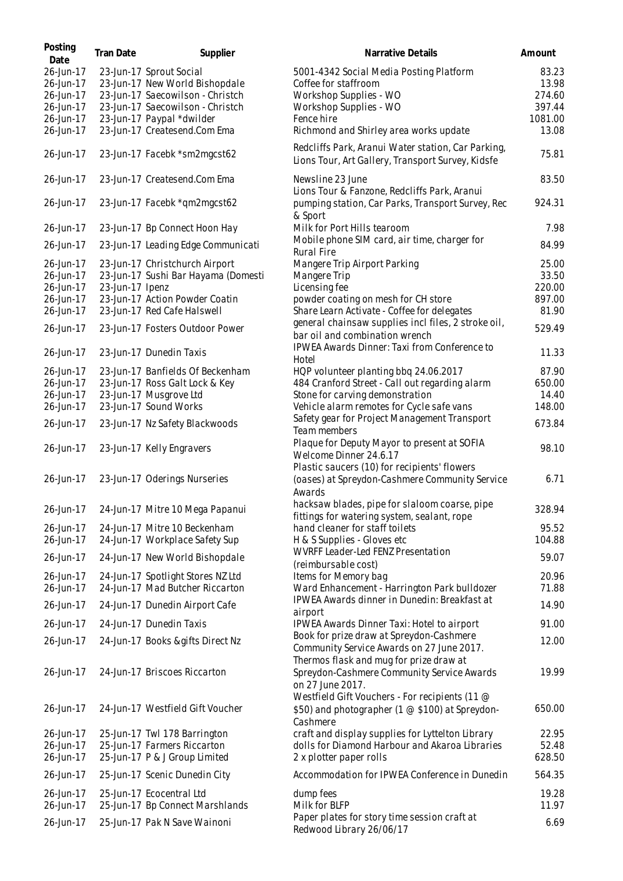| Posting Date | Tran Date | Supplier | Narrative Details | Amount |
|---|---|---|---|---|
| 26-Jun-17 | 23-Jun-17 | Sprout Social | 5001-4342 Social Media Posting Platform | 83.23 |
| 26-Jun-17 | 23-Jun-17 | New World Bishopdale | Coffee for staffroom | 13.98 |
| 26-Jun-17 | 23-Jun-17 | Saecowilson - Christch | Workshop Supplies - WO | 274.60 |
| 26-Jun-17 | 23-Jun-17 | Saecowilson - Christch | Workshop Supplies - WO | 397.44 |
| 26-Jun-17 | 23-Jun-17 | Paypal *dwilder | Fence hire | 1081.00 |
| 26-Jun-17 | 23-Jun-17 | Createsend.Com Ema | Richmond and Shirley area works update | 13.08 |
| 26-Jun-17 | 23-Jun-17 | Facebk *sm2mgcst62 | Redcliffs Park, Aranui Water station, Car Parking, Lions Tour, Art Gallery, Transport Survey, Kidsfe | 75.81 |
| 26-Jun-17 | 23-Jun-17 | Createsend.Com Ema | Newsline 23 June | 83.50 |
| 26-Jun-17 | 23-Jun-17 | Facebk *qm2mgcst62 | Lions Tour & Fanzone, Redcliffs Park, Aranui pumping station, Car Parks, Transport Survey, Rec & Sport | 924.31 |
| 26-Jun-17 | 23-Jun-17 | Bp Connect Hoon Hay | Milk for Port Hills tearoom | 7.98 |
| 26-Jun-17 | 23-Jun-17 | Leading Edge Communicati | Mobile phone SIM card, air time, charger for Rural Fire | 84.99 |
| 26-Jun-17 | 23-Jun-17 | Christchurch Airport | Mangere Trip Airport Parking | 25.00 |
| 26-Jun-17 | 23-Jun-17 | Sushi Bar Hayama (Domesti | Mangere Trip | 33.50 |
| 26-Jun-17 | 23-Jun-17 | Ipenz | Licensing fee | 220.00 |
| 26-Jun-17 | 23-Jun-17 | Action Powder Coatin | powder coating on mesh for CH store | 897.00 |
| 26-Jun-17 | 23-Jun-17 | Red Cafe Halswell | Share Learn Activate - Coffee for delegates | 81.90 |
| 26-Jun-17 | 23-Jun-17 | Fosters Outdoor Power | general chainsaw supplies incl files, 2 stroke oil, bar oil and combination wrench | 529.49 |
| 26-Jun-17 | 23-Jun-17 | Dunedin Taxis | IPWEA Awards Dinner: Taxi from Conference to Hotel | 11.33 |
| 26-Jun-17 | 23-Jun-17 | Banfields Of Beckenham | HQP volunteer planting bbq 24.06.2017 | 87.90 |
| 26-Jun-17 | 23-Jun-17 | Ross Galt Lock & Key | 484 Cranford Street - Call out regarding alarm | 650.00 |
| 26-Jun-17 | 23-Jun-17 | Musgrove Ltd | Stone for carving demonstration | 14.40 |
| 26-Jun-17 | 23-Jun-17 | Sound Works | Vehicle alarm remotes for Cycle safe vans | 148.00 |
| 26-Jun-17 | 23-Jun-17 | Nz Safety Blackwoods | Safety gear for Project Management Transport Team members | 673.84 |
| 26-Jun-17 | 23-Jun-17 | Kelly Engravers | Plaque for Deputy Mayor to present at SOFIA Welcome Dinner 24.6.17 | 98.10 |
| 26-Jun-17 | 23-Jun-17 | Oderings Nurseries | Plastic saucers (10) for recipients' flowers (oases) at Spreydon-Cashmere Community Service Awards | 6.71 |
| 26-Jun-17 | 24-Jun-17 | Mitre 10 Mega Papanui | hacksaw blades, pipe for slaloom coarse, pipe fittings for watering system, sealant, rope | 328.94 |
| 26-Jun-17 | 24-Jun-17 | Mitre 10 Beckenham | hand cleaner for staff toilets | 95.52 |
| 26-Jun-17 | 24-Jun-17 | Workplace Safety Sup | H & S Supplies - Gloves etc | 104.88 |
| 26-Jun-17 | 24-Jun-17 | New World Bishopdale | WVRFF Leader-Led FENZ Presentation (reimbursable cost) | 59.07 |
| 26-Jun-17 | 24-Jun-17 | Spotlight Stores NZ Ltd | Items for Memory bag | 20.96 |
| 26-Jun-17 | 24-Jun-17 | Mad Butcher Riccarton | Ward Enhancement - Harrington Park bulldozer | 71.88 |
| 26-Jun-17 | 24-Jun-17 | Dunedin Airport Cafe | IPWEA Awards dinner in Dunedin: Breakfast at airport | 14.90 |
| 26-Jun-17 | 24-Jun-17 | Dunedin Taxis | IPWEA Awards Dinner Taxi: Hotel to airport | 91.00 |
| 26-Jun-17 | 24-Jun-17 | Books &gifts Direct Nz | Book for prize draw at Spreydon-Cashmere Community Service Awards on 27 June 2017. | 12.00 |
| 26-Jun-17 | 24-Jun-17 | Briscoes Riccarton | Thermos flask and mug for prize draw at Spreydon-Cashmere Community Service Awards on 27 June 2017. | 19.99 |
| 26-Jun-17 | 24-Jun-17 | Westfield Gift Voucher | Westfield Gift Vouchers - For recipients (11 @ $50) and photographer (1 @ $100) at Spreydon-Cashmere | 650.00 |
| 26-Jun-17 | 25-Jun-17 | Twl 178 Barrington | craft and display supplies for Lyttelton Library | 22.95 |
| 26-Jun-17 | 25-Jun-17 | Farmers Riccarton | dolls for Diamond Harbour and Akaroa Libraries | 52.48 |
| 26-Jun-17 | 25-Jun-17 | P & J Group Limited | 2 x plotter paper rolls | 628.50 |
| 26-Jun-17 | 25-Jun-17 | Scenic Dunedin City | Accommodation for IPWEA Conference in Dunedin | 564.35 |
| 26-Jun-17 | 25-Jun-17 | Ecocentral Ltd | dump fees | 19.28 |
| 26-Jun-17 | 25-Jun-17 | Bp Connect Marshlands | Milk for BLFP | 11.97 |
| 26-Jun-17 | 25-Jun-17 | Pak N Save Wainoni | Paper plates for story time session craft at Redwood Library 26/06/17 | 6.69 |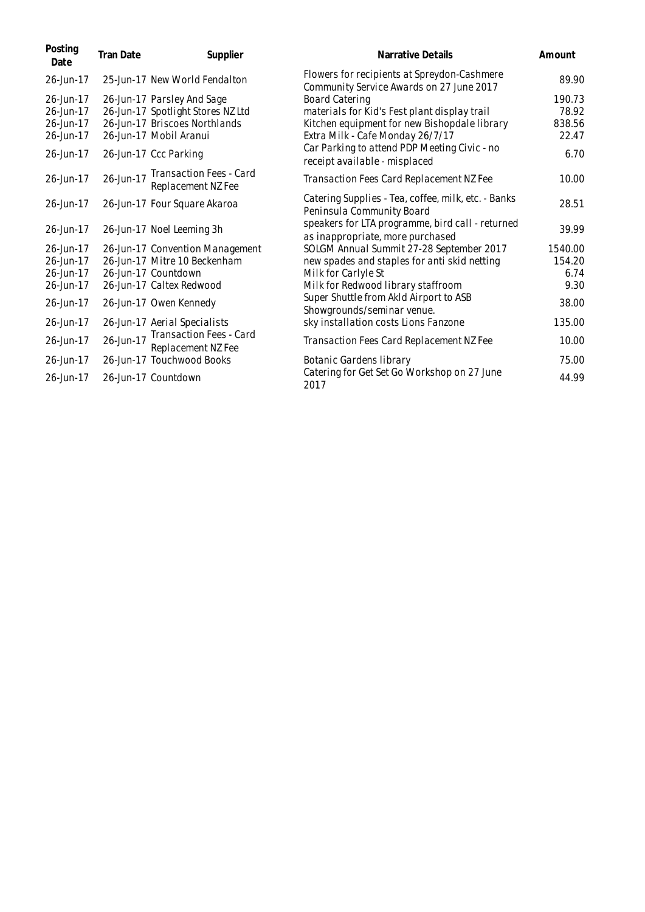| Posting Date | Tran Date | Supplier | Narrative Details | Amount |
|---|---|---|---|---|
| 26-Jun-17 | 25-Jun-17 | New World Fendalton | Flowers for recipients at Spreydon-Cashmere Community Service Awards on 27 June 2017 | 89.90 |
| 26-Jun-17 | 26-Jun-17 | Parsley And Sage | Board Catering | 190.73 |
| 26-Jun-17 | 26-Jun-17 | Spotlight Stores NZ Ltd | materials for Kid's Fest plant display trail | 78.92 |
| 26-Jun-17 | 26-Jun-17 | Briscoes Northlands | Kitchen equipment for new Bishopdale library | 838.56 |
| 26-Jun-17 | 26-Jun-17 | Mobil Aranui | Extra Milk - Cafe Monday 26/7/17 | 22.47 |
| 26-Jun-17 | 26-Jun-17 | Ccc Parking | Car Parking to attend PDP Meeting Civic - no receipt available - misplaced | 6.70 |
| 26-Jun-17 | 26-Jun-17 | Transaction Fees - Card Replacement NZ Fee | Transaction Fees Card Replacement NZ Fee | 10.00 |
| 26-Jun-17 | 26-Jun-17 | Four Square Akaroa | Catering Supplies - Tea, coffee, milk, etc. - Banks Peninsula Community Board | 28.51 |
| 26-Jun-17 | 26-Jun-17 | Noel Leeming 3h | speakers for LTA programme, bird call - returned as inappropriate, more purchased | 39.99 |
| 26-Jun-17 | 26-Jun-17 | Convention Management | SOLGM Annual Summit 27-28 September 2017 | 1540.00 |
| 26-Jun-17 | 26-Jun-17 | Mitre 10 Beckenham | new spades and staples for anti skid netting | 154.20 |
| 26-Jun-17 | 26-Jun-17 | Countdown | Milk for Carlyle St | 6.74 |
| 26-Jun-17 | 26-Jun-17 | Caltex Redwood | Milk for Redwood library staffroom | 9.30 |
| 26-Jun-17 | 26-Jun-17 | Owen Kennedy | Super Shuttle from Akld Airport to ASB Showgrounds/seminar venue. | 38.00 |
| 26-Jun-17 | 26-Jun-17 | Aerial Specialists | sky installation costs Lions Fanzone | 135.00 |
| 26-Jun-17 | 26-Jun-17 | Transaction Fees - Card Replacement NZ Fee | Transaction Fees Card Replacement NZ Fee | 10.00 |
| 26-Jun-17 | 26-Jun-17 | Touchwood Books | Botanic Gardens library | 75.00 |
| 26-Jun-17 | 26-Jun-17 | Countdown | Catering for Get Set Go Workshop on 27 June 2017 | 44.99 |